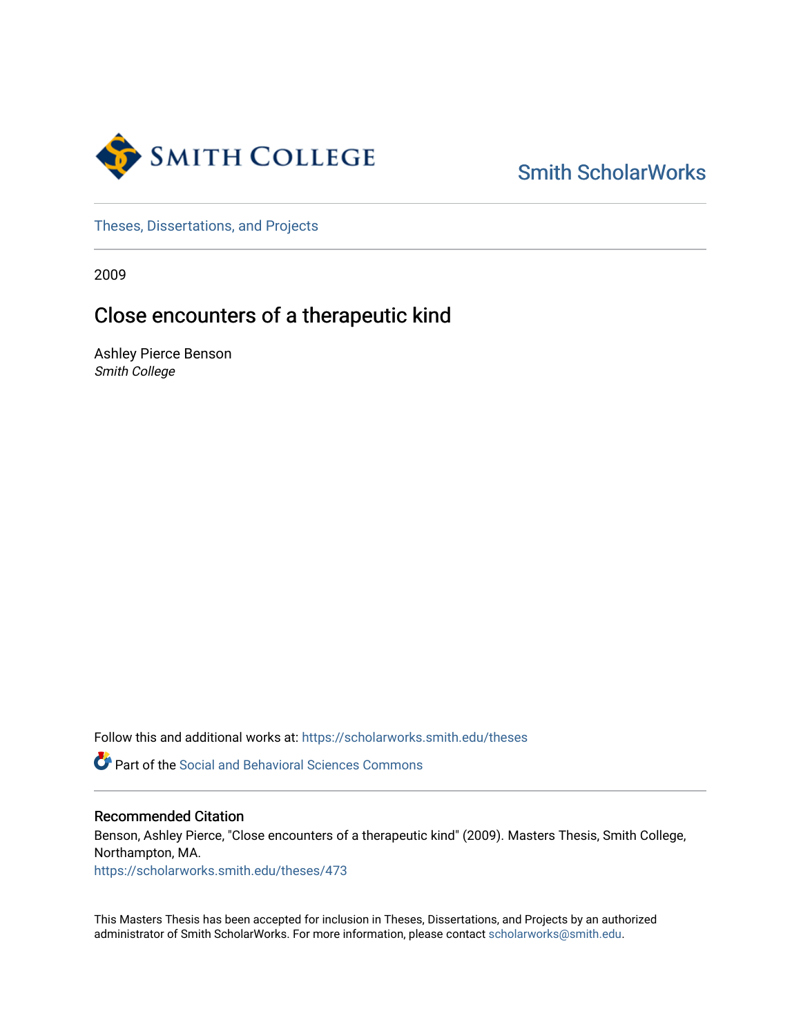SMITH COLLEGE

Smith ScholarWorks

Theses, Dissertations, and Projects

2009

# Close encounters of a therapeutic kind

Ashley Pierce Benson
*Smith College*

Follow this and additional works at: https://scholarworks.smith.edu/theses

Part of the Social and Behavioral Sciences Commons

## Recommended Citation

Benson, Ashley Pierce, "Close encounters of a therapeutic kind" (2009). Masters Thesis, Smith College, Northampton, MA.
https://scholarworks.smith.edu/theses/473

This Masters Thesis has been accepted for inclusion in Theses, Dissertations, and Projects by an authorized administrator of Smith ScholarWorks. For more information, please contact scholarworks@smith.edu.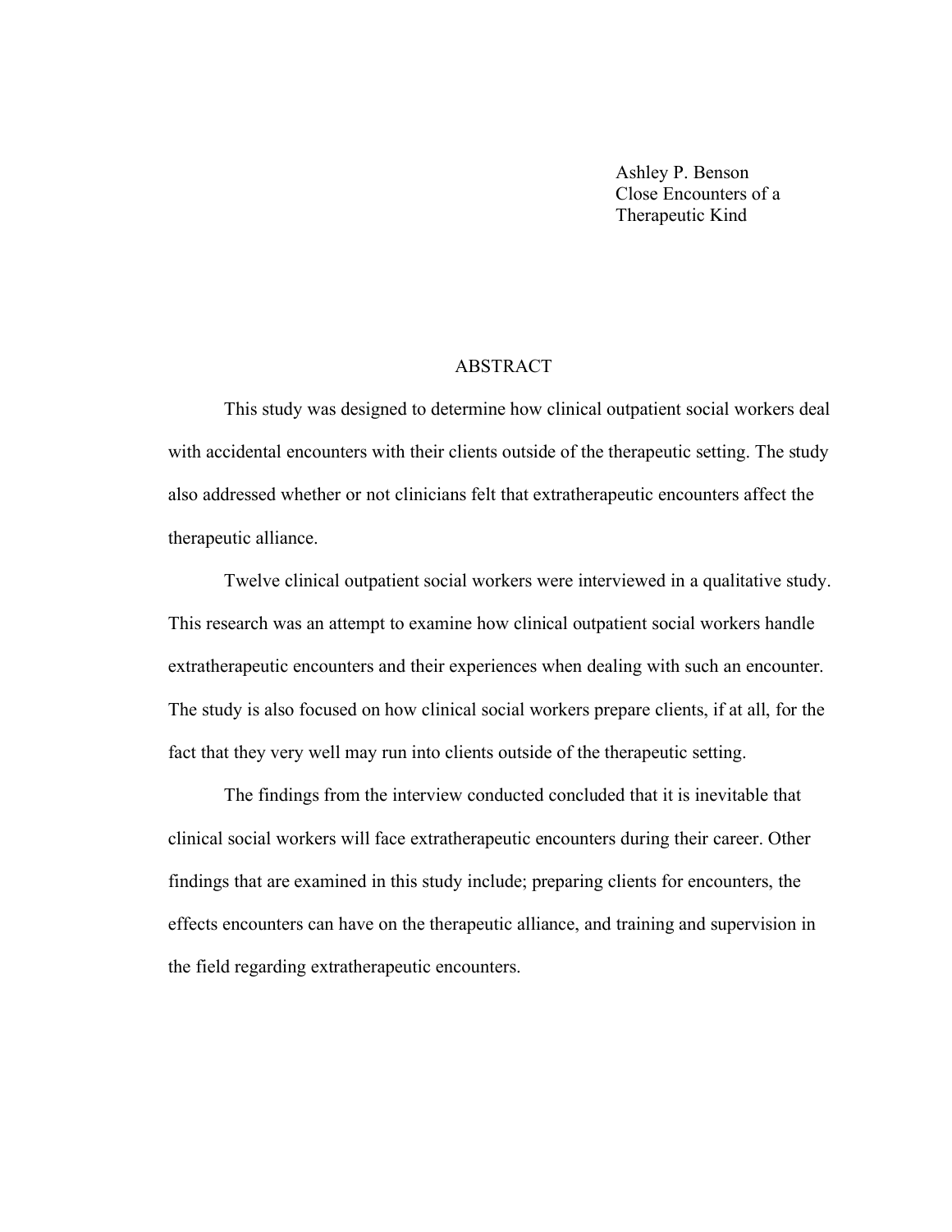Ashley P. Benson
Close Encounters of a
Therapeutic Kind

## ABSTRACT

This study was designed to determine how clinical outpatient social workers deal with accidental encounters with their clients outside of the therapeutic setting. The study also addressed whether or not clinicians felt that extratherapeutic encounters affect the therapeutic alliance.

Twelve clinical outpatient social workers were interviewed in a qualitative study. This research was an attempt to examine how clinical outpatient social workers handle extratherapeutic encounters and their experiences when dealing with such an encounter. The study is also focused on how clinical social workers prepare clients, if at all, for the fact that they very well may run into clients outside of the therapeutic setting.

The findings from the interview conducted concluded that it is inevitable that clinical social workers will face extratherapeutic encounters during their career. Other findings that are examined in this study include; preparing clients for encounters, the effects encounters can have on the therapeutic alliance, and training and supervision in the field regarding extratherapeutic encounters.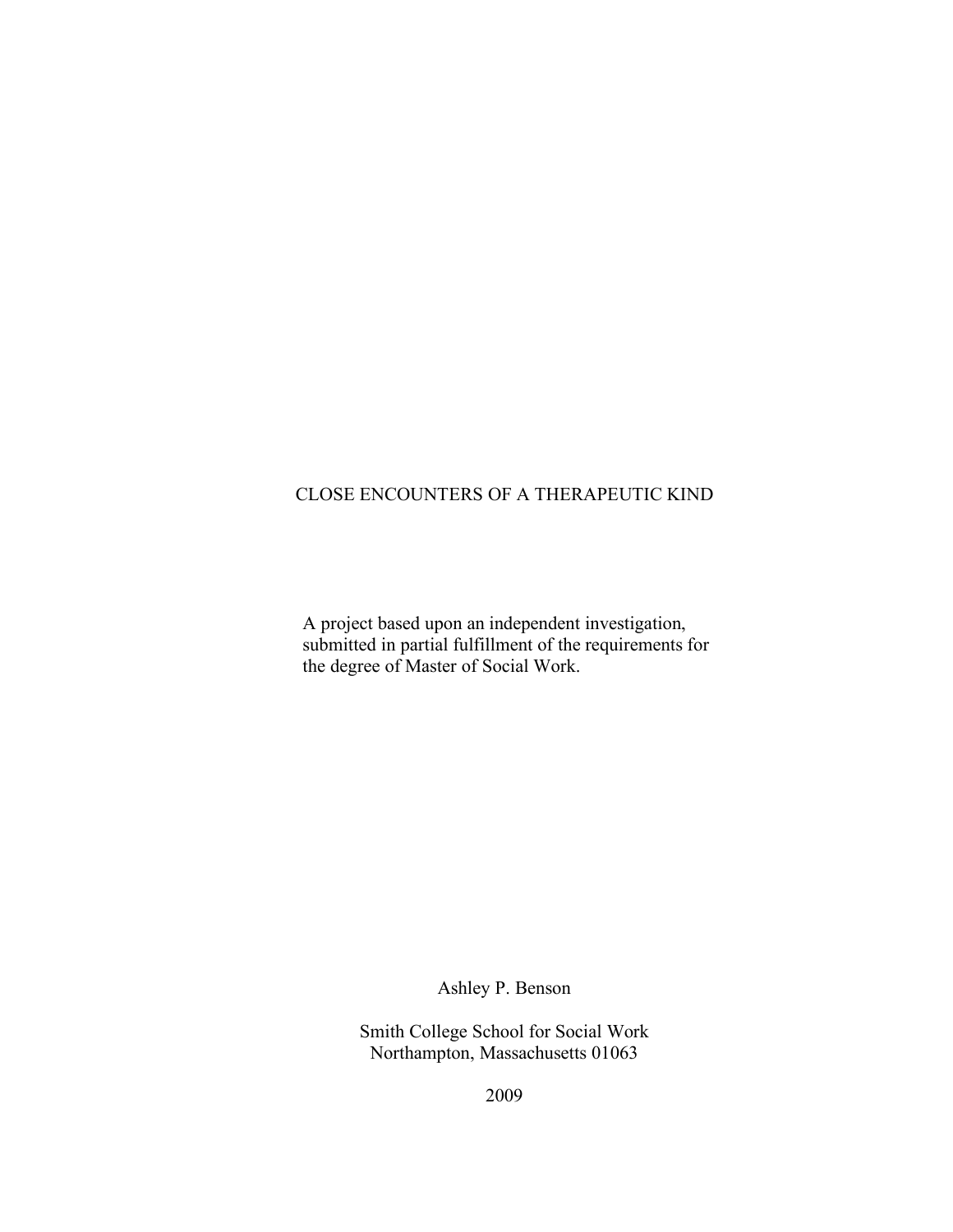# CLOSE ENCOUNTERS OF A THERAPEUTIC KIND

A project based upon an independent investigation, submitted in partial fulfillment of the requirements for the degree of Master of Social Work.

Ashley P. Benson

Smith College School for Social Work
Northampton, Massachusetts 01063

2009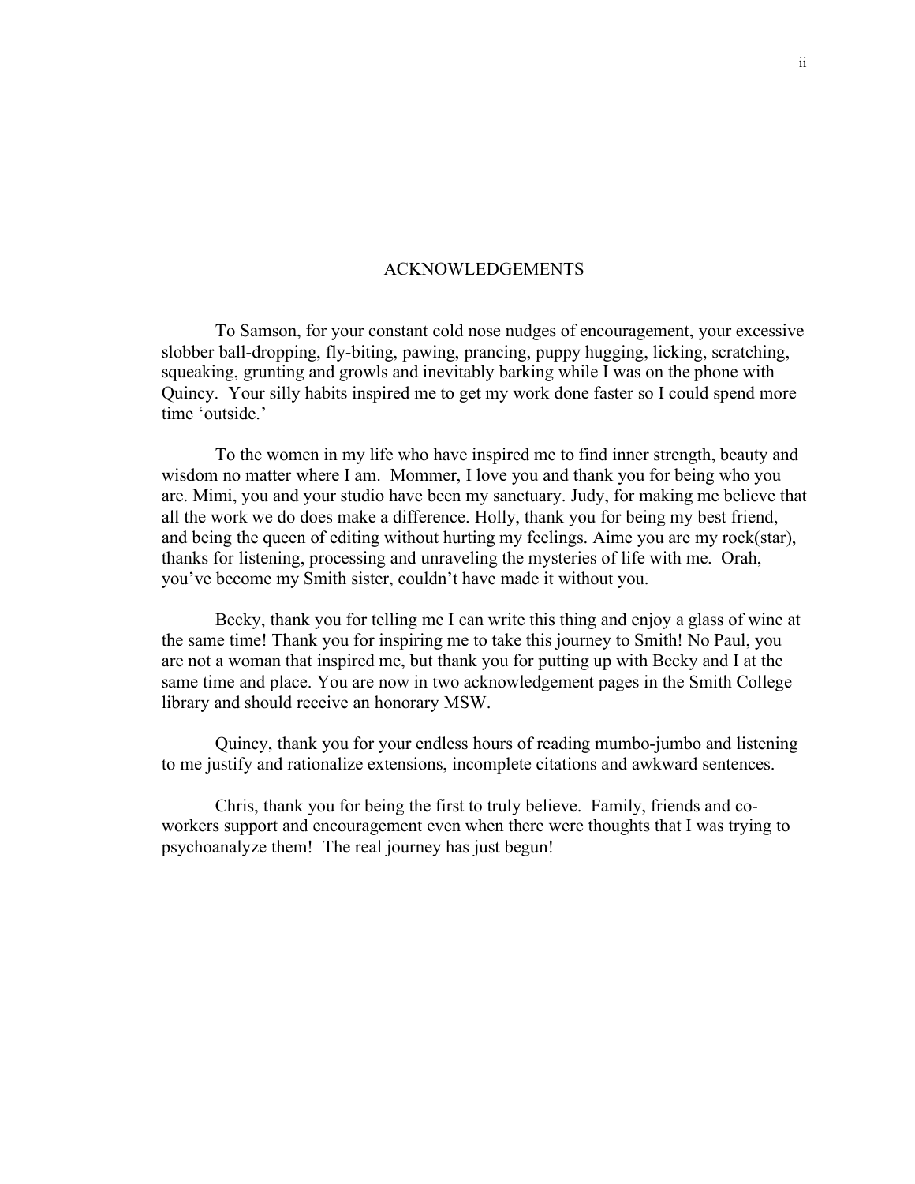# ACKNOWLEDGEMENTS

To Samson, for your constant cold nose nudges of encouragement, your excessive slobber ball-dropping, fly-biting, pawing, prancing, puppy hugging, licking, scratching, squeaking, grunting and growls and inevitably barking while I was on the phone with Quincy. Your silly habits inspired me to get my work done faster so I could spend more time 'outside.'

To the women in my life who have inspired me to find inner strength, beauty and wisdom no matter where I am. Mommer, I love you and thank you for being who you are. Mimi, you and your studio have been my sanctuary. Judy, for making me believe that all the work we do does make a difference. Holly, thank you for being my best friend, and being the queen of editing without hurting my feelings. Aime you are my rock(star), thanks for listening, processing and unraveling the mysteries of life with me. Orah, you've become my Smith sister, couldn't have made it without you.

Becky, thank you for telling me I can write this thing and enjoy a glass of wine at the same time! Thank you for inspiring me to take this journey to Smith! No Paul, you are not a woman that inspired me, but thank you for putting up with Becky and I at the same time and place. You are now in two acknowledgement pages in the Smith College library and should receive an honorary MSW.

Quincy, thank you for your endless hours of reading mumbo-jumbo and listening to me justify and rationalize extensions, incomplete citations and awkward sentences.

Chris, thank you for being the first to truly believe. Family, friends and co-workers support and encouragement even when there were thoughts that I was trying to psychoanalyze them! The real journey has just begun!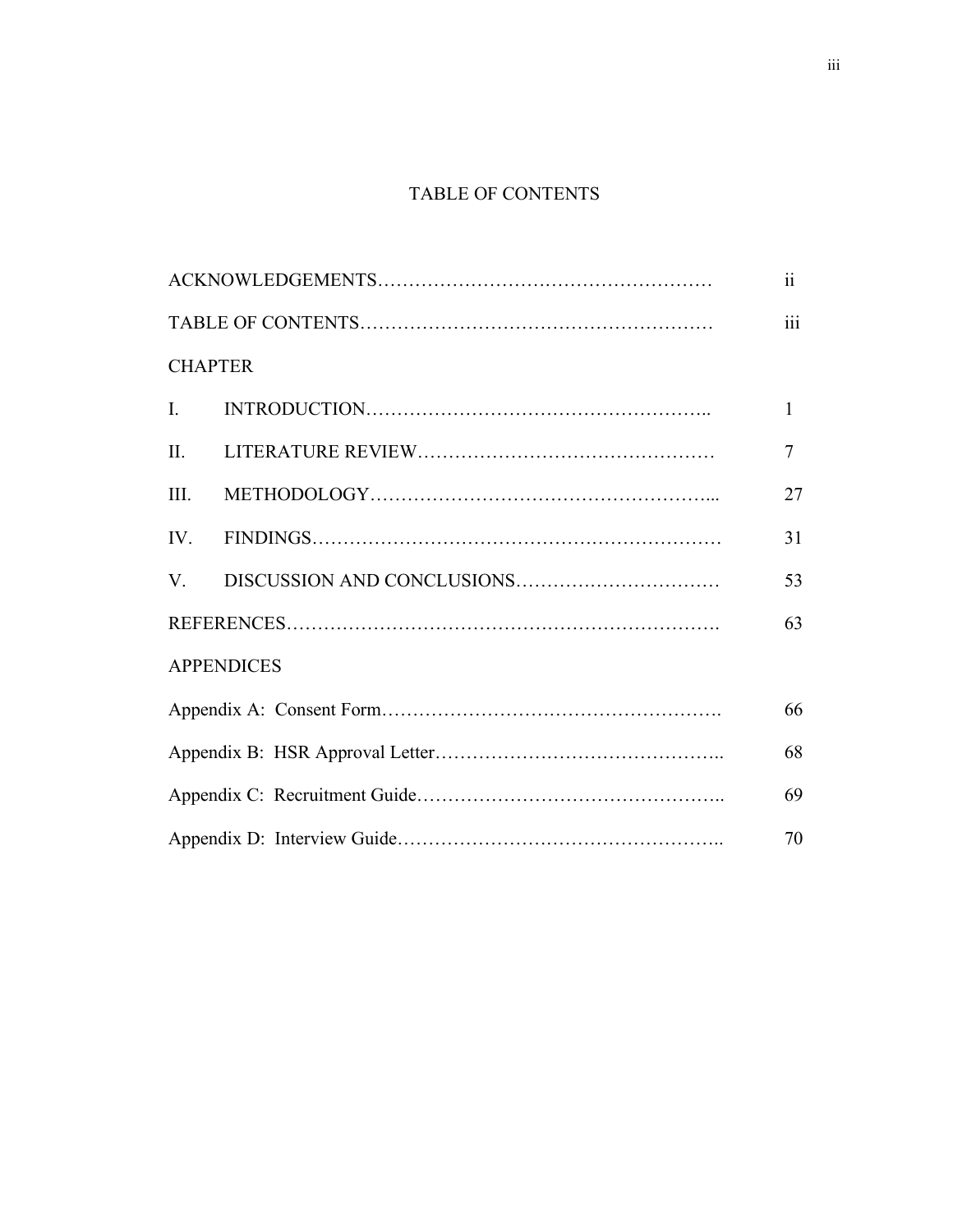# TABLE OF CONTENTS

| | | |
|---|---|---|
| ACKNOWLEDGEMENTS | | ii |
| TABLE OF CONTENTS | | iii |
| CHAPTER | | |
| I. | INTRODUCTION | 1 |
| II. | LITERATURE REVIEW | 7 |
| III. | METHODOLOGY | 27 |
| IV. | FINDINGS | 31 |
| V. | DISCUSSION AND CONCLUSIONS | 53 |
| REFERENCES | | 63 |
| APPENDICES | | |
| Appendix A: Consent Form | | 66 |
| Appendix B: HSR Approval Letter | | 68 |
| Appendix C: Recruitment Guide | | 69 |
| Appendix D: Interview Guide | | 70 |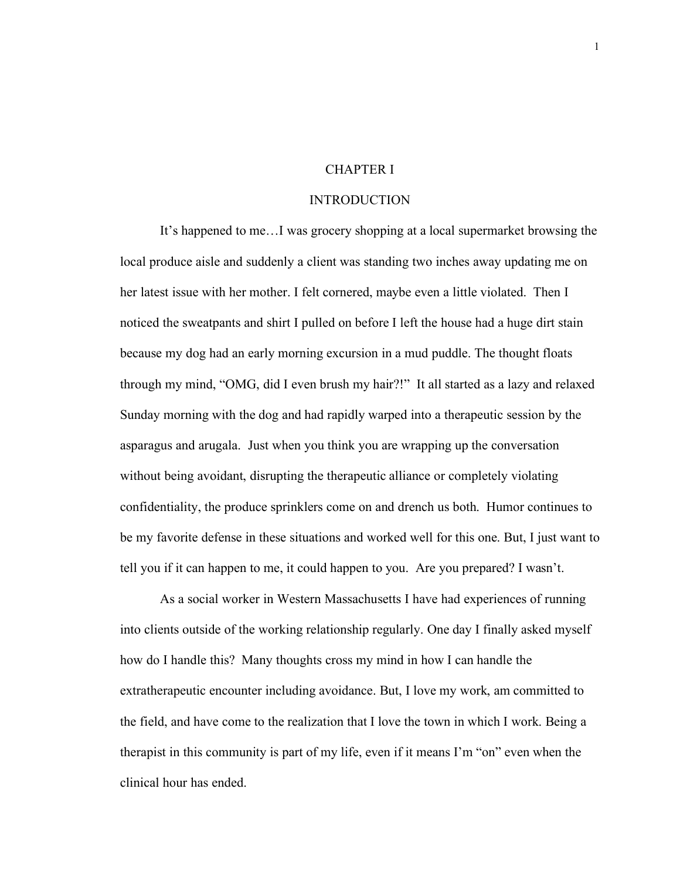# CHAPTER I

## INTRODUCTION

It's happened to me…I was grocery shopping at a local supermarket browsing the local produce aisle and suddenly a client was standing two inches away updating me on her latest issue with her mother. I felt cornered, maybe even a little violated. Then I noticed the sweatpants and shirt I pulled on before I left the house had a huge dirt stain because my dog had an early morning excursion in a mud puddle. The thought floats through my mind, "OMG, did I even brush my hair?!" It all started as a lazy and relaxed Sunday morning with the dog and had rapidly warped into a therapeutic session by the asparagus and arugala. Just when you think you are wrapping up the conversation without being avoidant, disrupting the therapeutic alliance or completely violating confidentiality, the produce sprinklers come on and drench us both. Humor continues to be my favorite defense in these situations and worked well for this one. But, I just want to tell you if it can happen to me, it could happen to you. Are you prepared? I wasn't.

As a social worker in Western Massachusetts I have had experiences of running into clients outside of the working relationship regularly. One day I finally asked myself how do I handle this? Many thoughts cross my mind in how I can handle the extratherapeutic encounter including avoidance. But, I love my work, am committed to the field, and have come to the realization that I love the town in which I work. Being a therapist in this community is part of my life, even if it means I'm "on" even when the clinical hour has ended.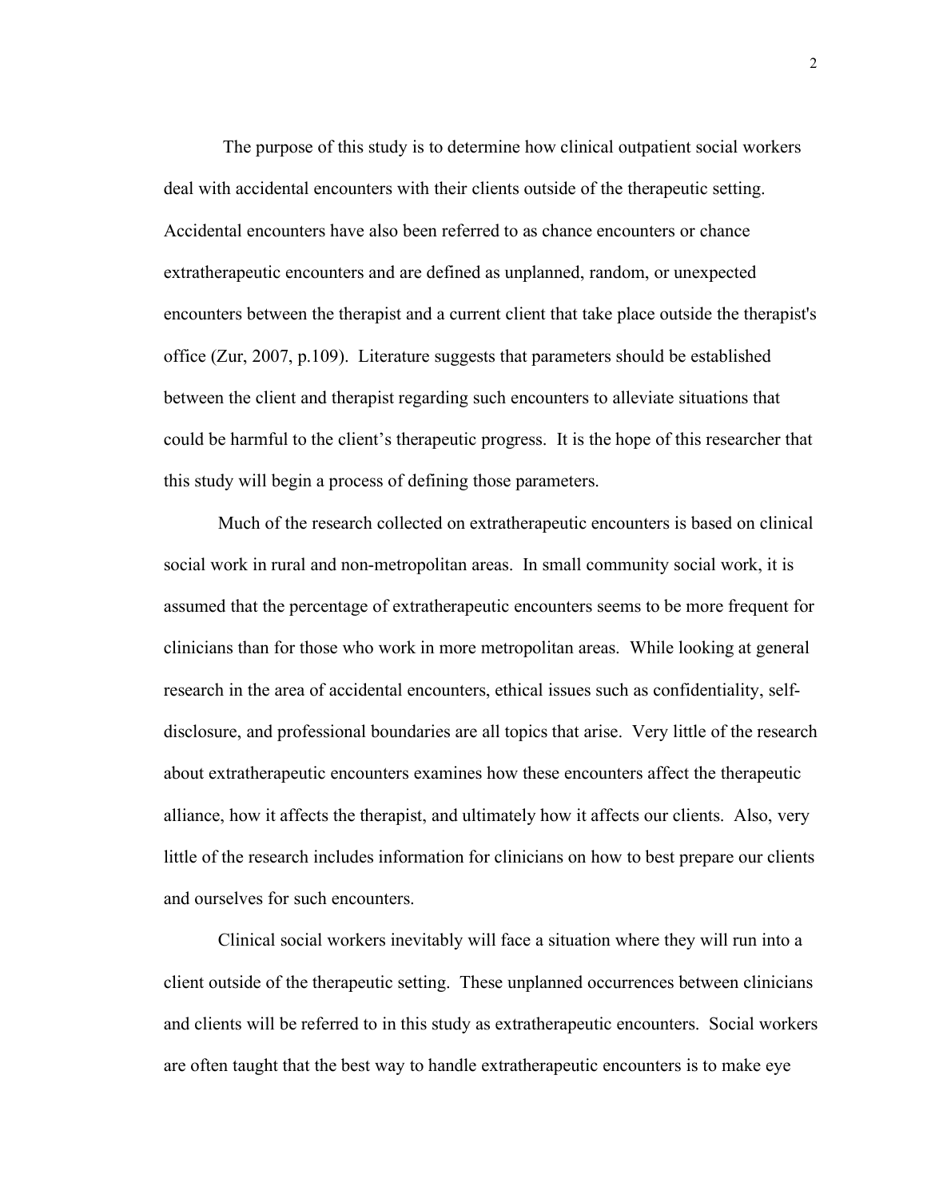The purpose of this study is to determine how clinical outpatient social workers deal with accidental encounters with their clients outside of the therapeutic setting. Accidental encounters have also been referred to as chance encounters or chance extratherapeutic encounters and are defined as unplanned, random, or unexpected encounters between the therapist and a current client that take place outside the therapist's office (Zur, 2007, p.109). Literature suggests that parameters should be established between the client and therapist regarding such encounters to alleviate situations that could be harmful to the client's therapeutic progress. It is the hope of this researcher that this study will begin a process of defining those parameters.

Much of the research collected on extratherapeutic encounters is based on clinical social work in rural and non-metropolitan areas. In small community social work, it is assumed that the percentage of extratherapeutic encounters seems to be more frequent for clinicians than for those who work in more metropolitan areas. While looking at general research in the area of accidental encounters, ethical issues such as confidentiality, self-disclosure, and professional boundaries are all topics that arise. Very little of the research about extratherapeutic encounters examines how these encounters affect the therapeutic alliance, how it affects the therapist, and ultimately how it affects our clients. Also, very little of the research includes information for clinicians on how to best prepare our clients and ourselves for such encounters.

Clinical social workers inevitably will face a situation where they will run into a client outside of the therapeutic setting. These unplanned occurrences between clinicians and clients will be referred to in this study as extratherapeutic encounters. Social workers are often taught that the best way to handle extratherapeutic encounters is to make eye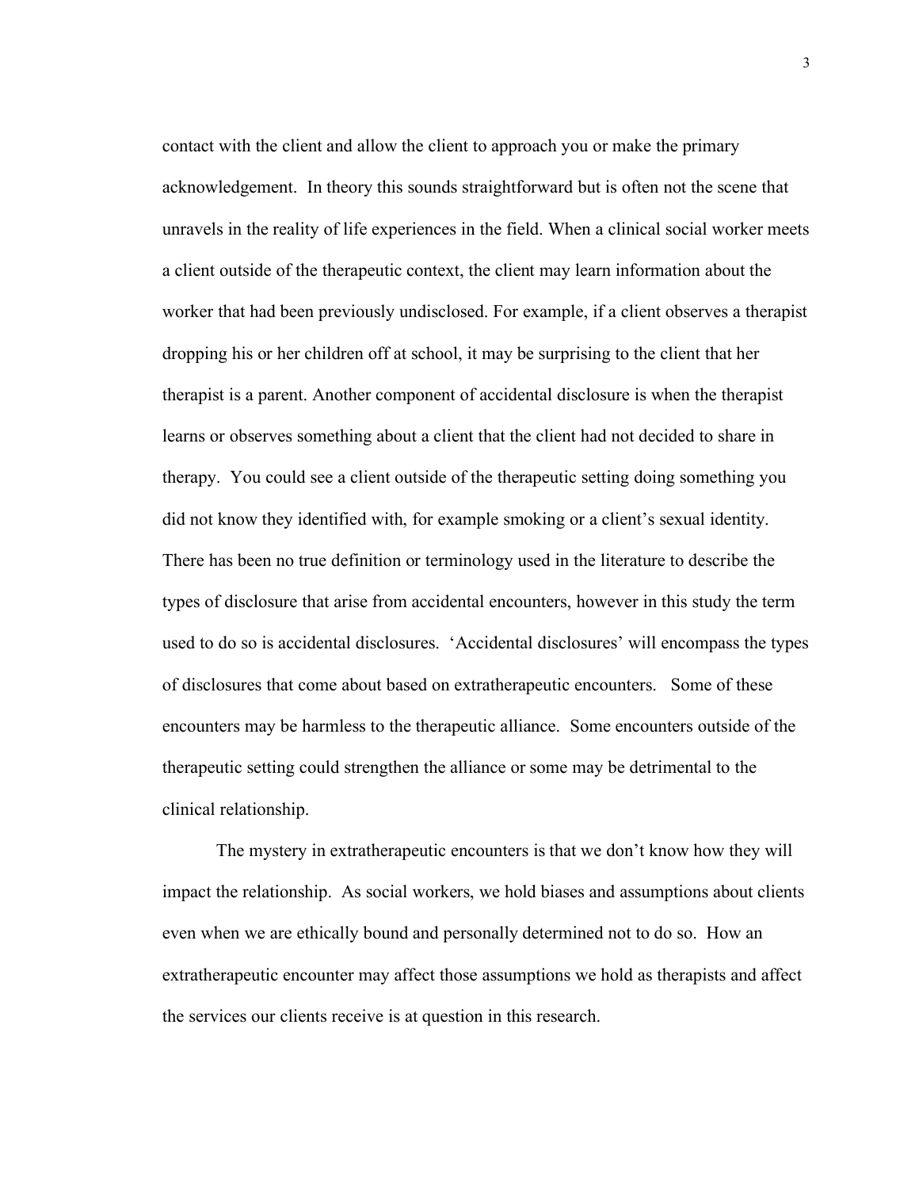contact with the client and allow the client to approach you or make the primary acknowledgement. In theory this sounds straightforward but is often not the scene that unravels in the reality of life experiences in the field. When a clinical social worker meets a client outside of the therapeutic context, the client may learn information about the worker that had been previously undisclosed. For example, if a client observes a therapist dropping his or her children off at school, it may be surprising to the client that her therapist is a parent. Another component of accidental disclosure is when the therapist learns or observes something about a client that the client had not decided to share in therapy. You could see a client outside of the therapeutic setting doing something you did not know they identified with, for example smoking or a client's sexual identity. There has been no true definition or terminology used in the literature to describe the types of disclosure that arise from accidental encounters, however in this study the term used to do so is accidental disclosures. 'Accidental disclosures' will encompass the types of disclosures that come about based on extratherapeutic encounters. Some of these encounters may be harmless to the therapeutic alliance. Some encounters outside of the therapeutic setting could strengthen the alliance or some may be detrimental to the clinical relationship.

The mystery in extratherapeutic encounters is that we don't know how they will impact the relationship. As social workers, we hold biases and assumptions about clients even when we are ethically bound and personally determined not to do so. How an extratherapeutic encounter may affect those assumptions we hold as therapists and affect the services our clients receive is at question in this research.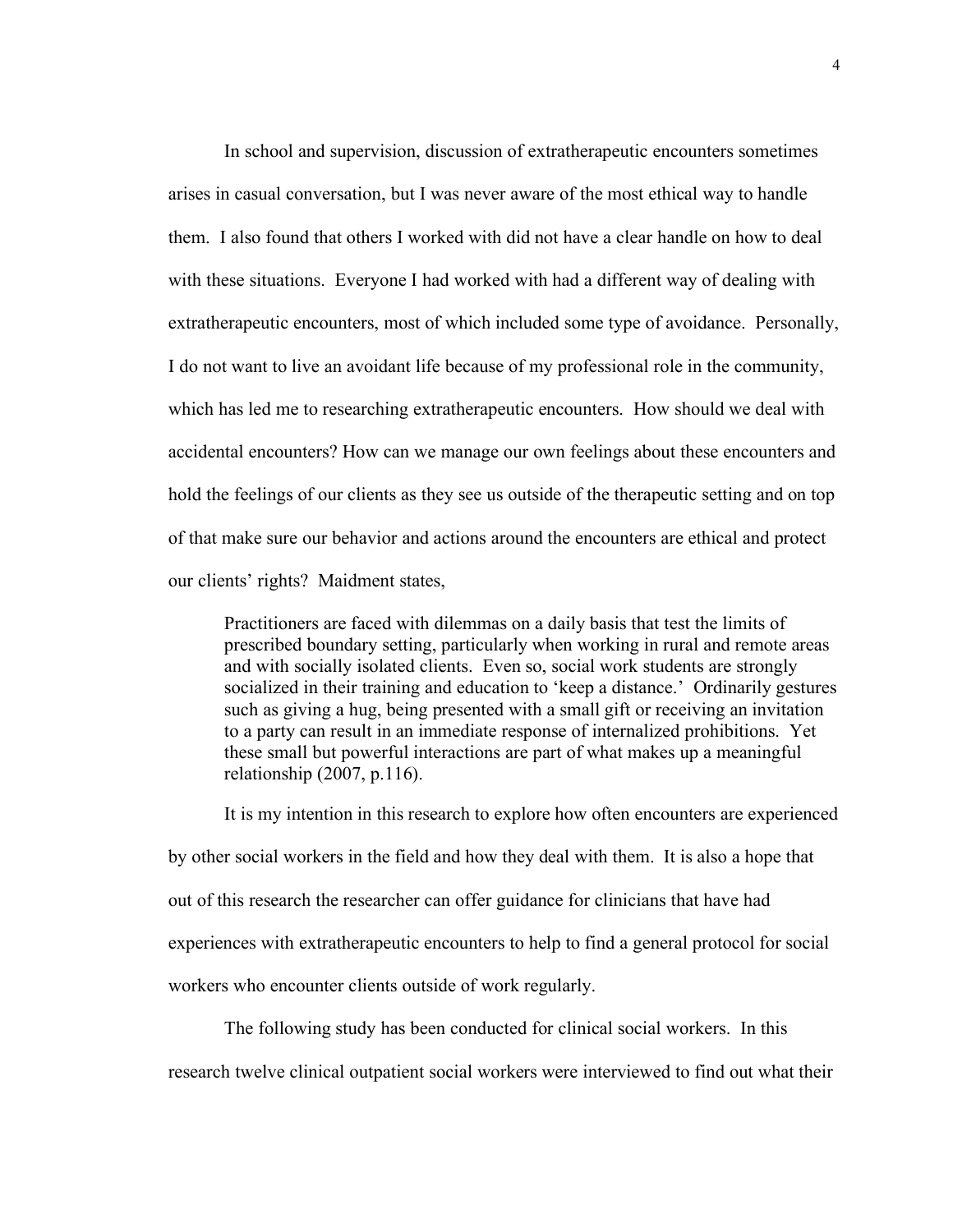In school and supervision, discussion of extratherapeutic encounters sometimes arises in casual conversation, but I was never aware of the most ethical way to handle them. I also found that others I worked with did not have a clear handle on how to deal with these situations. Everyone I had worked with had a different way of dealing with extratherapeutic encounters, most of which included some type of avoidance. Personally, I do not want to live an avoidant life because of my professional role in the community, which has led me to researching extratherapeutic encounters. How should we deal with accidental encounters? How can we manage our own feelings about these encounters and hold the feelings of our clients as they see us outside of the therapeutic setting and on top of that make sure our behavior and actions around the encounters are ethical and protect our clients' rights? Maidment states,

> Practitioners are faced with dilemmas on a daily basis that test the limits of prescribed boundary setting, particularly when working in rural and remote areas and with socially isolated clients. Even so, social work students are strongly socialized in their training and education to 'keep a distance.' Ordinarily gestures such as giving a hug, being presented with a small gift or receiving an invitation to a party can result in an immediate response of internalized prohibitions. Yet these small but powerful interactions are part of what makes up a meaningful relationship (2007, p.116).

It is my intention in this research to explore how often encounters are experienced by other social workers in the field and how they deal with them. It is also a hope that out of this research the researcher can offer guidance for clinicians that have had experiences with extratherapeutic encounters to help to find a general protocol for social workers who encounter clients outside of work regularly.

The following study has been conducted for clinical social workers. In this research twelve clinical outpatient social workers were interviewed to find out what their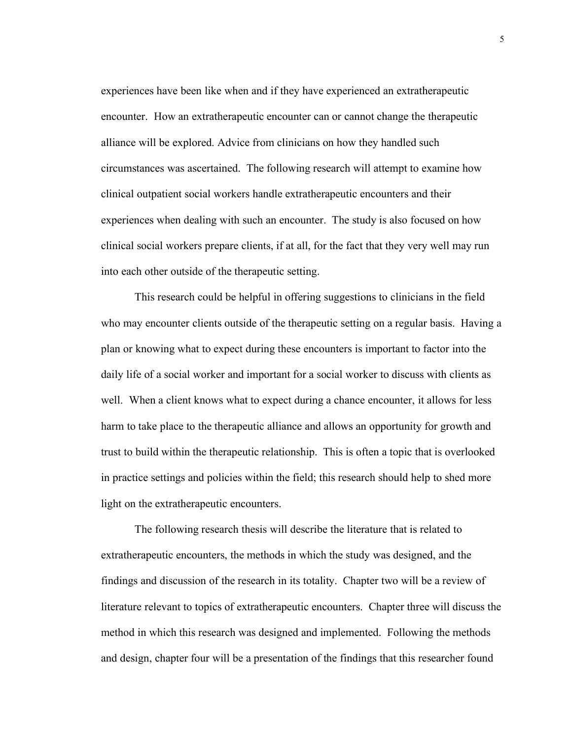experiences have been like when and if they have experienced an extratherapeutic encounter. How an extratherapeutic encounter can or cannot change the therapeutic alliance will be explored. Advice from clinicians on how they handled such circumstances was ascertained. The following research will attempt to examine how clinical outpatient social workers handle extratherapeutic encounters and their experiences when dealing with such an encounter. The study is also focused on how clinical social workers prepare clients, if at all, for the fact that they very well may run into each other outside of the therapeutic setting.

This research could be helpful in offering suggestions to clinicians in the field who may encounter clients outside of the therapeutic setting on a regular basis. Having a plan or knowing what to expect during these encounters is important to factor into the daily life of a social worker and important for a social worker to discuss with clients as well. When a client knows what to expect during a chance encounter, it allows for less harm to take place to the therapeutic alliance and allows an opportunity for growth and trust to build within the therapeutic relationship. This is often a topic that is overlooked in practice settings and policies within the field; this research should help to shed more light on the extratherapeutic encounters.

The following research thesis will describe the literature that is related to extratherapeutic encounters, the methods in which the study was designed, and the findings and discussion of the research in its totality. Chapter two will be a review of literature relevant to topics of extratherapeutic encounters. Chapter three will discuss the method in which this research was designed and implemented. Following the methods and design, chapter four will be a presentation of the findings that this researcher found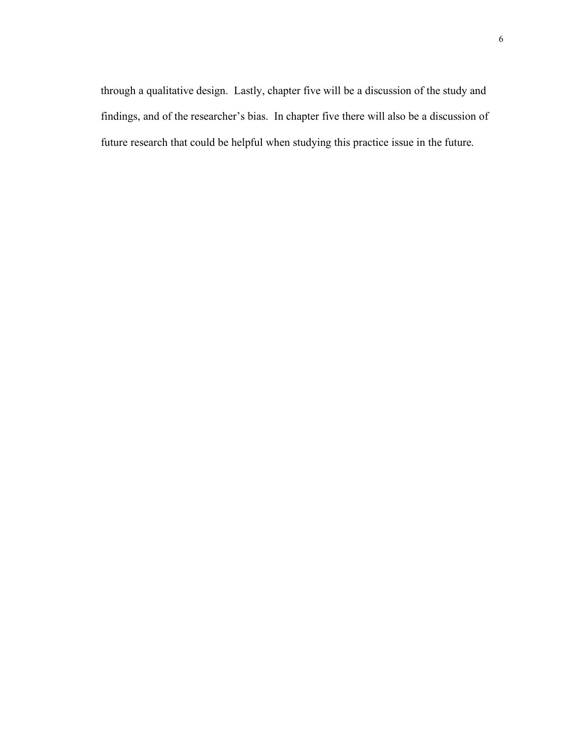through a qualitative design. Lastly, chapter five will be a discussion of the study and findings, and of the researcher's bias. In chapter five there will also be a discussion of future research that could be helpful when studying this practice issue in the future.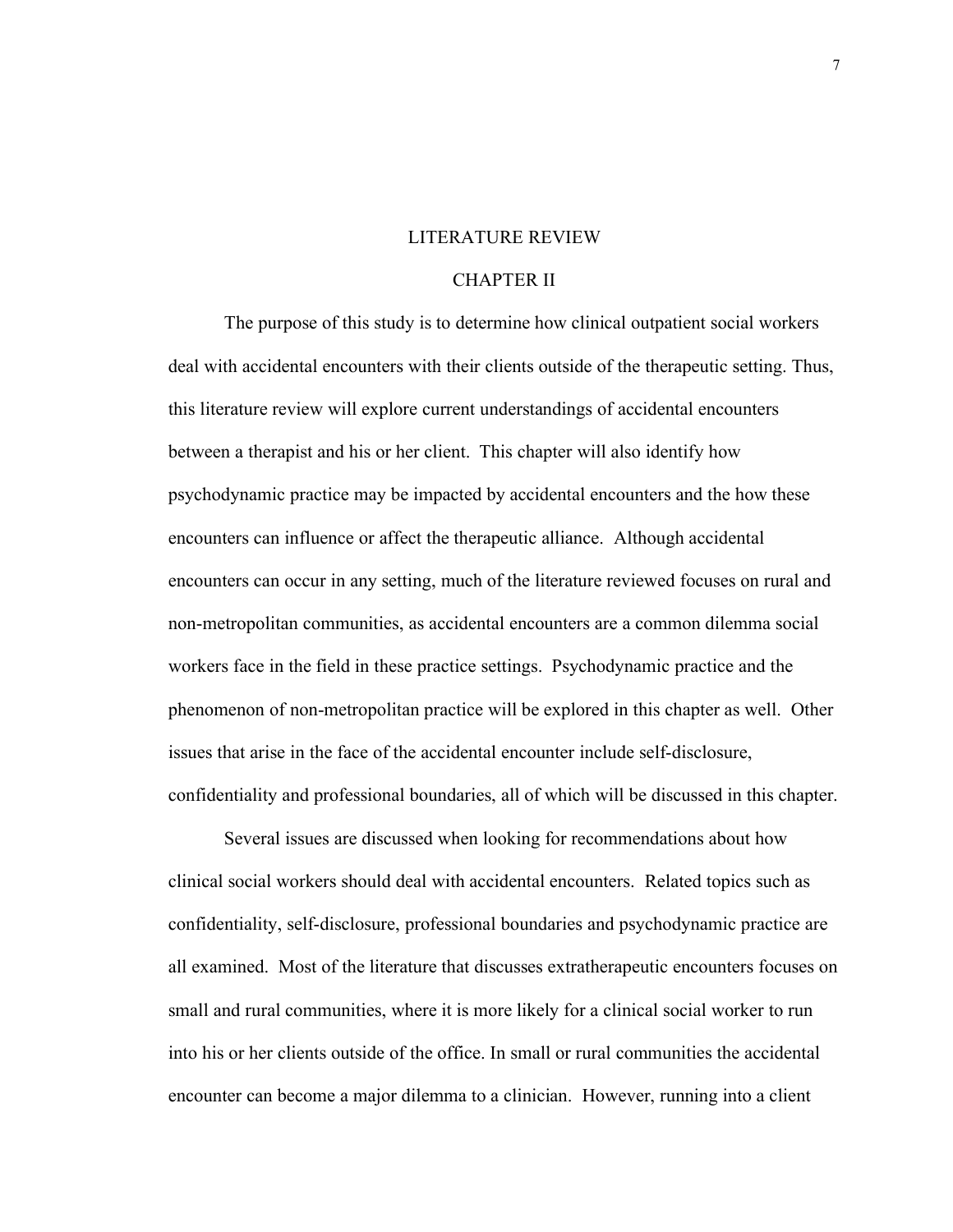# LITERATURE REVIEW

## CHAPTER II

The purpose of this study is to determine how clinical outpatient social workers deal with accidental encounters with their clients outside of the therapeutic setting. Thus, this literature review will explore current understandings of accidental encounters between a therapist and his or her client. This chapter will also identify how psychodynamic practice may be impacted by accidental encounters and the how these encounters can influence or affect the therapeutic alliance. Although accidental encounters can occur in any setting, much of the literature reviewed focuses on rural and non-metropolitan communities, as accidental encounters are a common dilemma social workers face in the field in these practice settings. Psychodynamic practice and the phenomenon of non-metropolitan practice will be explored in this chapter as well. Other issues that arise in the face of the accidental encounter include self-disclosure, confidentiality and professional boundaries, all of which will be discussed in this chapter.

Several issues are discussed when looking for recommendations about how clinical social workers should deal with accidental encounters. Related topics such as confidentiality, self-disclosure, professional boundaries and psychodynamic practice are all examined. Most of the literature that discusses extratherapeutic encounters focuses on small and rural communities, where it is more likely for a clinical social worker to run into his or her clients outside of the office. In small or rural communities the accidental encounter can become a major dilemma to a clinician. However, running into a client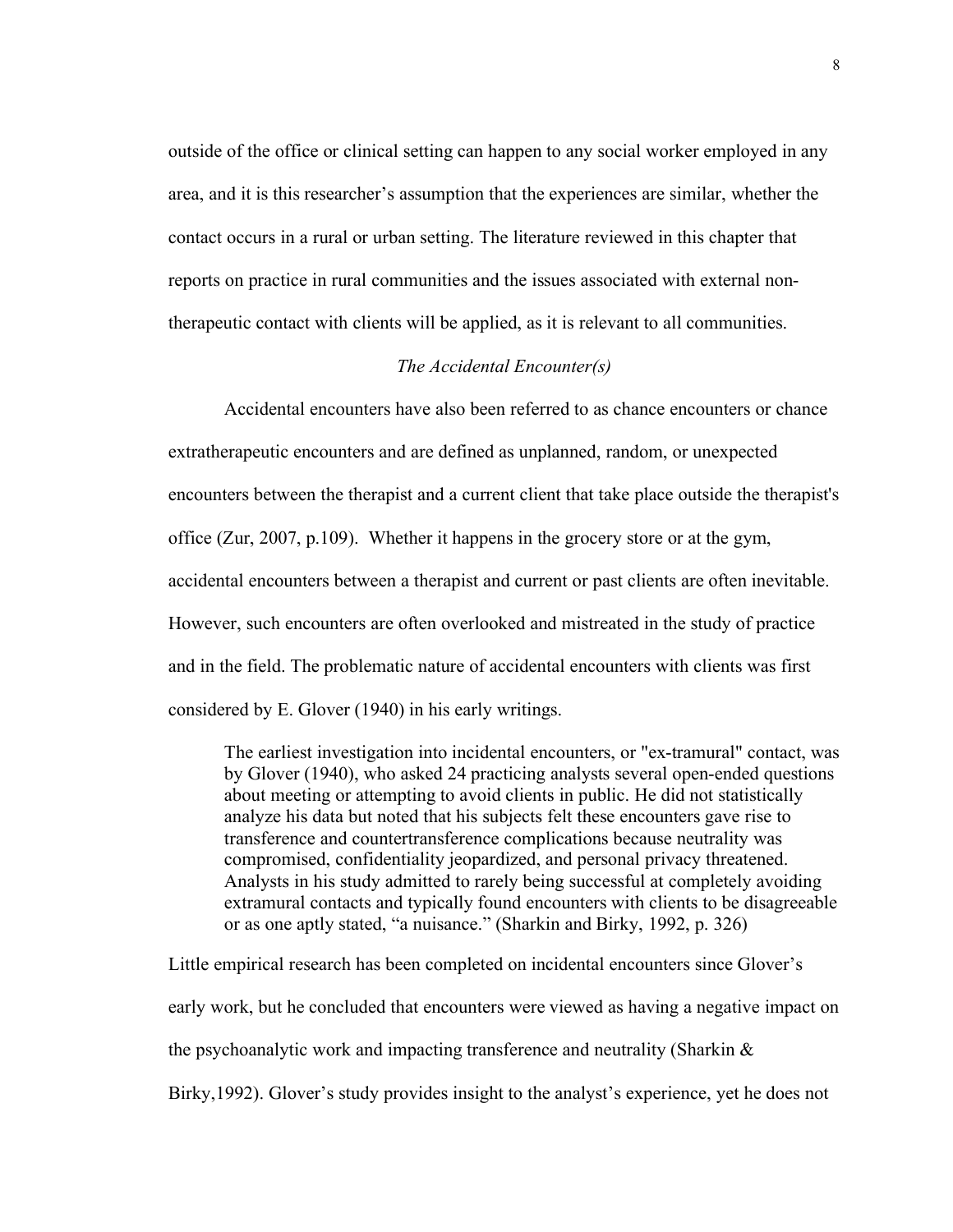outside of the office or clinical setting can happen to any social worker employed in any area, and it is this researcher's assumption that the experiences are similar, whether the contact occurs in a rural or urban setting. The literature reviewed in this chapter that reports on practice in rural communities and the issues associated with external non-therapeutic contact with clients will be applied, as it is relevant to all communities.

### *The Accidental Encounter(s)*

Accidental encounters have also been referred to as chance encounters or chance extratherapeutic encounters and are defined as unplanned, random, or unexpected encounters between the therapist and a current client that take place outside the therapist's office (Zur, 2007, p.109). Whether it happens in the grocery store or at the gym, accidental encounters between a therapist and current or past clients are often inevitable. However, such encounters are often overlooked and mistreated in the study of practice and in the field. The problematic nature of accidental encounters with clients was first considered by E. Glover (1940) in his early writings.

> The earliest investigation into incidental encounters, or "ex-tramural" contact, was by Glover (1940), who asked 24 practicing analysts several open-ended questions about meeting or attempting to avoid clients in public. He did not statistically analyze his data but noted that his subjects felt these encounters gave rise to transference and countertransference complications because neutrality was compromised, confidentiality jeopardized, and personal privacy threatened. Analysts in his study admitted to rarely being successful at completely avoiding extramural contacts and typically found encounters with clients to be disagreeable or as one aptly stated, "a nuisance." (Sharkin and Birky, 1992, p. 326)

Little empirical research has been completed on incidental encounters since Glover's early work, but he concluded that encounters were viewed as having a negative impact on the psychoanalytic work and impacting transference and neutrality (Sharkin & Birky,1992). Glover's study provides insight to the analyst's experience, yet he does not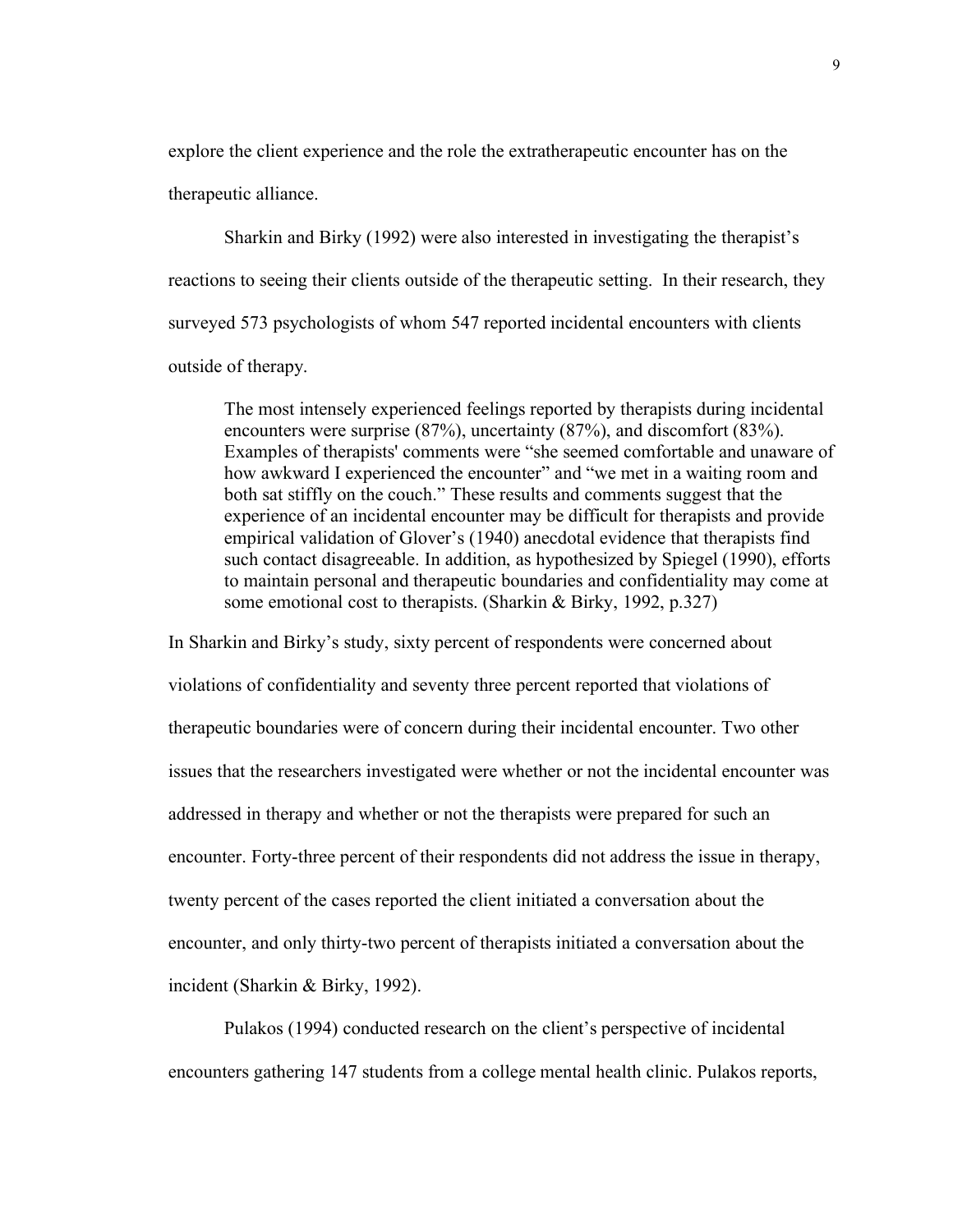explore the client experience and the role the extratherapeutic encounter has on the therapeutic alliance.

Sharkin and Birky (1992) were also interested in investigating the therapist's reactions to seeing their clients outside of the therapeutic setting. In their research, they surveyed 573 psychologists of whom 547 reported incidental encounters with clients outside of therapy.

> The most intensely experienced feelings reported by therapists during incidental encounters were surprise (87%), uncertainty (87%), and discomfort (83%). Examples of therapists' comments were "she seemed comfortable and unaware of how awkward I experienced the encounter" and "we met in a waiting room and both sat stiffly on the couch." These results and comments suggest that the experience of an incidental encounter may be difficult for therapists and provide empirical validation of Glover's (1940) anecdotal evidence that therapists find such contact disagreeable. In addition, as hypothesized by Spiegel (1990), efforts to maintain personal and therapeutic boundaries and confidentiality may come at some emotional cost to therapists. (Sharkin & Birky, 1992, p.327)

In Sharkin and Birky's study, sixty percent of respondents were concerned about violations of confidentiality and seventy three percent reported that violations of therapeutic boundaries were of concern during their incidental encounter. Two other issues that the researchers investigated were whether or not the incidental encounter was addressed in therapy and whether or not the therapists were prepared for such an encounter. Forty-three percent of their respondents did not address the issue in therapy, twenty percent of the cases reported the client initiated a conversation about the encounter, and only thirty-two percent of therapists initiated a conversation about the incident (Sharkin & Birky, 1992).

Pulakos (1994) conducted research on the client's perspective of incidental encounters gathering 147 students from a college mental health clinic. Pulakos reports,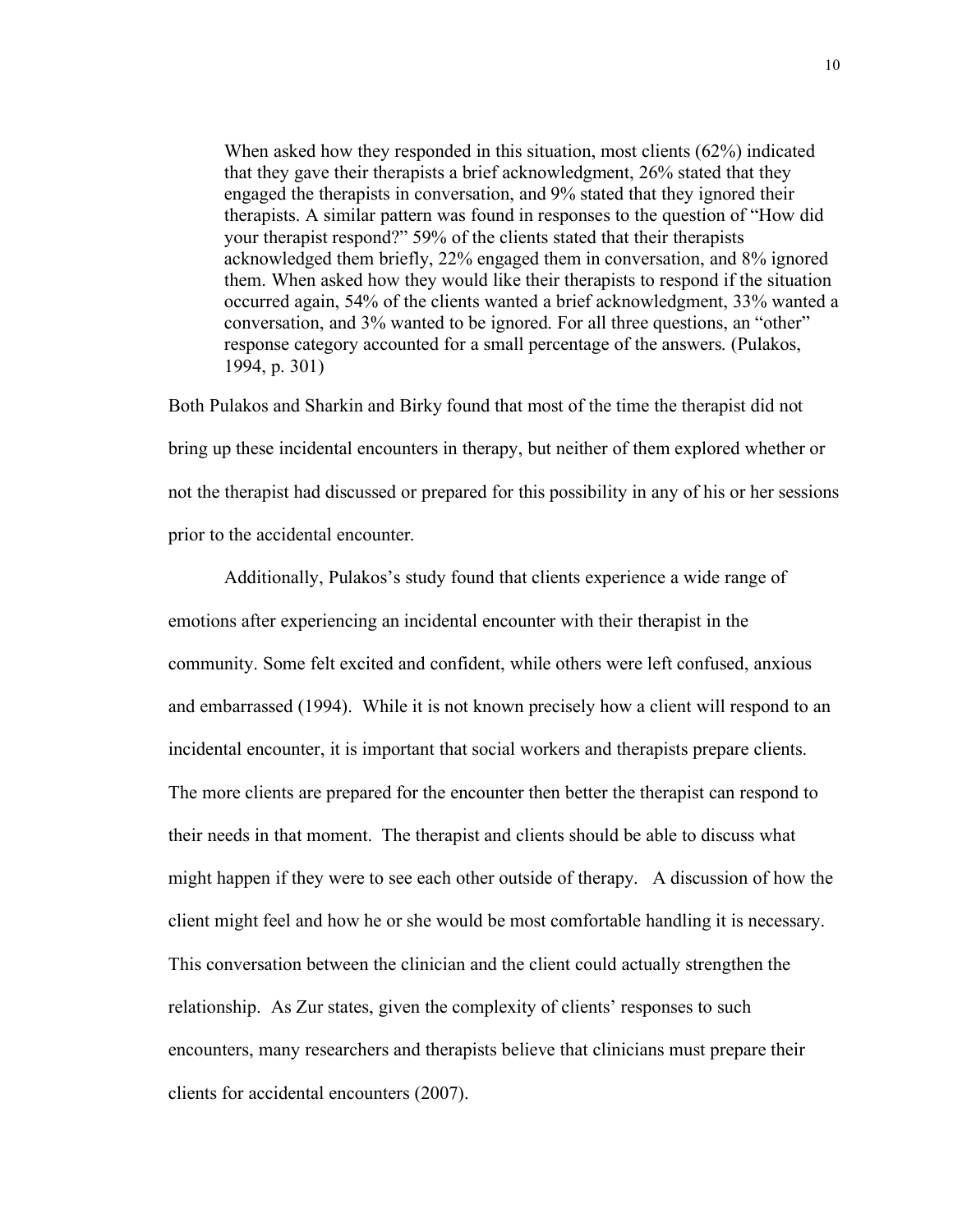> When asked how they responded in this situation, most clients (62%) indicated that they gave their therapists a brief acknowledgment, 26% stated that they engaged the therapists in conversation, and 9% stated that they ignored their therapists. A similar pattern was found in responses to the question of "How did your therapist respond?" 59% of the clients stated that their therapists acknowledged them briefly, 22% engaged them in conversation, and 8% ignored them. When asked how they would like their therapists to respond if the situation occurred again, 54% of the clients wanted a brief acknowledgment, 33% wanted a conversation, and 3% wanted to be ignored. For all three questions, an "other" response category accounted for a small percentage of the answers. (Pulakos, 1994, p. 301)

Both Pulakos and Sharkin and Birky found that most of the time the therapist did not bring up these incidental encounters in therapy, but neither of them explored whether or not the therapist had discussed or prepared for this possibility in any of his or her sessions prior to the accidental encounter.

Additionally, Pulakos's study found that clients experience a wide range of emotions after experiencing an incidental encounter with their therapist in the community. Some felt excited and confident, while others were left confused, anxious and embarrassed (1994). While it is not known precisely how a client will respond to an incidental encounter, it is important that social workers and therapists prepare clients. The more clients are prepared for the encounter then better the therapist can respond to their needs in that moment. The therapist and clients should be able to discuss what might happen if they were to see each other outside of therapy. A discussion of how the client might feel and how he or she would be most comfortable handling it is necessary. This conversation between the clinician and the client could actually strengthen the relationship. As Zur states, given the complexity of clients' responses to such encounters, many researchers and therapists believe that clinicians must prepare their clients for accidental encounters (2007).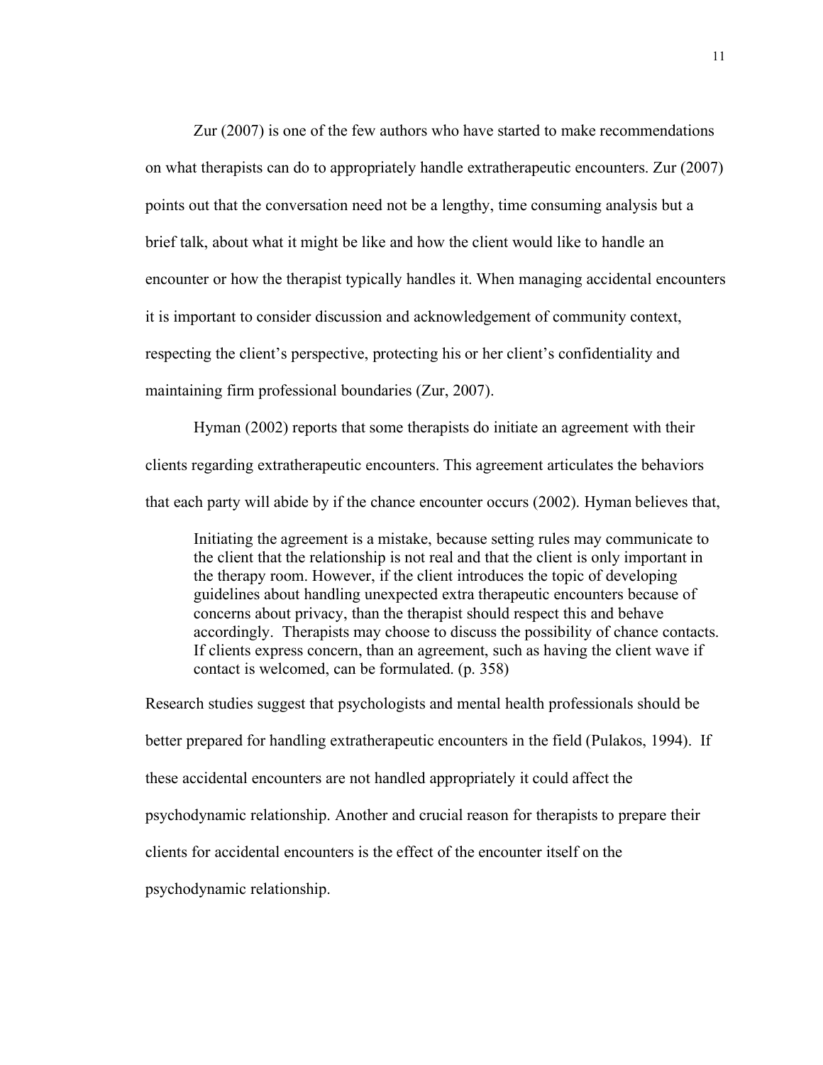Zur (2007) is one of the few authors who have started to make recommendations on what therapists can do to appropriately handle extratherapeutic encounters. Zur (2007) points out that the conversation need not be a lengthy, time consuming analysis but a brief talk, about what it might be like and how the client would like to handle an encounter or how the therapist typically handles it. When managing accidental encounters it is important to consider discussion and acknowledgement of community context, respecting the client's perspective, protecting his or her client's confidentiality and maintaining firm professional boundaries (Zur, 2007).

Hyman (2002) reports that some therapists do initiate an agreement with their clients regarding extratherapeutic encounters. This agreement articulates the behaviors that each party will abide by if the chance encounter occurs (2002). Hyman believes that,

> Initiating the agreement is a mistake, because setting rules may communicate to the client that the relationship is not real and that the client is only important in the therapy room. However, if the client introduces the topic of developing guidelines about handling unexpected extra therapeutic encounters because of concerns about privacy, than the therapist should respect this and behave accordingly. Therapists may choose to discuss the possibility of chance contacts. If clients express concern, than an agreement, such as having the client wave if contact is welcomed, can be formulated. (p. 358)

Research studies suggest that psychologists and mental health professionals should be better prepared for handling extratherapeutic encounters in the field (Pulakos, 1994). If these accidental encounters are not handled appropriately it could affect the psychodynamic relationship. Another and crucial reason for therapists to prepare their clients for accidental encounters is the effect of the encounter itself on the psychodynamic relationship.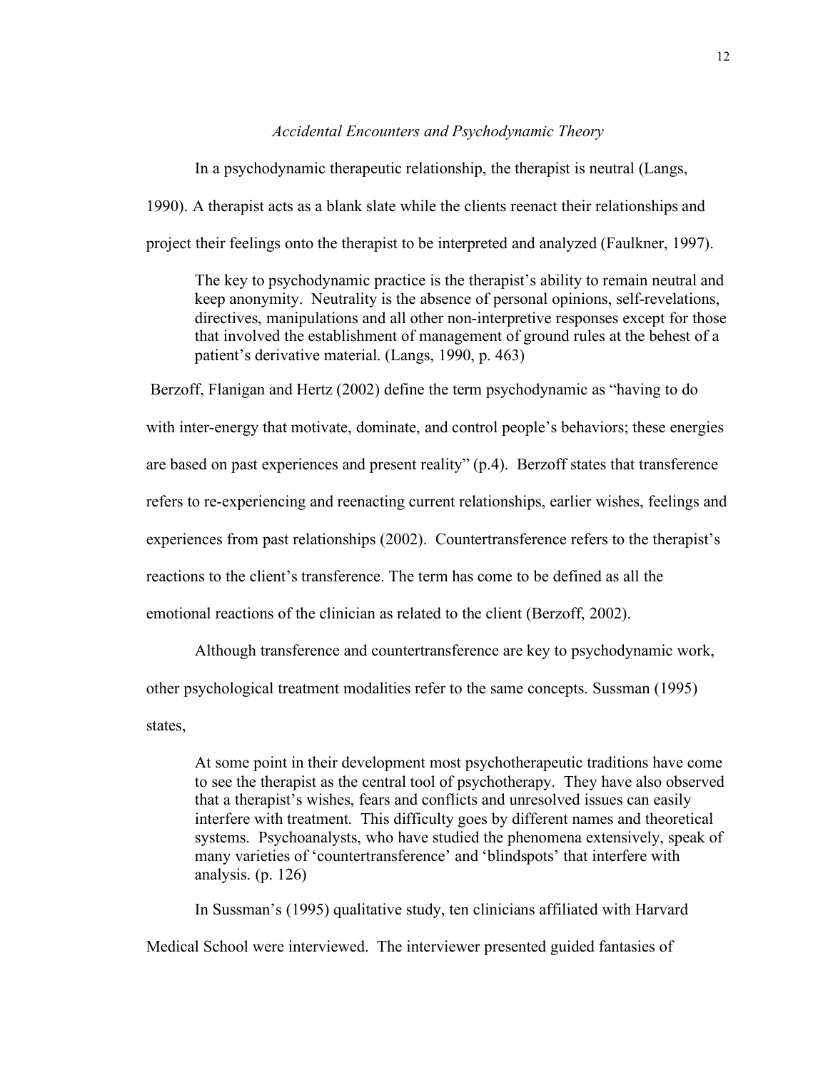### *Accidental Encounters and Psychodynamic Theory*

In a psychodynamic therapeutic relationship, the therapist is neutral (Langs, 1990). A therapist acts as a blank slate while the clients reenact their relationships and project their feelings onto the therapist to be interpreted and analyzed (Faulkner, 1997).

> The key to psychodynamic practice is the therapist's ability to remain neutral and keep anonymity. Neutrality is the absence of personal opinions, self-revelations, directives, manipulations and all other non-interpretive responses except for those that involved the establishment of management of ground rules at the behest of a patient's derivative material. (Langs, 1990, p. 463)

Berzoff, Flanigan and Hertz (2002) define the term psychodynamic as "having to do with inter-energy that motivate, dominate, and control people's behaviors; these energies are based on past experiences and present reality" (p.4). Berzoff states that transference refers to re-experiencing and reenacting current relationships, earlier wishes, feelings and experiences from past relationships (2002). Countertransference refers to the therapist's reactions to the client's transference. The term has come to be defined as all the emotional reactions of the clinician as related to the client (Berzoff, 2002).

Although transference and countertransference are key to psychodynamic work, other psychological treatment modalities refer to the same concepts. Sussman (1995) states,

> At some point in their development most psychotherapeutic traditions have come to see the therapist as the central tool of psychotherapy. They have also observed that a therapist's wishes, fears and conflicts and unresolved issues can easily interfere with treatment. This difficulty goes by different names and theoretical systems. Psychoanalysts, who have studied the phenomena extensively, speak of many varieties of 'countertransference' and 'blindspots' that interfere with analysis. (p. 126)

In Sussman's (1995) qualitative study, ten clinicians affiliated with Harvard Medical School were interviewed. The interviewer presented guided fantasies of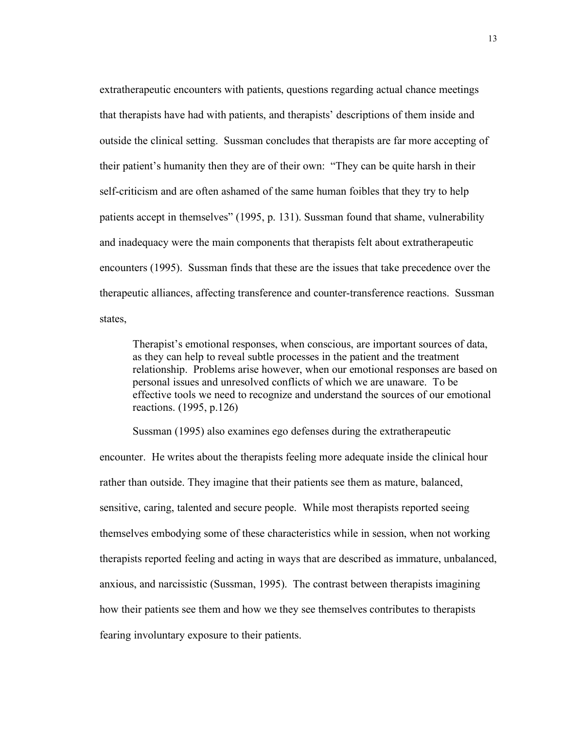extratherapeutic encounters with patients, questions regarding actual chance meetings that therapists have had with patients, and therapists' descriptions of them inside and outside the clinical setting. Sussman concludes that therapists are far more accepting of their patient's humanity then they are of their own: "They can be quite harsh in their self-criticism and are often ashamed of the same human foibles that they try to help patients accept in themselves" (1995, p. 131). Sussman found that shame, vulnerability and inadequacy were the main components that therapists felt about extratherapeutic encounters (1995). Sussman finds that these are the issues that take precedence over the therapeutic alliances, affecting transference and counter-transference reactions. Sussman states,

> Therapist's emotional responses, when conscious, are important sources of data, as they can help to reveal subtle processes in the patient and the treatment relationship. Problems arise however, when our emotional responses are based on personal issues and unresolved conflicts of which we are unaware. To be effective tools we need to recognize and understand the sources of our emotional reactions. (1995, p.126)

Sussman (1995) also examines ego defenses during the extratherapeutic encounter. He writes about the therapists feeling more adequate inside the clinical hour rather than outside. They imagine that their patients see them as mature, balanced, sensitive, caring, talented and secure people. While most therapists reported seeing themselves embodying some of these characteristics while in session, when not working therapists reported feeling and acting in ways that are described as immature, unbalanced, anxious, and narcissistic (Sussman, 1995). The contrast between therapists imagining how their patients see them and how we they see themselves contributes to therapists fearing involuntary exposure to their patients.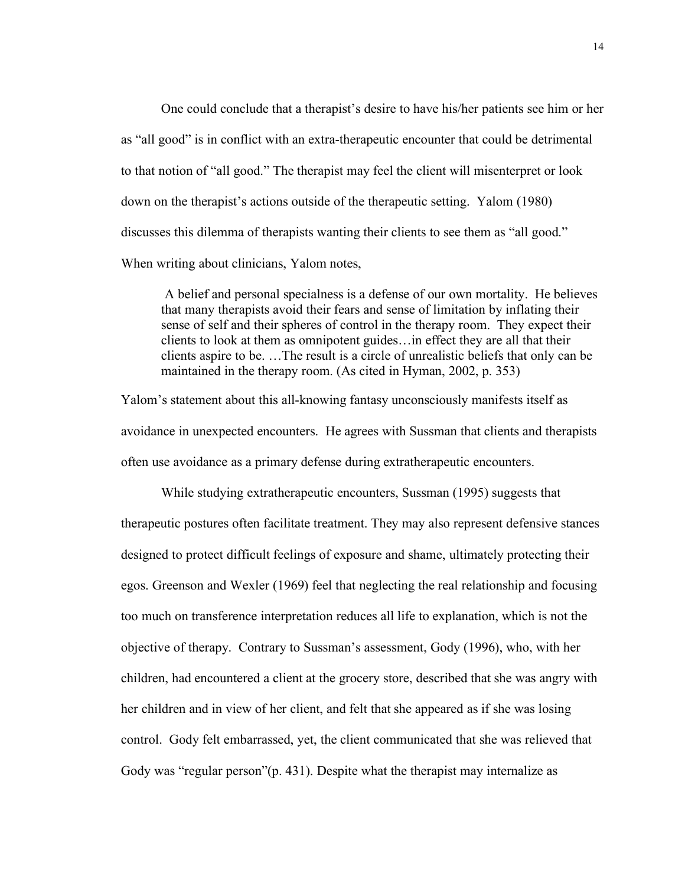One could conclude that a therapist's desire to have his/her patients see him or her as "all good" is in conflict with an extra-therapeutic encounter that could be detrimental to that notion of "all good." The therapist may feel the client will misenterpret or look down on the therapist's actions outside of the therapeutic setting. Yalom (1980) discusses this dilemma of therapists wanting their clients to see them as "all good." When writing about clinicians, Yalom notes,

> A belief and personal specialness is a defense of our own mortality. He believes that many therapists avoid their fears and sense of limitation by inflating their sense of self and their spheres of control in the therapy room. They expect their clients to look at them as omnipotent guides…in effect they are all that their clients aspire to be. …The result is a circle of unrealistic beliefs that only can be maintained in the therapy room. (As cited in Hyman, 2002, p. 353)

Yalom's statement about this all-knowing fantasy unconsciously manifests itself as avoidance in unexpected encounters. He agrees with Sussman that clients and therapists often use avoidance as a primary defense during extratherapeutic encounters.

While studying extratherapeutic encounters, Sussman (1995) suggests that therapeutic postures often facilitate treatment. They may also represent defensive stances designed to protect difficult feelings of exposure and shame, ultimately protecting their egos. Greenson and Wexler (1969) feel that neglecting the real relationship and focusing too much on transference interpretation reduces all life to explanation, which is not the objective of therapy. Contrary to Sussman's assessment, Gody (1996), who, with her children, had encountered a client at the grocery store, described that she was angry with her children and in view of her client, and felt that she appeared as if she was losing control. Gody felt embarrassed, yet, the client communicated that she was relieved that Gody was "regular person"(p. 431). Despite what the therapist may internalize as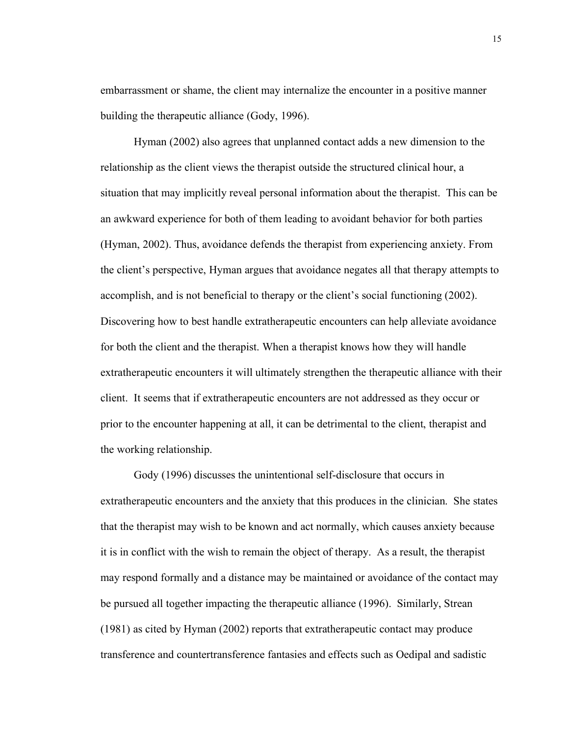embarrassment or shame, the client may internalize the encounter in a positive manner building the therapeutic alliance (Gody, 1996).

Hyman (2002) also agrees that unplanned contact adds a new dimension to the relationship as the client views the therapist outside the structured clinical hour, a situation that may implicitly reveal personal information about the therapist. This can be an awkward experience for both of them leading to avoidant behavior for both parties (Hyman, 2002). Thus, avoidance defends the therapist from experiencing anxiety. From the client's perspective, Hyman argues that avoidance negates all that therapy attempts to accomplish, and is not beneficial to therapy or the client's social functioning (2002). Discovering how to best handle extratherapeutic encounters can help alleviate avoidance for both the client and the therapist. When a therapist knows how they will handle extratherapeutic encounters it will ultimately strengthen the therapeutic alliance with their client. It seems that if extratherapeutic encounters are not addressed as they occur or prior to the encounter happening at all, it can be detrimental to the client, therapist and the working relationship.

Gody (1996) discusses the unintentional self-disclosure that occurs in extratherapeutic encounters and the anxiety that this produces in the clinician. She states that the therapist may wish to be known and act normally, which causes anxiety because it is in conflict with the wish to remain the object of therapy. As a result, the therapist may respond formally and a distance may be maintained or avoidance of the contact may be pursued all together impacting the therapeutic alliance (1996). Similarly, Strean (1981) as cited by Hyman (2002) reports that extratherapeutic contact may produce transference and countertransference fantasies and effects such as Oedipal and sadistic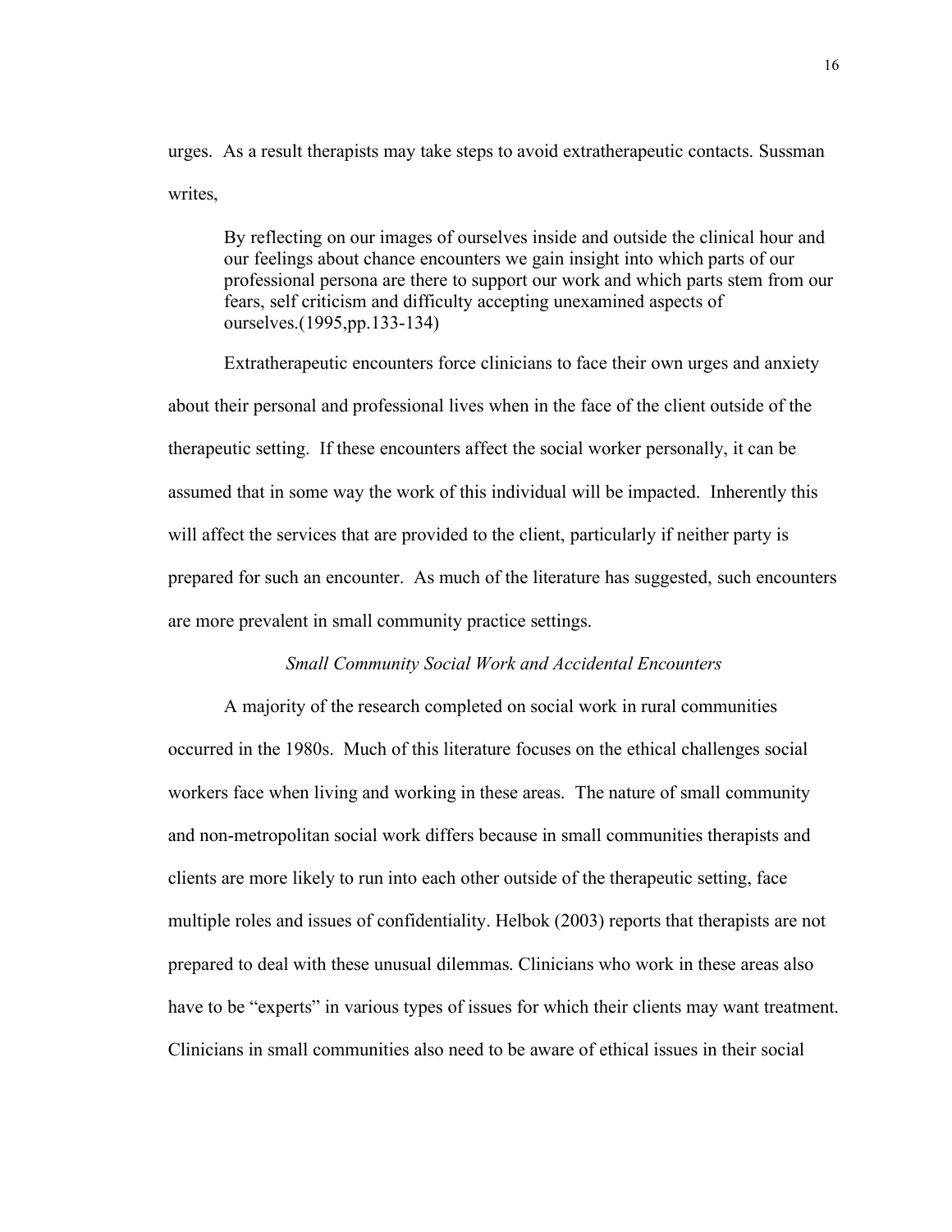urges. As a result therapists may take steps to avoid extratherapeutic contacts. Sussman writes,

> By reflecting on our images of ourselves inside and outside the clinical hour and our feelings about chance encounters we gain insight into which parts of our professional persona are there to support our work and which parts stem from our fears, self criticism and difficulty accepting unexamined aspects of ourselves.(1995,pp.133-134)

Extratherapeutic encounters force clinicians to face their own urges and anxiety about their personal and professional lives when in the face of the client outside of the therapeutic setting. If these encounters affect the social worker personally, it can be assumed that in some way the work of this individual will be impacted. Inherently this will affect the services that are provided to the client, particularly if neither party is prepared for such an encounter. As much of the literature has suggested, such encounters are more prevalent in small community practice settings.

*Small Community Social Work and Accidental Encounters*

A majority of the research completed on social work in rural communities occurred in the 1980s. Much of this literature focuses on the ethical challenges social workers face when living and working in these areas. The nature of small community and non-metropolitan social work differs because in small communities therapists and clients are more likely to run into each other outside of the therapeutic setting, face multiple roles and issues of confidentiality. Helbok (2003) reports that therapists are not prepared to deal with these unusual dilemmas. Clinicians who work in these areas also have to be "experts" in various types of issues for which their clients may want treatment. Clinicians in small communities also need to be aware of ethical issues in their social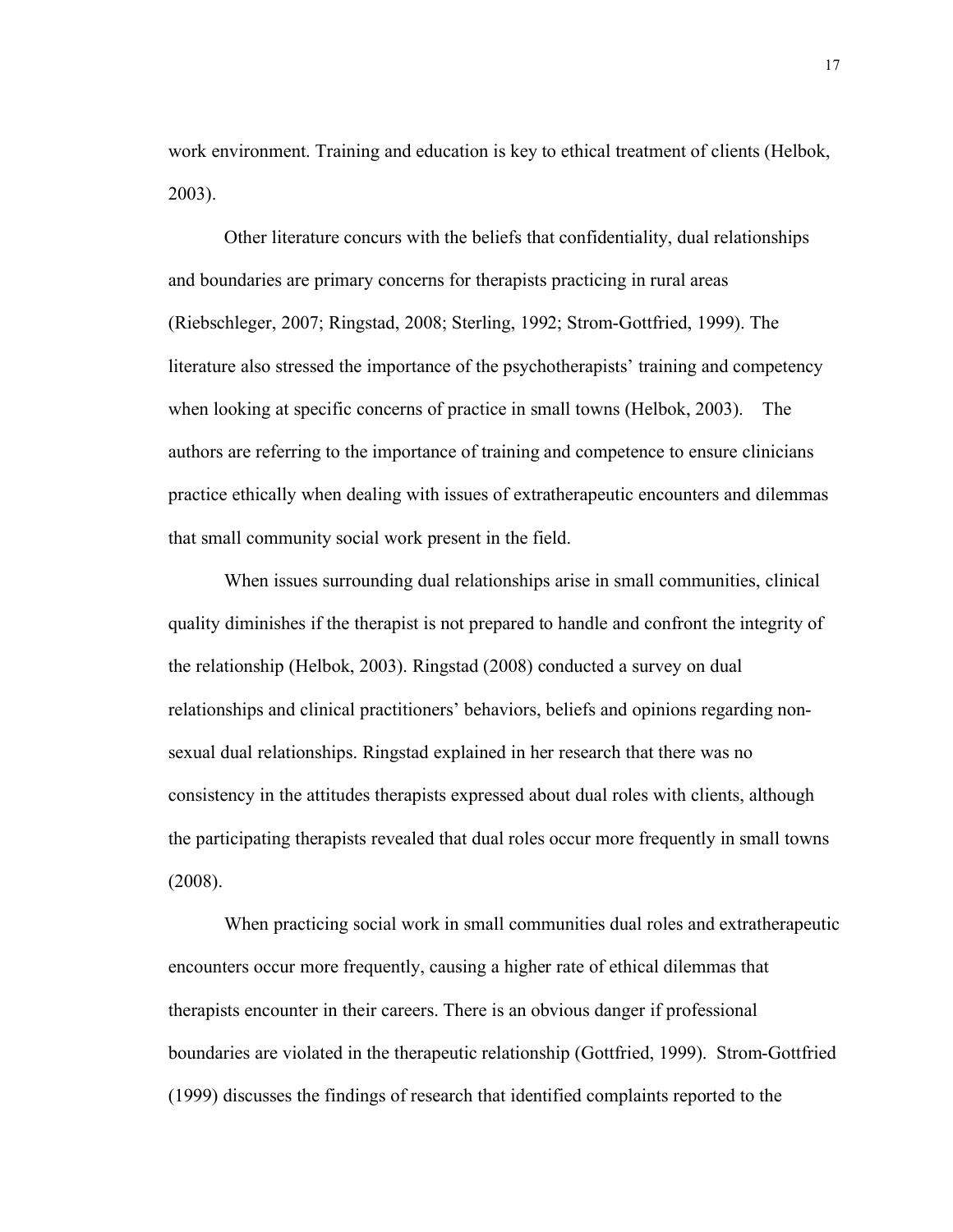work environment. Training and education is key to ethical treatment of clients (Helbok, 2003).

Other literature concurs with the beliefs that confidentiality, dual relationships and boundaries are primary concerns for therapists practicing in rural areas (Riebschleger, 2007; Ringstad, 2008; Sterling, 1992; Strom-Gottfried, 1999). The literature also stressed the importance of the psychotherapists' training and competency when looking at specific concerns of practice in small towns (Helbok, 2003). The authors are referring to the importance of training and competence to ensure clinicians practice ethically when dealing with issues of extratherapeutic encounters and dilemmas that small community social work present in the field.

When issues surrounding dual relationships arise in small communities, clinical quality diminishes if the therapist is not prepared to handle and confront the integrity of the relationship (Helbok, 2003). Ringstad (2008) conducted a survey on dual relationships and clinical practitioners' behaviors, beliefs and opinions regarding non-sexual dual relationships. Ringstad explained in her research that there was no consistency in the attitudes therapists expressed about dual roles with clients, although the participating therapists revealed that dual roles occur more frequently in small towns (2008).

When practicing social work in small communities dual roles and extratherapeutic encounters occur more frequently, causing a higher rate of ethical dilemmas that therapists encounter in their careers. There is an obvious danger if professional boundaries are violated in the therapeutic relationship (Gottfried, 1999). Strom-Gottfried (1999) discusses the findings of research that identified complaints reported to the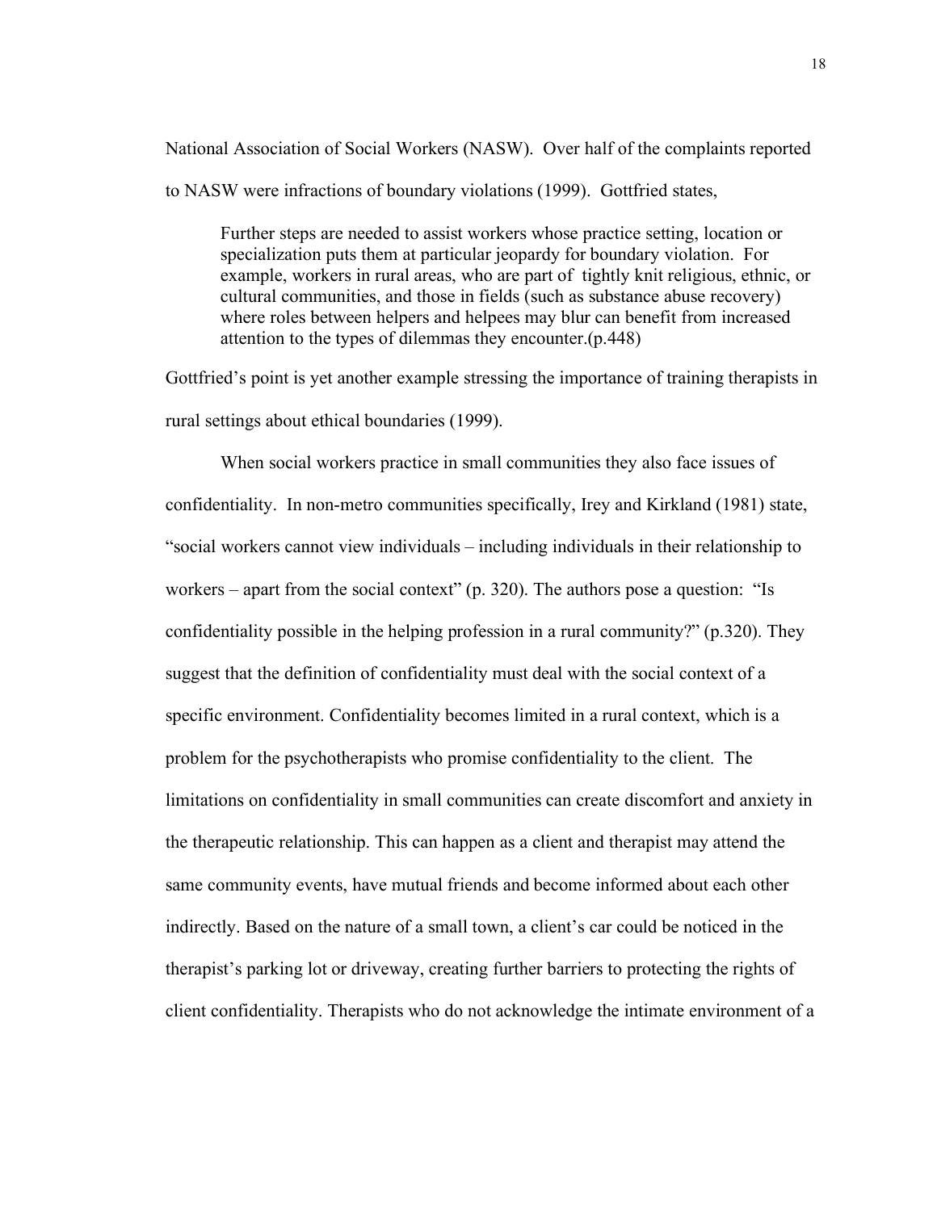National Association of Social Workers (NASW). Over half of the complaints reported to NASW were infractions of boundary violations (1999). Gottfried states,

> Further steps are needed to assist workers whose practice setting, location or specialization puts them at particular jeopardy for boundary violation. For example, workers in rural areas, who are part of tightly knit religious, ethnic, or cultural communities, and those in fields (such as substance abuse recovery) where roles between helpers and helpees may blur can benefit from increased attention to the types of dilemmas they encounter.(p.448)

Gottfried's point is yet another example stressing the importance of training therapists in rural settings about ethical boundaries (1999).

When social workers practice in small communities they also face issues of confidentiality. In non-metro communities specifically, Irey and Kirkland (1981) state, "social workers cannot view individuals – including individuals in their relationship to workers – apart from the social context" (p. 320). The authors pose a question: "Is confidentiality possible in the helping profession in a rural community?" (p.320). They suggest that the definition of confidentiality must deal with the social context of a specific environment. Confidentiality becomes limited in a rural context, which is a problem for the psychotherapists who promise confidentiality to the client. The limitations on confidentiality in small communities can create discomfort and anxiety in the therapeutic relationship. This can happen as a client and therapist may attend the same community events, have mutual friends and become informed about each other indirectly. Based on the nature of a small town, a client's car could be noticed in the therapist's parking lot or driveway, creating further barriers to protecting the rights of client confidentiality. Therapists who do not acknowledge the intimate environment of a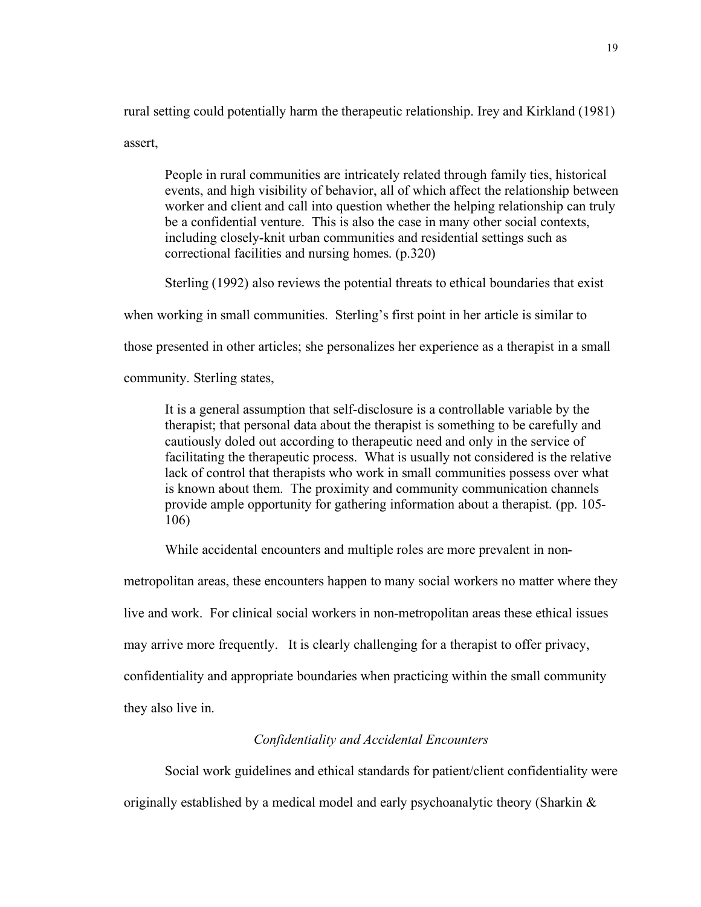rural setting could potentially harm the therapeutic relationship. Irey and Kirkland (1981) assert,

> People in rural communities are intricately related through family ties, historical events, and high visibility of behavior, all of which affect the relationship between worker and client and call into question whether the helping relationship can truly be a confidential venture. This is also the case in many other social contexts, including closely-knit urban communities and residential settings such as correctional facilities and nursing homes. (p.320)

Sterling (1992) also reviews the potential threats to ethical boundaries that exist when working in small communities. Sterling's first point in her article is similar to those presented in other articles; she personalizes her experience as a therapist in a small community. Sterling states,

> It is a general assumption that self-disclosure is a controllable variable by the therapist; that personal data about the therapist is something to be carefully and cautiously doled out according to therapeutic need and only in the service of facilitating the therapeutic process. What is usually not considered is the relative lack of control that therapists who work in small communities possess over what is known about them. The proximity and community communication channels provide ample opportunity for gathering information about a therapist. (pp. 105-106)

While accidental encounters and multiple roles are more prevalent in non-metropolitan areas, these encounters happen to many social workers no matter where they live and work. For clinical social workers in non-metropolitan areas these ethical issues may arrive more frequently. It is clearly challenging for a therapist to offer privacy, confidentiality and appropriate boundaries when practicing within the small community they also live in.

### *Confidentiality and Accidental Encounters*

Social work guidelines and ethical standards for patient/client confidentiality were originally established by a medical model and early psychoanalytic theory (Sharkin &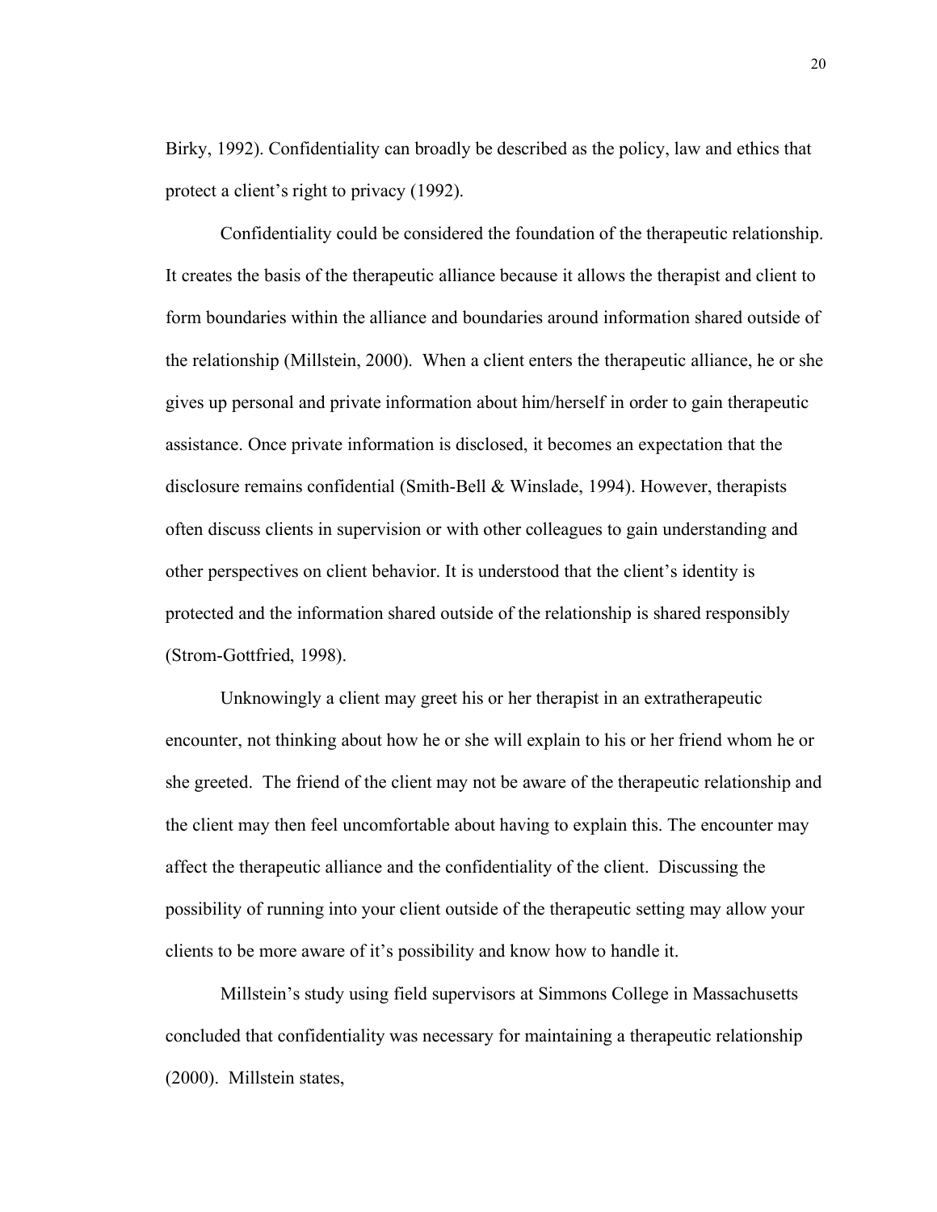Birky, 1992). Confidentiality can broadly be described as the policy, law and ethics that protect a client's right to privacy (1992).

Confidentiality could be considered the foundation of the therapeutic relationship. It creates the basis of the therapeutic alliance because it allows the therapist and client to form boundaries within the alliance and boundaries around information shared outside of the relationship (Millstein, 2000). When a client enters the therapeutic alliance, he or she gives up personal and private information about him/herself in order to gain therapeutic assistance. Once private information is disclosed, it becomes an expectation that the disclosure remains confidential (Smith-Bell & Winslade, 1994). However, therapists often discuss clients in supervision or with other colleagues to gain understanding and other perspectives on client behavior. It is understood that the client's identity is protected and the information shared outside of the relationship is shared responsibly (Strom-Gottfried, 1998).

Unknowingly a client may greet his or her therapist in an extratherapeutic encounter, not thinking about how he or she will explain to his or her friend whom he or she greeted. The friend of the client may not be aware of the therapeutic relationship and the client may then feel uncomfortable about having to explain this. The encounter may affect the therapeutic alliance and the confidentiality of the client. Discussing the possibility of running into your client outside of the therapeutic setting may allow your clients to be more aware of it's possibility and know how to handle it.

Millstein's study using field supervisors at Simmons College in Massachusetts concluded that confidentiality was necessary for maintaining a therapeutic relationship (2000). Millstein states,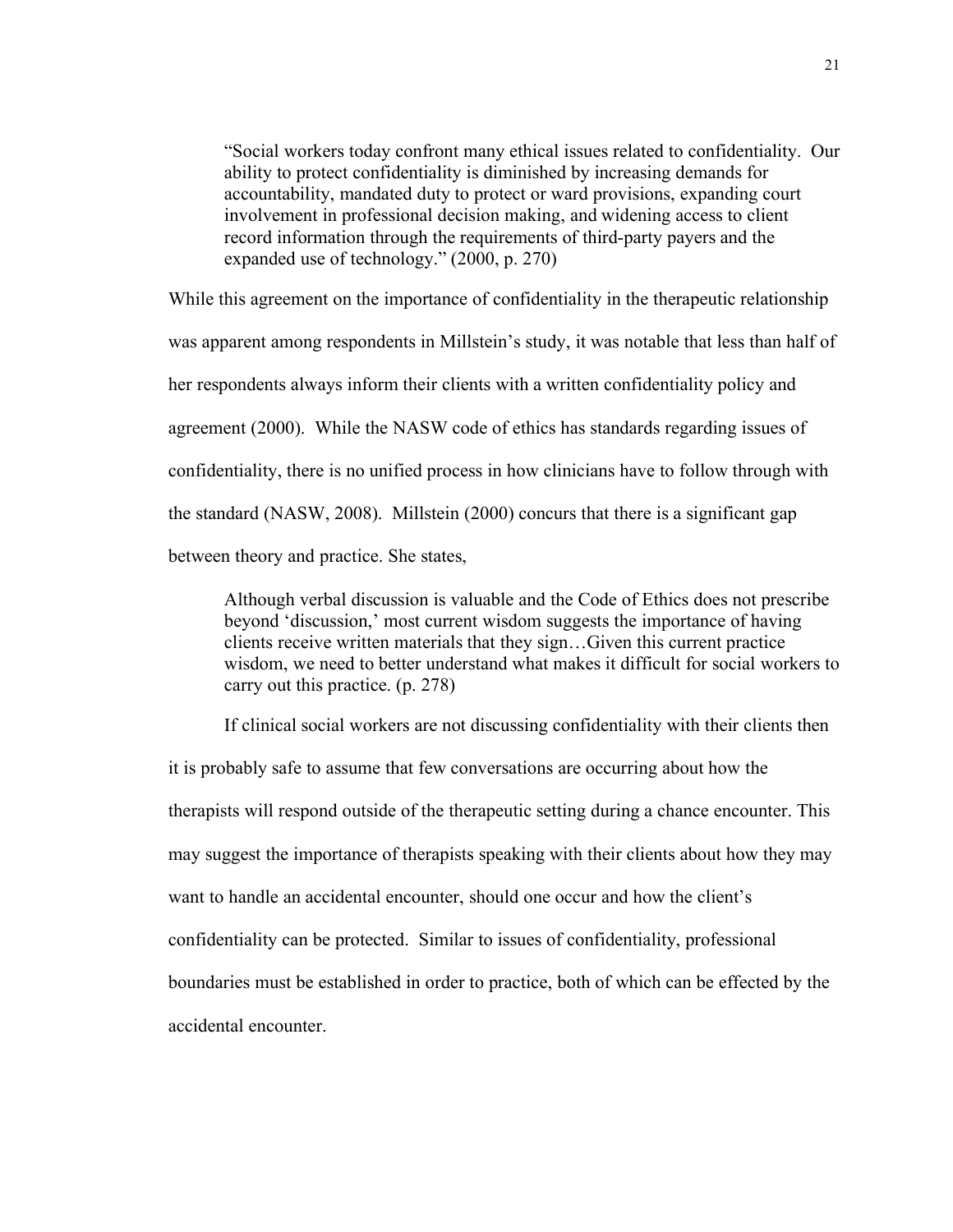> "Social workers today confront many ethical issues related to confidentiality. Our ability to protect confidentiality is diminished by increasing demands for accountability, mandated duty to protect or ward provisions, expanding court involvement in professional decision making, and widening access to client record information through the requirements of third-party payers and the expanded use of technology." (2000, p. 270)

While this agreement on the importance of confidentiality in the therapeutic relationship was apparent among respondents in Millstein's study, it was notable that less than half of her respondents always inform their clients with a written confidentiality policy and agreement (2000). While the NASW code of ethics has standards regarding issues of confidentiality, there is no unified process in how clinicians have to follow through with the standard (NASW, 2008). Millstein (2000) concurs that there is a significant gap between theory and practice. She states,

> Although verbal discussion is valuable and the Code of Ethics does not prescribe beyond 'discussion,' most current wisdom suggests the importance of having clients receive written materials that they sign…Given this current practice wisdom, we need to better understand what makes it difficult for social workers to carry out this practice. (p. 278)

If clinical social workers are not discussing confidentiality with their clients then it is probably safe to assume that few conversations are occurring about how the therapists will respond outside of the therapeutic setting during a chance encounter. This may suggest the importance of therapists speaking with their clients about how they may want to handle an accidental encounter, should one occur and how the client's confidentiality can be protected. Similar to issues of confidentiality, professional boundaries must be established in order to practice, both of which can be effected by the accidental encounter.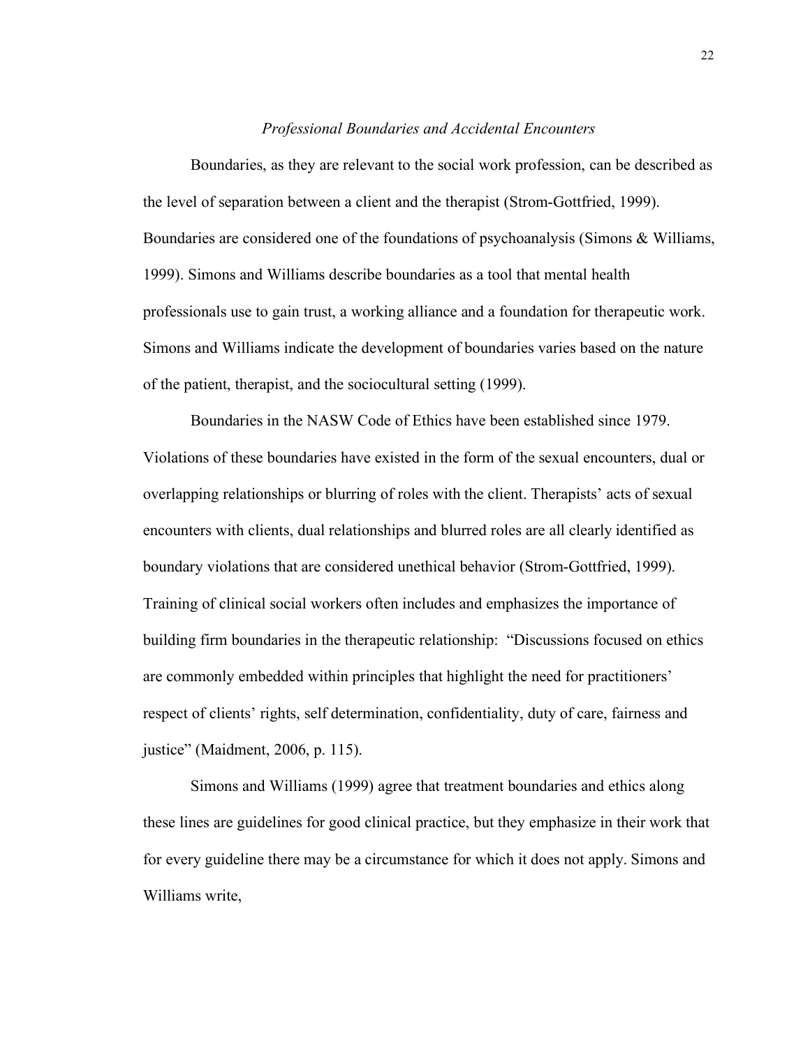### *Professional Boundaries and Accidental Encounters*

Boundaries, as they are relevant to the social work profession, can be described as the level of separation between a client and the therapist (Strom-Gottfried, 1999). Boundaries are considered one of the foundations of psychoanalysis (Simons & Williams, 1999). Simons and Williams describe boundaries as a tool that mental health professionals use to gain trust, a working alliance and a foundation for therapeutic work. Simons and Williams indicate the development of boundaries varies based on the nature of the patient, therapist, and the sociocultural setting (1999).

Boundaries in the NASW Code of Ethics have been established since 1979. Violations of these boundaries have existed in the form of the sexual encounters, dual or overlapping relationships or blurring of roles with the client. Therapists' acts of sexual encounters with clients, dual relationships and blurred roles are all clearly identified as boundary violations that are considered unethical behavior (Strom-Gottfried, 1999). Training of clinical social workers often includes and emphasizes the importance of building firm boundaries in the therapeutic relationship: "Discussions focused on ethics are commonly embedded within principles that highlight the need for practitioners' respect of clients' rights, self determination, confidentiality, duty of care, fairness and justice" (Maidment, 2006, p. 115).

Simons and Williams (1999) agree that treatment boundaries and ethics along these lines are guidelines for good clinical practice, but they emphasize in their work that for every guideline there may be a circumstance for which it does not apply. Simons and Williams write,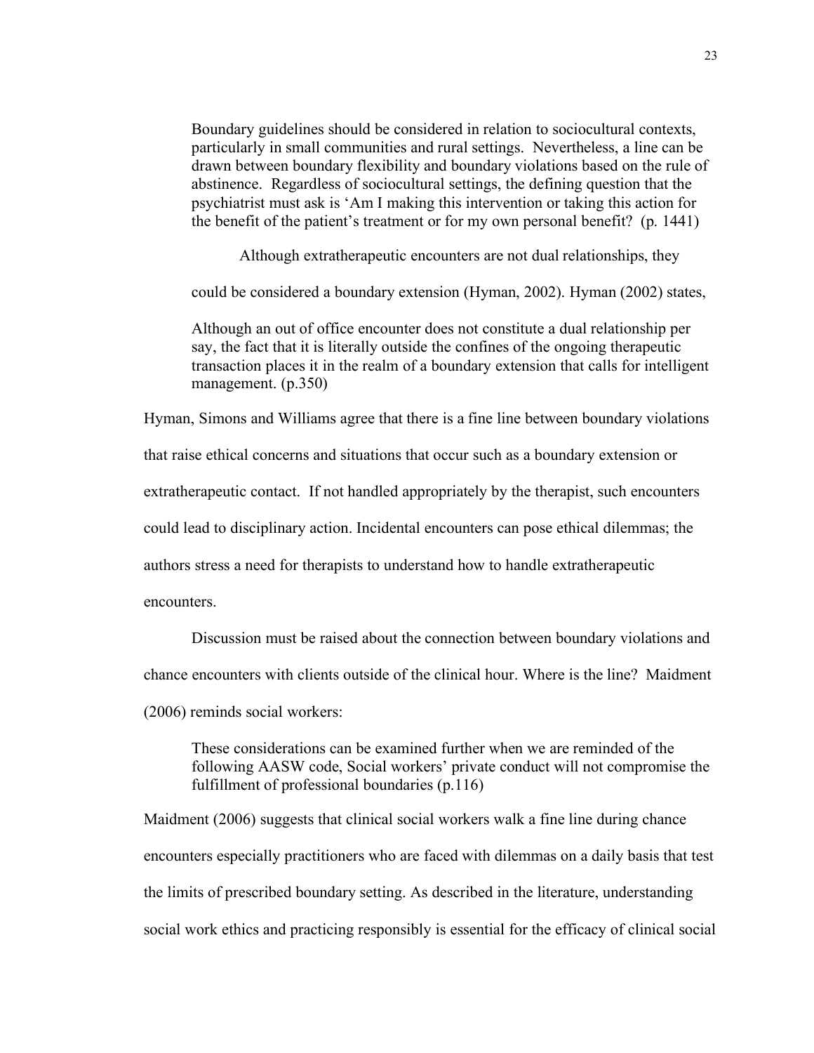> Boundary guidelines should be considered in relation to sociocultural contexts, particularly in small communities and rural settings. Nevertheless, a line can be drawn between boundary flexibility and boundary violations based on the rule of abstinence. Regardless of sociocultural settings, the defining question that the psychiatrist must ask is 'Am I making this intervention or taking this action for the benefit of the patient's treatment or for my own personal benefit? (p. 1441)

Although extratherapeutic encounters are not dual relationships, they could be considered a boundary extension (Hyman, 2002). Hyman (2002) states,

> Although an out of office encounter does not constitute a dual relationship per say, the fact that it is literally outside the confines of the ongoing therapeutic transaction places it in the realm of a boundary extension that calls for intelligent management. (p.350)

Hyman, Simons and Williams agree that there is a fine line between boundary violations that raise ethical concerns and situations that occur such as a boundary extension or extratherapeutic contact. If not handled appropriately by the therapist, such encounters could lead to disciplinary action. Incidental encounters can pose ethical dilemmas; the authors stress a need for therapists to understand how to handle extratherapeutic encounters.

Discussion must be raised about the connection between boundary violations and chance encounters with clients outside of the clinical hour. Where is the line? Maidment (2006) reminds social workers:

> These considerations can be examined further when we are reminded of the following AASW code, Social workers' private conduct will not compromise the fulfillment of professional boundaries (p.116)

Maidment (2006) suggests that clinical social workers walk a fine line during chance encounters especially practitioners who are faced with dilemmas on a daily basis that test the limits of prescribed boundary setting. As described in the literature, understanding social work ethics and practicing responsibly is essential for the efficacy of clinical social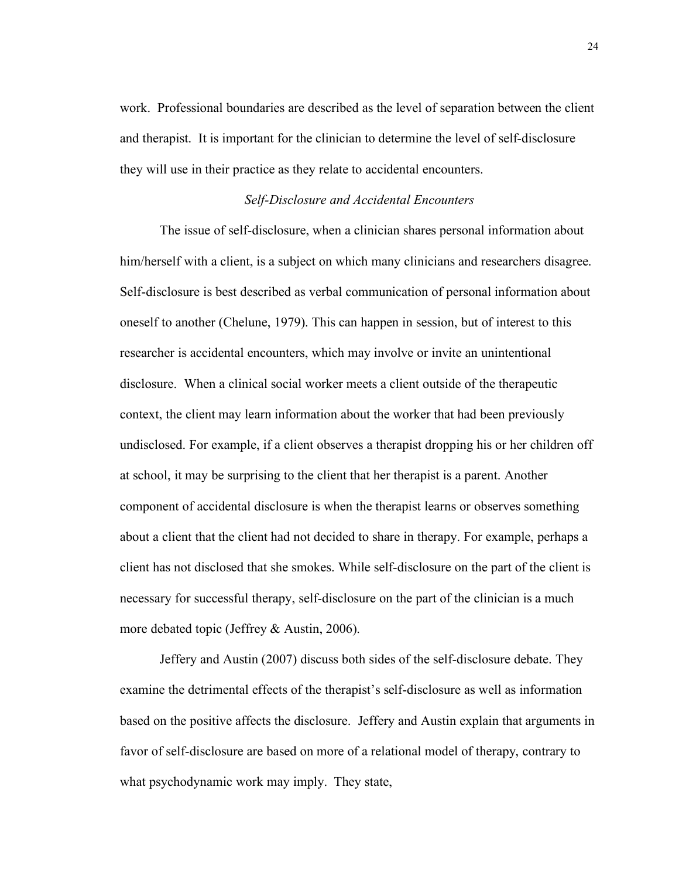work. Professional boundaries are described as the level of separation between the client and therapist. It is important for the clinician to determine the level of self-disclosure they will use in their practice as they relate to accidental encounters.

### *Self-Disclosure and Accidental Encounters*

The issue of self-disclosure, when a clinician shares personal information about him/herself with a client, is a subject on which many clinicians and researchers disagree. Self-disclosure is best described as verbal communication of personal information about oneself to another (Chelune, 1979). This can happen in session, but of interest to this researcher is accidental encounters, which may involve or invite an unintentional disclosure. When a clinical social worker meets a client outside of the therapeutic context, the client may learn information about the worker that had been previously undisclosed. For example, if a client observes a therapist dropping his or her children off at school, it may be surprising to the client that her therapist is a parent. Another component of accidental disclosure is when the therapist learns or observes something about a client that the client had not decided to share in therapy. For example, perhaps a client has not disclosed that she smokes. While self-disclosure on the part of the client is necessary for successful therapy, self-disclosure on the part of the clinician is a much more debated topic (Jeffrey & Austin, 2006).

Jeffery and Austin (2007) discuss both sides of the self-disclosure debate. They examine the detrimental effects of the therapist's self-disclosure as well as information based on the positive affects the disclosure. Jeffery and Austin explain that arguments in favor of self-disclosure are based on more of a relational model of therapy, contrary to what psychodynamic work may imply. They state,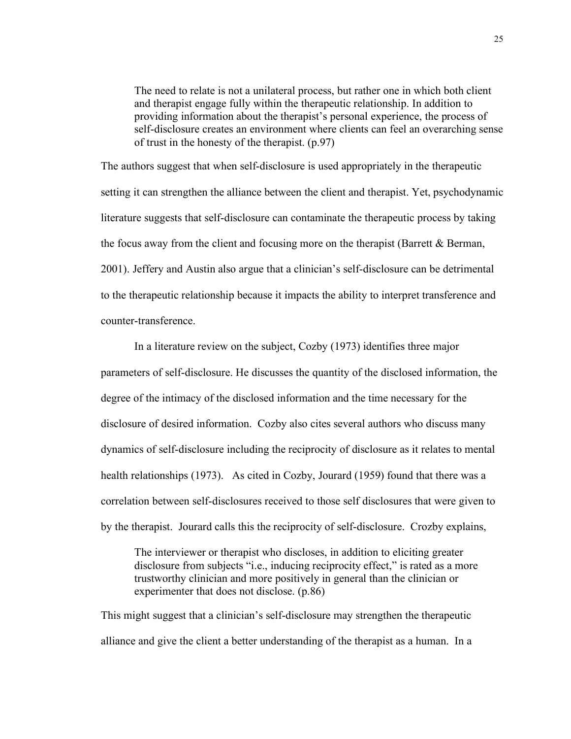> The need to relate is not a unilateral process, but rather one in which both client and therapist engage fully within the therapeutic relationship. In addition to providing information about the therapist's personal experience, the process of self-disclosure creates an environment where clients can feel an overarching sense of trust in the honesty of the therapist. (p.97)

The authors suggest that when self-disclosure is used appropriately in the therapeutic setting it can strengthen the alliance between the client and therapist. Yet, psychodynamic literature suggests that self-disclosure can contaminate the therapeutic process by taking the focus away from the client and focusing more on the therapist (Barrett & Berman, 2001). Jeffery and Austin also argue that a clinician's self-disclosure can be detrimental to the therapeutic relationship because it impacts the ability to interpret transference and counter-transference.

In a literature review on the subject, Cozby (1973) identifies three major parameters of self-disclosure. He discusses the quantity of the disclosed information, the degree of the intimacy of the disclosed information and the time necessary for the disclosure of desired information. Cozby also cites several authors who discuss many dynamics of self-disclosure including the reciprocity of disclosure as it relates to mental health relationships (1973). As cited in Cozby, Jourard (1959) found that there was a correlation between self-disclosures received to those self disclosures that were given to by the therapist. Jourard calls this the reciprocity of self-disclosure. Crozby explains,

> The interviewer or therapist who discloses, in addition to eliciting greater disclosure from subjects "i.e., inducing reciprocity effect," is rated as a more trustworthy clinician and more positively in general than the clinician or experimenter that does not disclose. (p.86)

This might suggest that a clinician's self-disclosure may strengthen the therapeutic alliance and give the client a better understanding of the therapist as a human. In a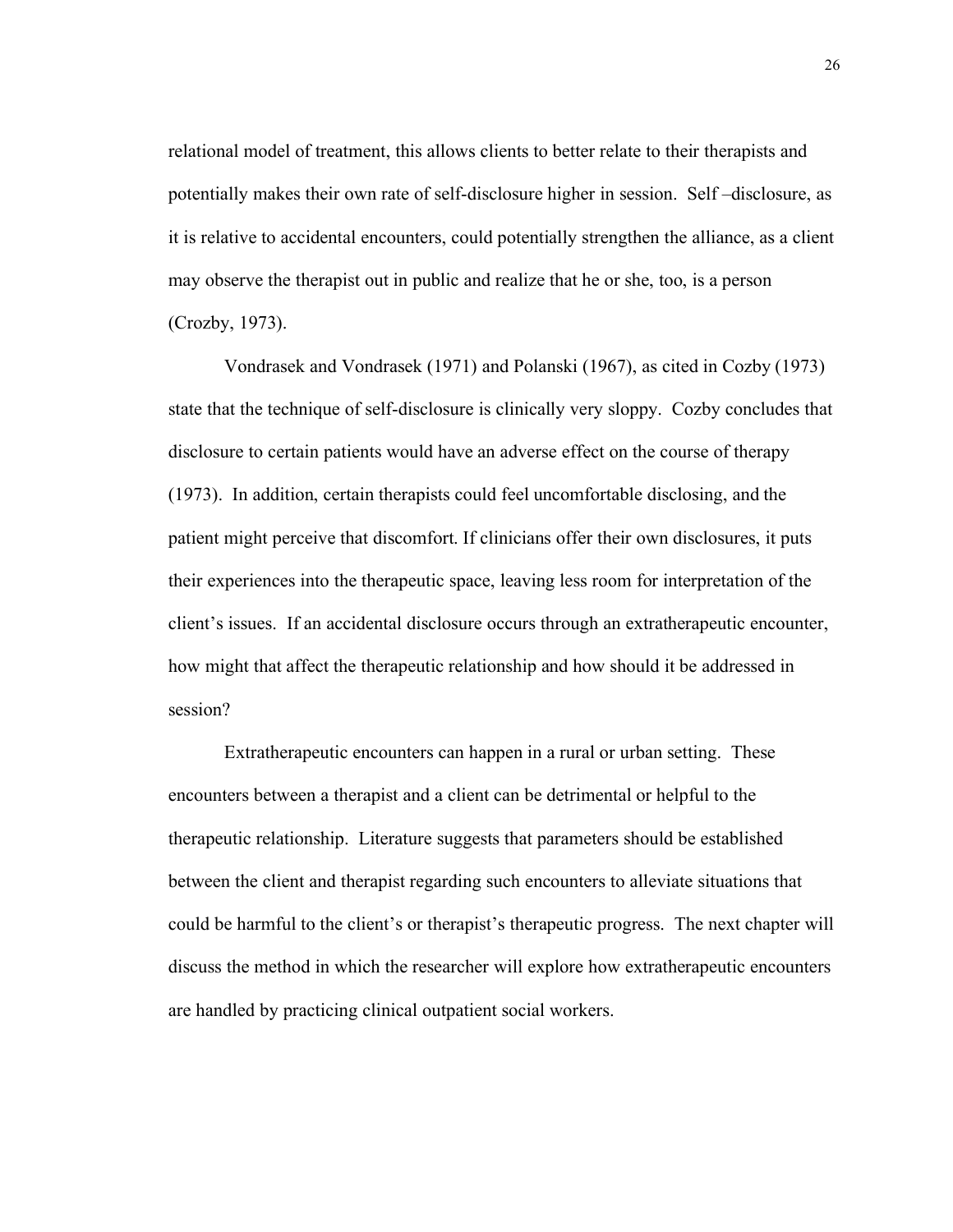relational model of treatment, this allows clients to better relate to their therapists and potentially makes their own rate of self-disclosure higher in session. Self –disclosure, as it is relative to accidental encounters, could potentially strengthen the alliance, as a client may observe the therapist out in public and realize that he or she, too, is a person (Crozby, 1973).

Vondrasek and Vondrasek (1971) and Polanski (1967), as cited in Cozby (1973) state that the technique of self-disclosure is clinically very sloppy. Cozby concludes that disclosure to certain patients would have an adverse effect on the course of therapy (1973). In addition, certain therapists could feel uncomfortable disclosing, and the patient might perceive that discomfort. If clinicians offer their own disclosures, it puts their experiences into the therapeutic space, leaving less room for interpretation of the client's issues. If an accidental disclosure occurs through an extratherapeutic encounter, how might that affect the therapeutic relationship and how should it be addressed in session?

Extratherapeutic encounters can happen in a rural or urban setting. These encounters between a therapist and a client can be detrimental or helpful to the therapeutic relationship. Literature suggests that parameters should be established between the client and therapist regarding such encounters to alleviate situations that could be harmful to the client's or therapist's therapeutic progress. The next chapter will discuss the method in which the researcher will explore how extratherapeutic encounters are handled by practicing clinical outpatient social workers.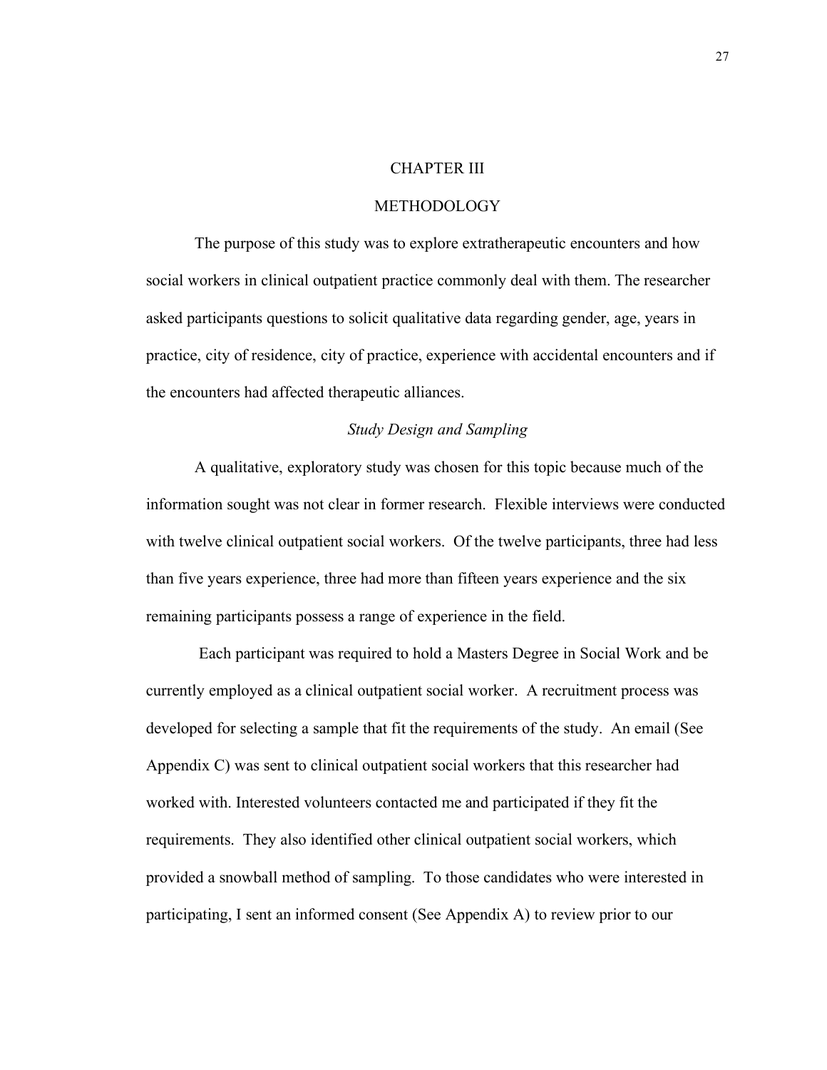# CHAPTER III

# METHODOLOGY

The purpose of this study was to explore extratherapeutic encounters and how social workers in clinical outpatient practice commonly deal with them. The researcher asked participants questions to solicit qualitative data regarding gender, age, years in practice, city of residence, city of practice, experience with accidental encounters and if the encounters had affected therapeutic alliances.

## *Study Design and Sampling*

A qualitative, exploratory study was chosen for this topic because much of the information sought was not clear in former research. Flexible interviews were conducted with twelve clinical outpatient social workers. Of the twelve participants, three had less than five years experience, three had more than fifteen years experience and the six remaining participants possess a range of experience in the field.

Each participant was required to hold a Masters Degree in Social Work and be currently employed as a clinical outpatient social worker. A recruitment process was developed for selecting a sample that fit the requirements of the study. An email (See Appendix C) was sent to clinical outpatient social workers that this researcher had worked with. Interested volunteers contacted me and participated if they fit the requirements. They also identified other clinical outpatient social workers, which provided a snowball method of sampling. To those candidates who were interested in participating, I sent an informed consent (See Appendix A) to review prior to our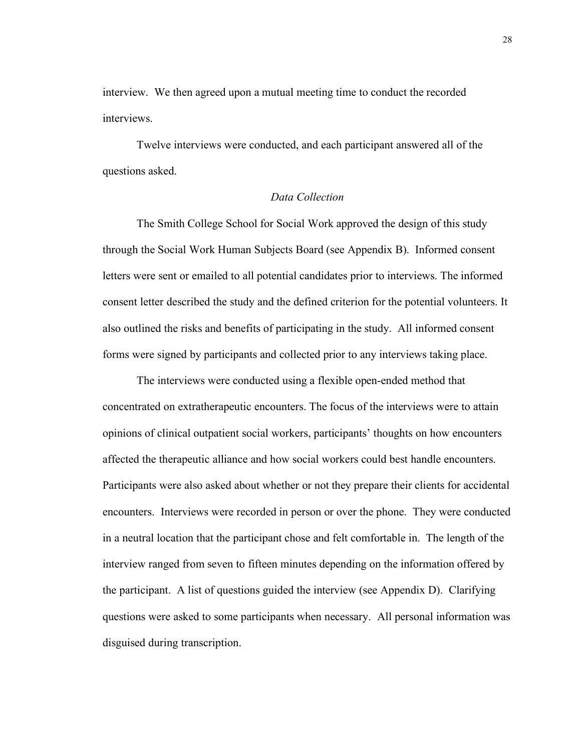interview. We then agreed upon a mutual meeting time to conduct the recorded interviews.

Twelve interviews were conducted, and each participant answered all of the questions asked.

### *Data Collection*

The Smith College School for Social Work approved the design of this study through the Social Work Human Subjects Board (see Appendix B). Informed consent letters were sent or emailed to all potential candidates prior to interviews. The informed consent letter described the study and the defined criterion for the potential volunteers. It also outlined the risks and benefits of participating in the study. All informed consent forms were signed by participants and collected prior to any interviews taking place.

The interviews were conducted using a flexible open-ended method that concentrated on extratherapeutic encounters. The focus of the interviews were to attain opinions of clinical outpatient social workers, participants' thoughts on how encounters affected the therapeutic alliance and how social workers could best handle encounters. Participants were also asked about whether or not they prepare their clients for accidental encounters. Interviews were recorded in person or over the phone. They were conducted in a neutral location that the participant chose and felt comfortable in. The length of the interview ranged from seven to fifteen minutes depending on the information offered by the participant. A list of questions guided the interview (see Appendix D). Clarifying questions were asked to some participants when necessary. All personal information was disguised during transcription.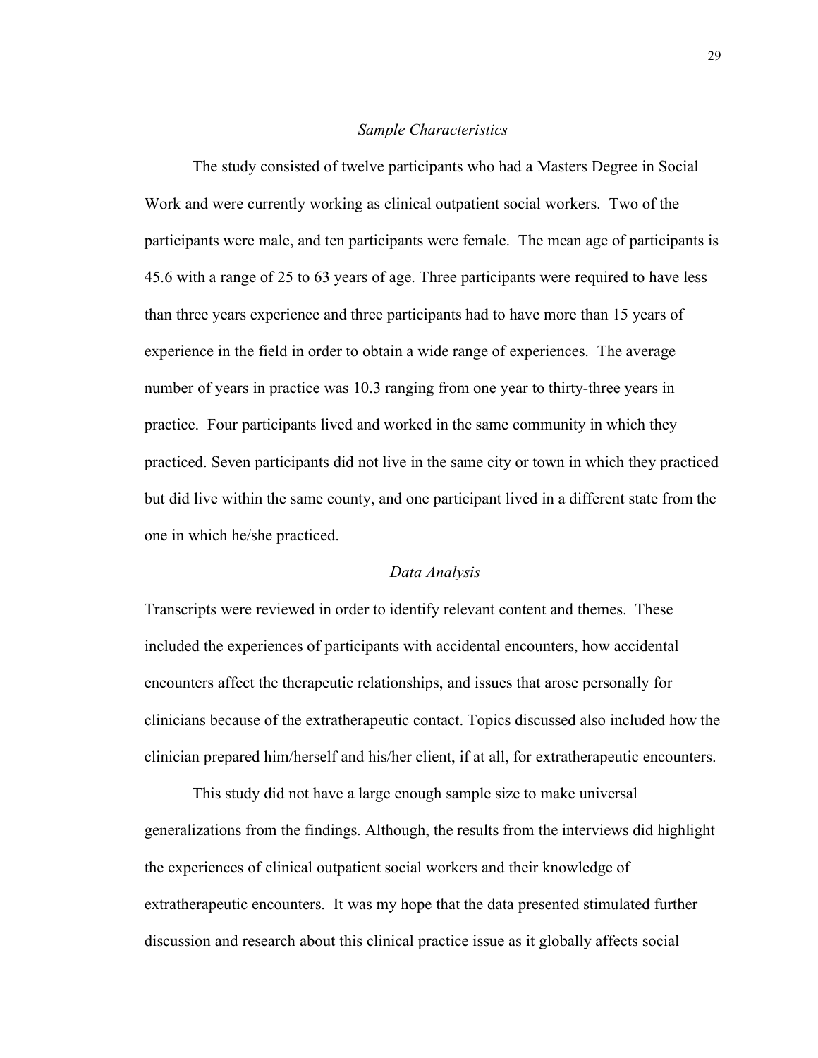*Sample Characteristics*

The study consisted of twelve participants who had a Masters Degree in Social Work and were currently working as clinical outpatient social workers. Two of the participants were male, and ten participants were female. The mean age of participants is 45.6 with a range of 25 to 63 years of age. Three participants were required to have less than three years experience and three participants had to have more than 15 years of experience in the field in order to obtain a wide range of experiences. The average number of years in practice was 10.3 ranging from one year to thirty-three years in practice. Four participants lived and worked in the same community in which they practiced. Seven participants did not live in the same city or town in which they practiced but did live within the same county, and one participant lived in a different state from the one in which he/she practiced.

*Data Analysis*

Transcripts were reviewed in order to identify relevant content and themes. These included the experiences of participants with accidental encounters, how accidental encounters affect the therapeutic relationships, and issues that arose personally for clinicians because of the extratherapeutic contact. Topics discussed also included how the clinician prepared him/herself and his/her client, if at all, for extratherapeutic encounters.

This study did not have a large enough sample size to make universal generalizations from the findings. Although, the results from the interviews did highlight the experiences of clinical outpatient social workers and their knowledge of extratherapeutic encounters. It was my hope that the data presented stimulated further discussion and research about this clinical practice issue as it globally affects social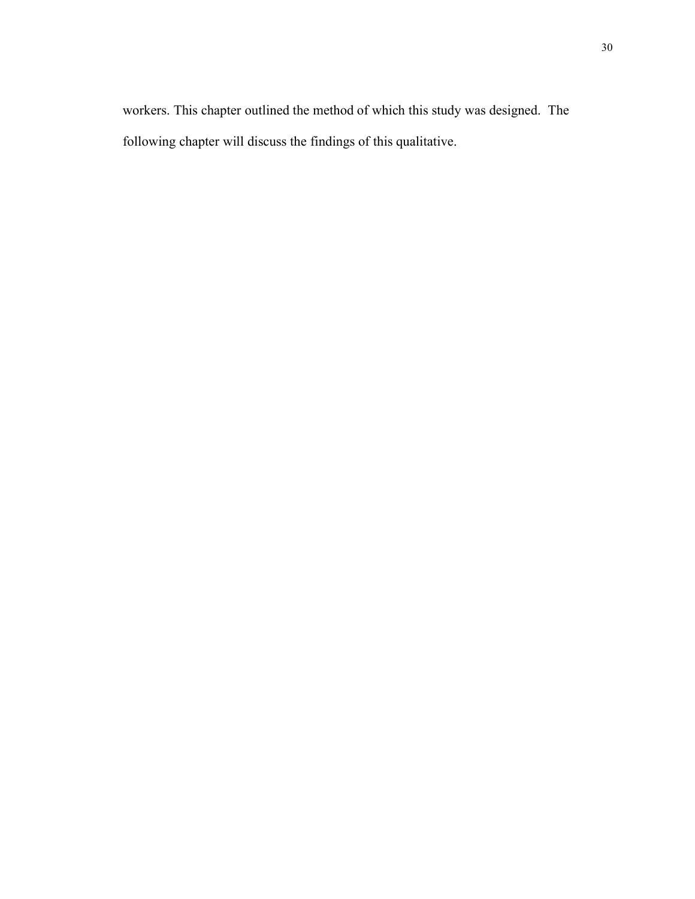workers. This chapter outlined the method of which this study was designed. The following chapter will discuss the findings of this qualitative.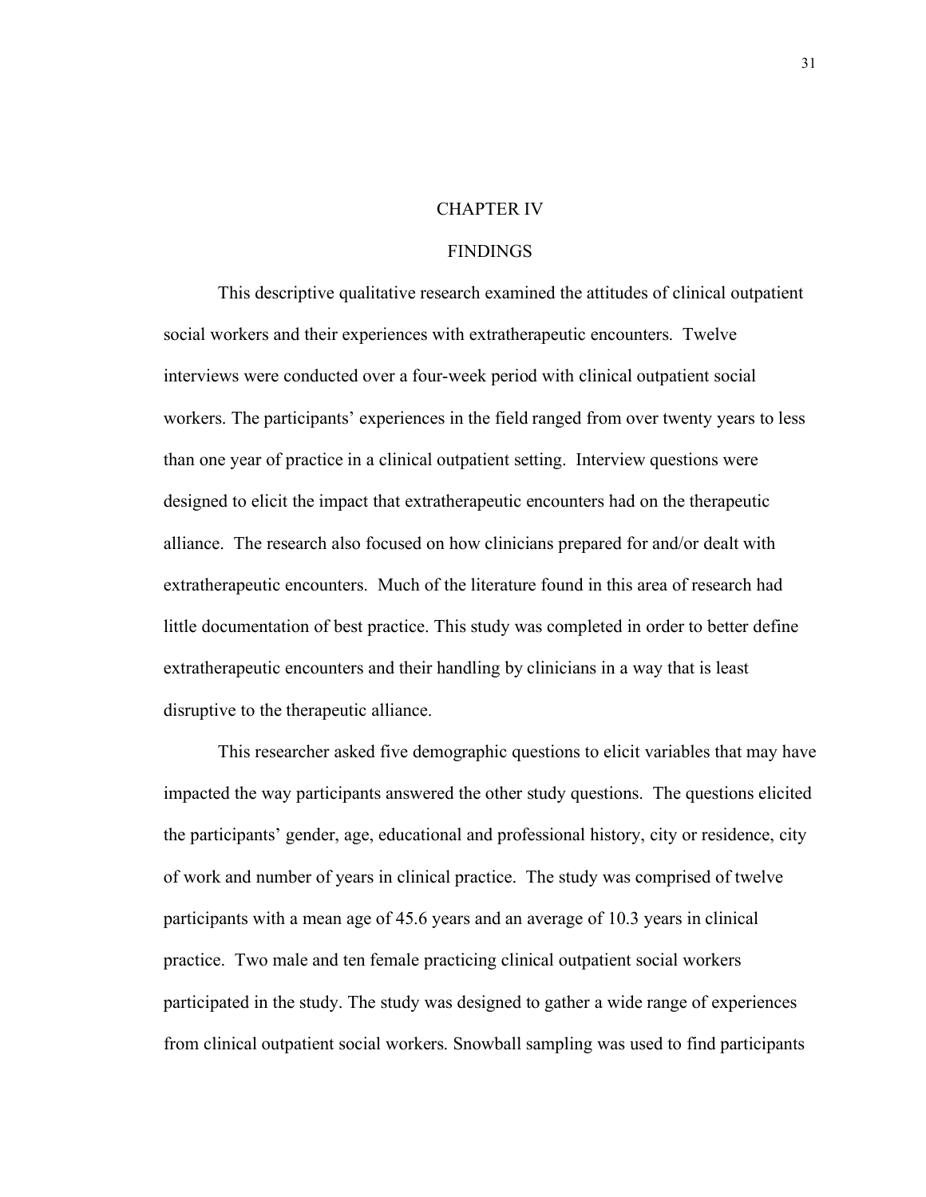# CHAPTER IV

# FINDINGS

This descriptive qualitative research examined the attitudes of clinical outpatient social workers and their experiences with extratherapeutic encounters. Twelve interviews were conducted over a four-week period with clinical outpatient social workers. The participants' experiences in the field ranged from over twenty years to less than one year of practice in a clinical outpatient setting. Interview questions were designed to elicit the impact that extratherapeutic encounters had on the therapeutic alliance. The research also focused on how clinicians prepared for and/or dealt with extratherapeutic encounters. Much of the literature found in this area of research had little documentation of best practice. This study was completed in order to better define extratherapeutic encounters and their handling by clinicians in a way that is least disruptive to the therapeutic alliance.

This researcher asked five demographic questions to elicit variables that may have impacted the way participants answered the other study questions. The questions elicited the participants' gender, age, educational and professional history, city or residence, city of work and number of years in clinical practice. The study was comprised of twelve participants with a mean age of 45.6 years and an average of 10.3 years in clinical practice. Two male and ten female practicing clinical outpatient social workers participated in the study. The study was designed to gather a wide range of experiences from clinical outpatient social workers. Snowball sampling was used to find participants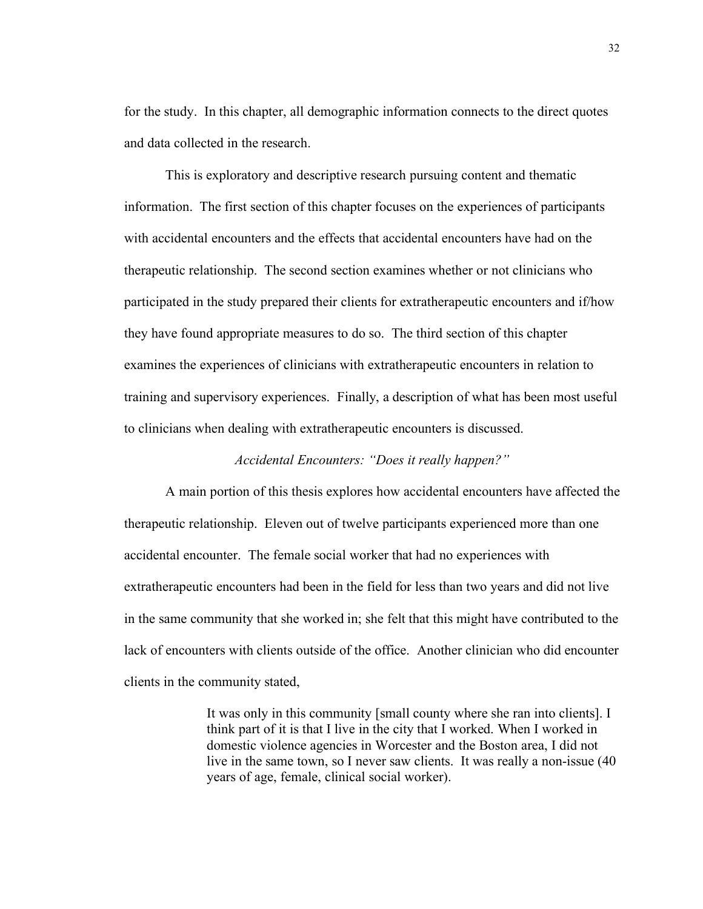for the study. In this chapter, all demographic information connects to the direct quotes and data collected in the research.

This is exploratory and descriptive research pursuing content and thematic information. The first section of this chapter focuses on the experiences of participants with accidental encounters and the effects that accidental encounters have had on the therapeutic relationship. The second section examines whether or not clinicians who participated in the study prepared their clients for extratherapeutic encounters and if/how they have found appropriate measures to do so. The third section of this chapter examines the experiences of clinicians with extratherapeutic encounters in relation to training and supervisory experiences. Finally, a description of what has been most useful to clinicians when dealing with extratherapeutic encounters is discussed.

### *Accidental Encounters: "Does it really happen?"*

A main portion of this thesis explores how accidental encounters have affected the therapeutic relationship. Eleven out of twelve participants experienced more than one accidental encounter. The female social worker that had no experiences with extratherapeutic encounters had been in the field for less than two years and did not live in the same community that she worked in; she felt that this might have contributed to the lack of encounters with clients outside of the office. Another clinician who did encounter clients in the community stated,

> It was only in this community [small county where she ran into clients]. I think part of it is that I live in the city that I worked. When I worked in domestic violence agencies in Worcester and the Boston area, I did not live in the same town, so I never saw clients. It was really a non-issue (40 years of age, female, clinical social worker).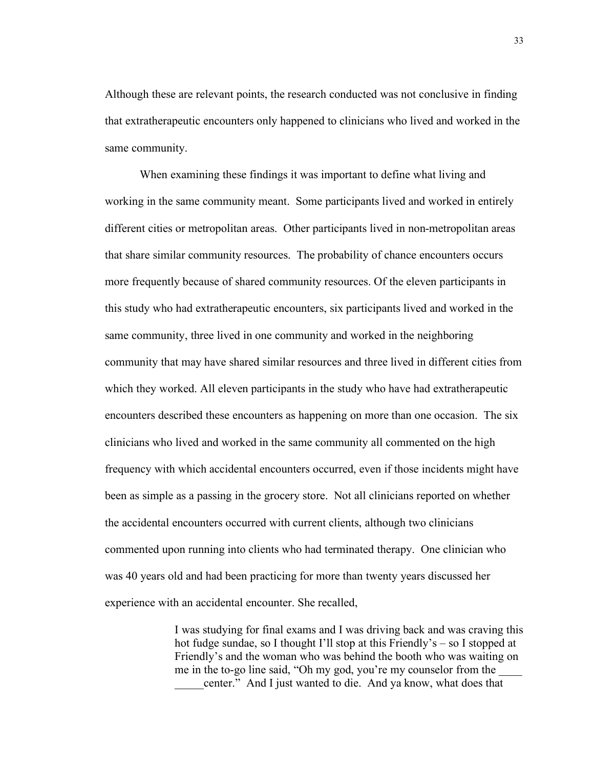Although these are relevant points, the research conducted was not conclusive in finding that extratherapeutic encounters only happened to clinicians who lived and worked in the same community.

When examining these findings it was important to define what living and working in the same community meant. Some participants lived and worked in entirely different cities or metropolitan areas. Other participants lived in non-metropolitan areas that share similar community resources. The probability of chance encounters occurs more frequently because of shared community resources. Of the eleven participants in this study who had extratherapeutic encounters, six participants lived and worked in the same community, three lived in one community and worked in the neighboring community that may have shared similar resources and three lived in different cities from which they worked. All eleven participants in the study who have had extratherapeutic encounters described these encounters as happening on more than one occasion. The six clinicians who lived and worked in the same community all commented on the high frequency with which accidental encounters occurred, even if those incidents might have been as simple as a passing in the grocery store. Not all clinicians reported on whether the accidental encounters occurred with current clients, although two clinicians commented upon running into clients who had terminated therapy. One clinician who was 40 years old and had been practicing for more than twenty years discussed her experience with an accidental encounter. She recalled,

> I was studying for final exams and I was driving back and was craving this hot fudge sundae, so I thought I'll stop at this Friendly's – so I stopped at Friendly's and the woman who was behind the booth who was waiting on me in the to-go line said, "Oh my god, you're my counselor from the ____ _____center." And I just wanted to die. And ya know, what does that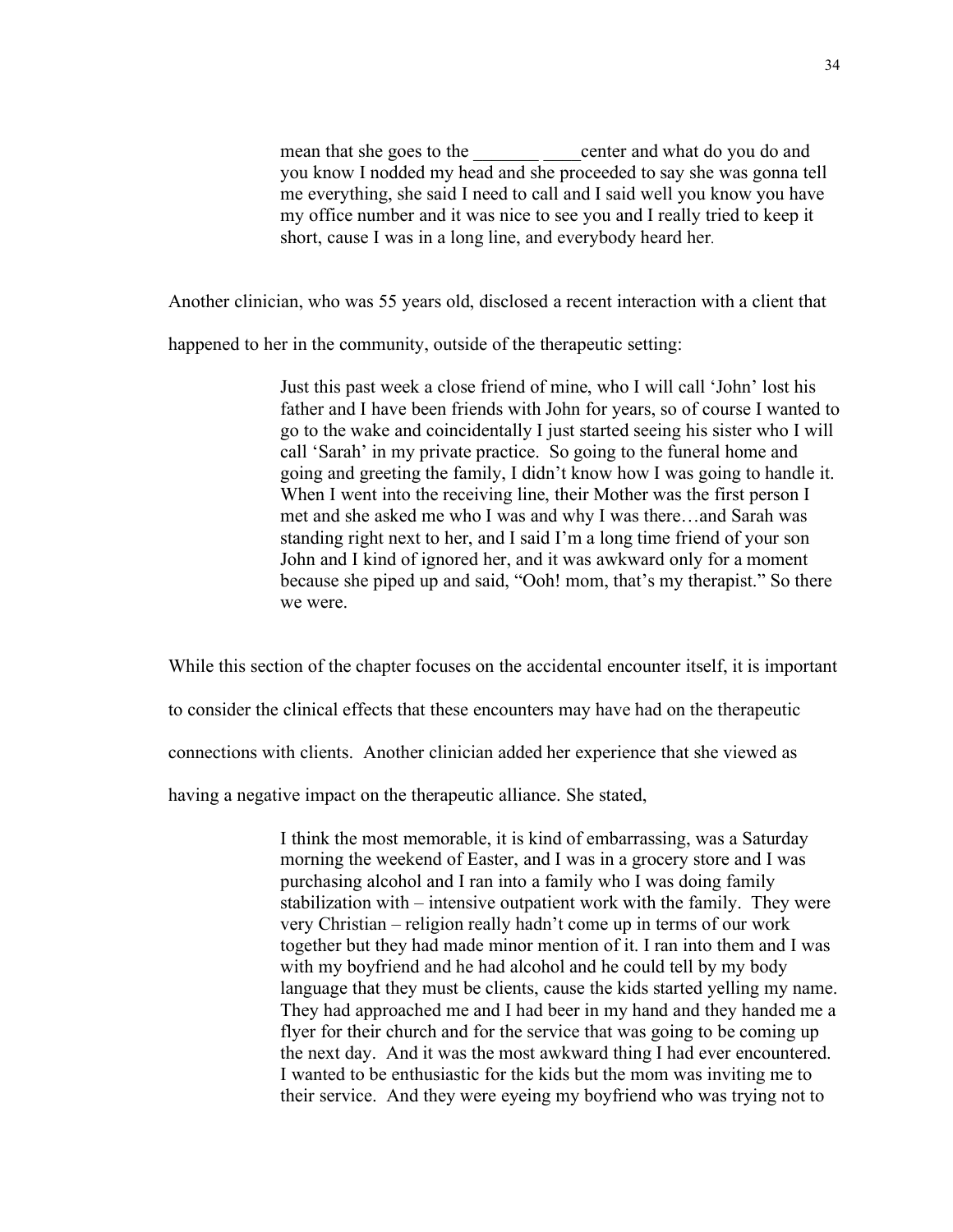> mean that she goes to the _______ ____center and what do you do and you know I nodded my head and she proceeded to say she was gonna tell me everything, she said I need to call and I said well you know you have my office number and it was nice to see you and I really tried to keep it short, cause I was in a long line, and everybody heard her.

Another clinician, who was 55 years old, disclosed a recent interaction with a client that happened to her in the community, outside of the therapeutic setting:

> Just this past week a close friend of mine, who I will call 'John' lost his father and I have been friends with John for years, so of course I wanted to go to the wake and coincidentally I just started seeing his sister who I will call 'Sarah' in my private practice. So going to the funeral home and going and greeting the family, I didn't know how I was going to handle it. When I went into the receiving line, their Mother was the first person I met and she asked me who I was and why I was there…and Sarah was standing right next to her, and I said I'm a long time friend of your son John and I kind of ignored her, and it was awkward only for a moment because she piped up and said, "Ooh! mom, that's my therapist." So there we were.

While this section of the chapter focuses on the accidental encounter itself, it is important to consider the clinical effects that these encounters may have had on the therapeutic connections with clients. Another clinician added her experience that she viewed as having a negative impact on the therapeutic alliance. She stated,

> I think the most memorable, it is kind of embarrassing, was a Saturday morning the weekend of Easter, and I was in a grocery store and I was purchasing alcohol and I ran into a family who I was doing family stabilization with – intensive outpatient work with the family. They were very Christian – religion really hadn't come up in terms of our work together but they had made minor mention of it. I ran into them and I was with my boyfriend and he had alcohol and he could tell by my body language that they must be clients, cause the kids started yelling my name. They had approached me and I had beer in my hand and they handed me a flyer for their church and for the service that was going to be coming up the next day. And it was the most awkward thing I had ever encountered. I wanted to be enthusiastic for the kids but the mom was inviting me to their service. And they were eyeing my boyfriend who was trying not to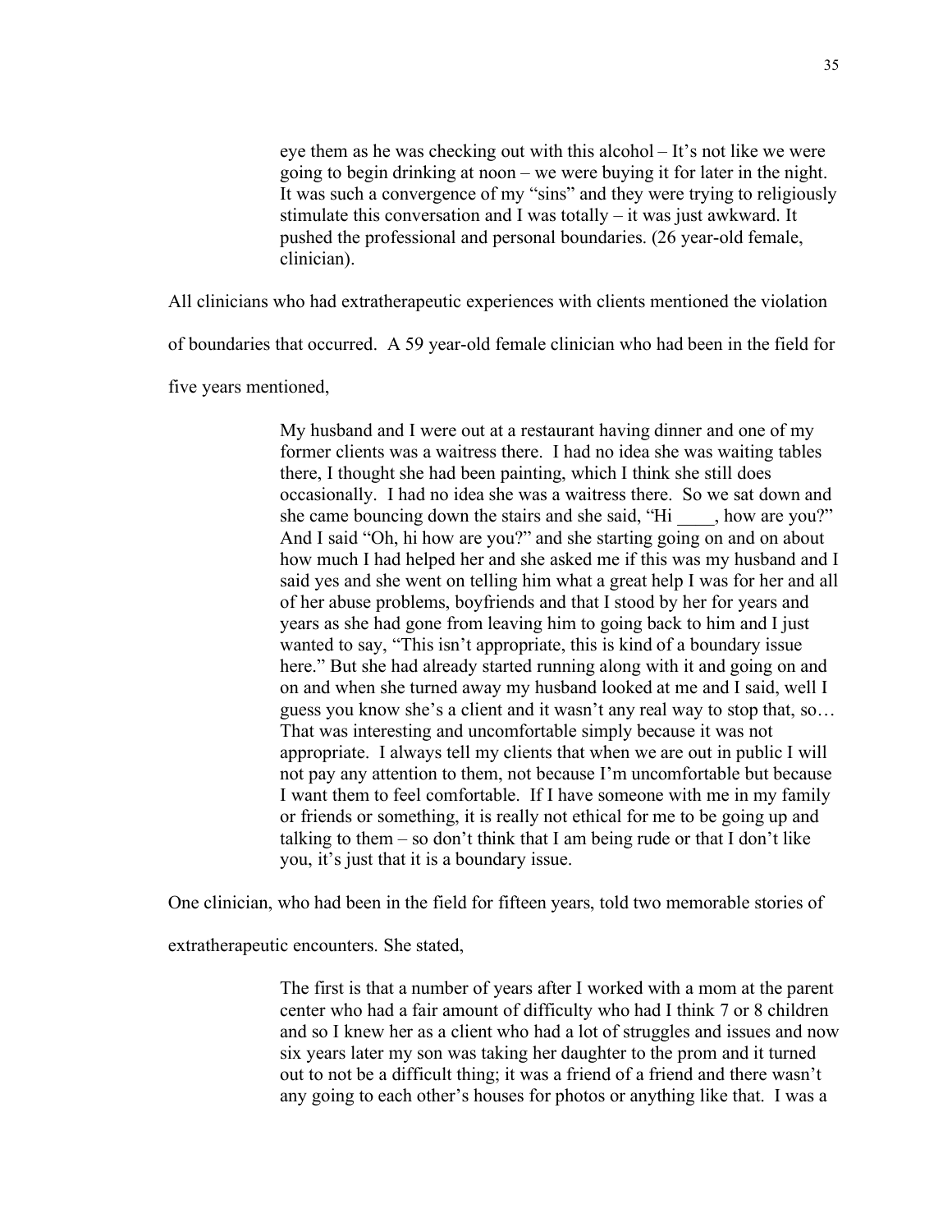> eye them as he was checking out with this alcohol – It's not like we were going to begin drinking at noon – we were buying it for later in the night. It was such a convergence of my "sins" and they were trying to religiously stimulate this conversation and I was totally – it was just awkward. It pushed the professional and personal boundaries. (26 year-old female, clinician).

All clinicians who had extratherapeutic experiences with clients mentioned the violation of boundaries that occurred. A 59 year-old female clinician who had been in the field for five years mentioned,

> My husband and I were out at a restaurant having dinner and one of my former clients was a waitress there. I had no idea she was waiting tables there, I thought she had been painting, which I think she still does occasionally. I had no idea she was a waitress there. So we sat down and she came bouncing down the stairs and she said, "Hi ____, how are you?" And I said "Oh, hi how are you?" and she starting going on and on about how much I had helped her and she asked me if this was my husband and I said yes and she went on telling him what a great help I was for her and all of her abuse problems, boyfriends and that I stood by her for years and years as she had gone from leaving him to going back to him and I just wanted to say, "This isn't appropriate, this is kind of a boundary issue here." But she had already started running along with it and going on and on and when she turned away my husband looked at me and I said, well I guess you know she's a client and it wasn't any real way to stop that, so… That was interesting and uncomfortable simply because it was not appropriate. I always tell my clients that when we are out in public I will not pay any attention to them, not because I'm uncomfortable but because I want them to feel comfortable. If I have someone with me in my family or friends or something, it is really not ethical for me to be going up and talking to them – so don't think that I am being rude or that I don't like you, it's just that it is a boundary issue.

One clinician, who had been in the field for fifteen years, told two memorable stories of extratherapeutic encounters. She stated,

> The first is that a number of years after I worked with a mom at the parent center who had a fair amount of difficulty who had I think 7 or 8 children and so I knew her as a client who had a lot of struggles and issues and now six years later my son was taking her daughter to the prom and it turned out to not be a difficult thing; it was a friend of a friend and there wasn't any going to each other's houses for photos or anything like that. I was a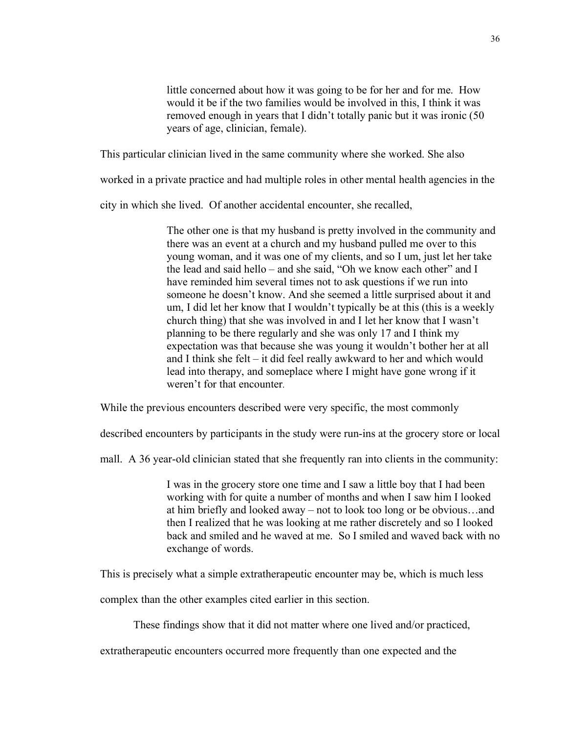> little concerned about how it was going to be for her and for me. How would it be if the two families would be involved in this, I think it was removed enough in years that I didn't totally panic but it was ironic (50 years of age, clinician, female).

This particular clinician lived in the same community where she worked. She also worked in a private practice and had multiple roles in other mental health agencies in the city in which she lived. Of another accidental encounter, she recalled,

> The other one is that my husband is pretty involved in the community and there was an event at a church and my husband pulled me over to this young woman, and it was one of my clients, and so I um, just let her take the lead and said hello – and she said, "Oh we know each other" and I have reminded him several times not to ask questions if we run into someone he doesn't know. And she seemed a little surprised about it and um, I did let her know that I wouldn't typically be at this (this is a weekly church thing) that she was involved in and I let her know that I wasn't planning to be there regularly and she was only 17 and I think my expectation was that because she was young it wouldn't bother her at all and I think she felt – it did feel really awkward to her and which would lead into therapy, and someplace where I might have gone wrong if it weren't for that encounter.

While the previous encounters described were very specific, the most commonly described encounters by participants in the study were run-ins at the grocery store or local mall. A 36 year-old clinician stated that she frequently ran into clients in the community:

> I was in the grocery store one time and I saw a little boy that I had been working with for quite a number of months and when I saw him I looked at him briefly and looked away – not to look too long or be obvious…and then I realized that he was looking at me rather discretely and so I looked back and smiled and he waved at me. So I smiled and waved back with no exchange of words.

This is precisely what a simple extratherapeutic encounter may be, which is much less complex than the other examples cited earlier in this section.

These findings show that it did not matter where one lived and/or practiced, extratherapeutic encounters occurred more frequently than one expected and the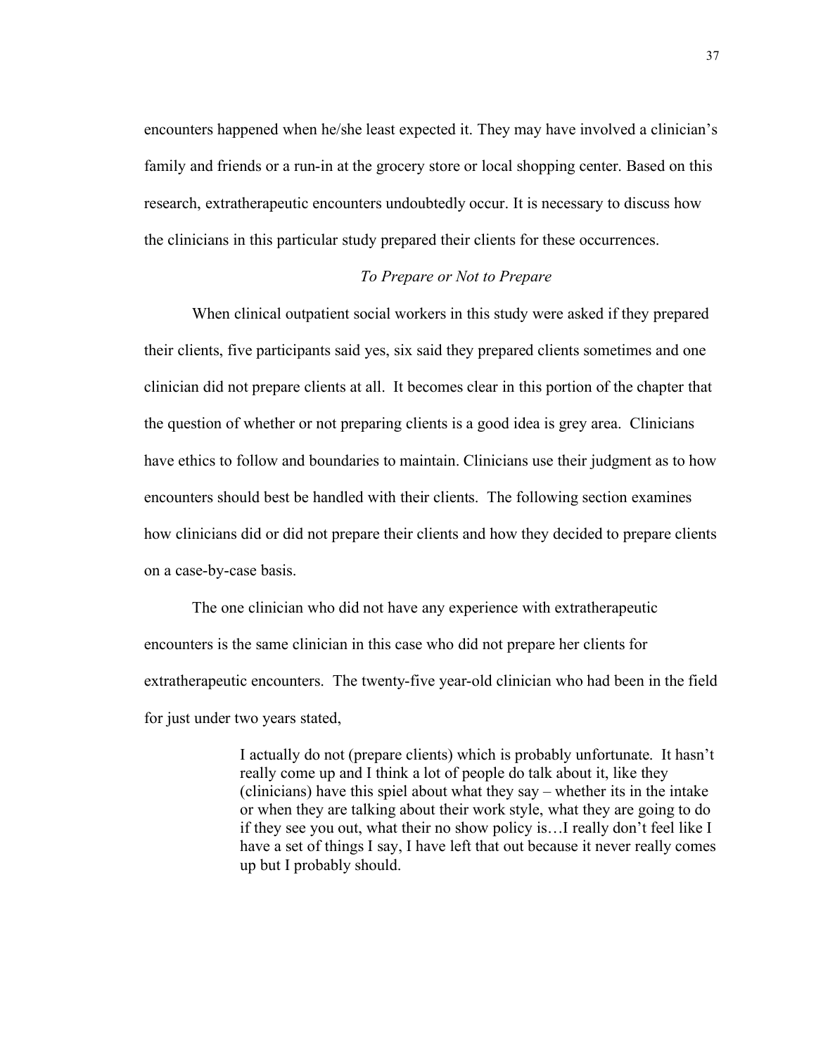encounters happened when he/she least expected it. They may have involved a clinician's family and friends or a run-in at the grocery store or local shopping center. Based on this research, extratherapeutic encounters undoubtedly occur. It is necessary to discuss how the clinicians in this particular study prepared their clients for these occurrences.

### *To Prepare or Not to Prepare*

When clinical outpatient social workers in this study were asked if they prepared their clients, five participants said yes, six said they prepared clients sometimes and one clinician did not prepare clients at all. It becomes clear in this portion of the chapter that the question of whether or not preparing clients is a good idea is grey area. Clinicians have ethics to follow and boundaries to maintain. Clinicians use their judgment as to how encounters should best be handled with their clients. The following section examines how clinicians did or did not prepare their clients and how they decided to prepare clients on a case-by-case basis.

The one clinician who did not have any experience with extratherapeutic encounters is the same clinician in this case who did not prepare her clients for extratherapeutic encounters. The twenty-five year-old clinician who had been in the field for just under two years stated,

> I actually do not (prepare clients) which is probably unfortunate. It hasn't really come up and I think a lot of people do talk about it, like they (clinicians) have this spiel about what they say – whether its in the intake or when they are talking about their work style, what they are going to do if they see you out, what their no show policy is…I really don't feel like I have a set of things I say, I have left that out because it never really comes up but I probably should.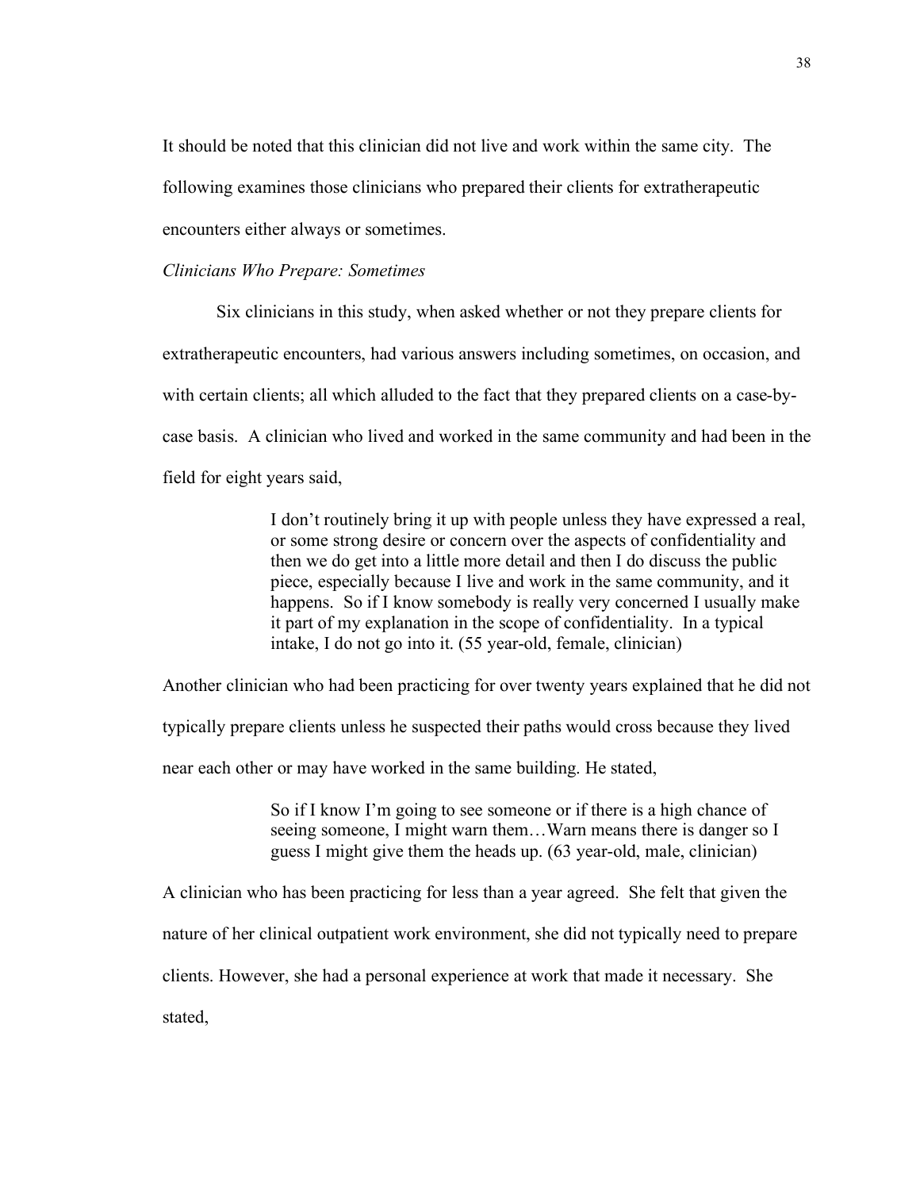It should be noted that this clinician did not live and work within the same city. The following examines those clinicians who prepared their clients for extratherapeutic encounters either always or sometimes.

*Clinicians Who Prepare: Sometimes*

Six clinicians in this study, when asked whether or not they prepare clients for extratherapeutic encounters, had various answers including sometimes, on occasion, and with certain clients; all which alluded to the fact that they prepared clients on a case-by-case basis. A clinician who lived and worked in the same community and had been in the field for eight years said,

> I don't routinely bring it up with people unless they have expressed a real, or some strong desire or concern over the aspects of confidentiality and then we do get into a little more detail and then I do discuss the public piece, especially because I live and work in the same community, and it happens. So if I know somebody is really very concerned I usually make it part of my explanation in the scope of confidentiality. In a typical intake, I do not go into it. (55 year-old, female, clinician)

Another clinician who had been practicing for over twenty years explained that he did not typically prepare clients unless he suspected their paths would cross because they lived near each other or may have worked in the same building. He stated,

> So if I know I'm going to see someone or if there is a high chance of seeing someone, I might warn them…Warn means there is danger so I guess I might give them the heads up. (63 year-old, male, clinician)

A clinician who has been practicing for less than a year agreed. She felt that given the nature of her clinical outpatient work environment, she did not typically need to prepare clients. However, she had a personal experience at work that made it necessary. She stated,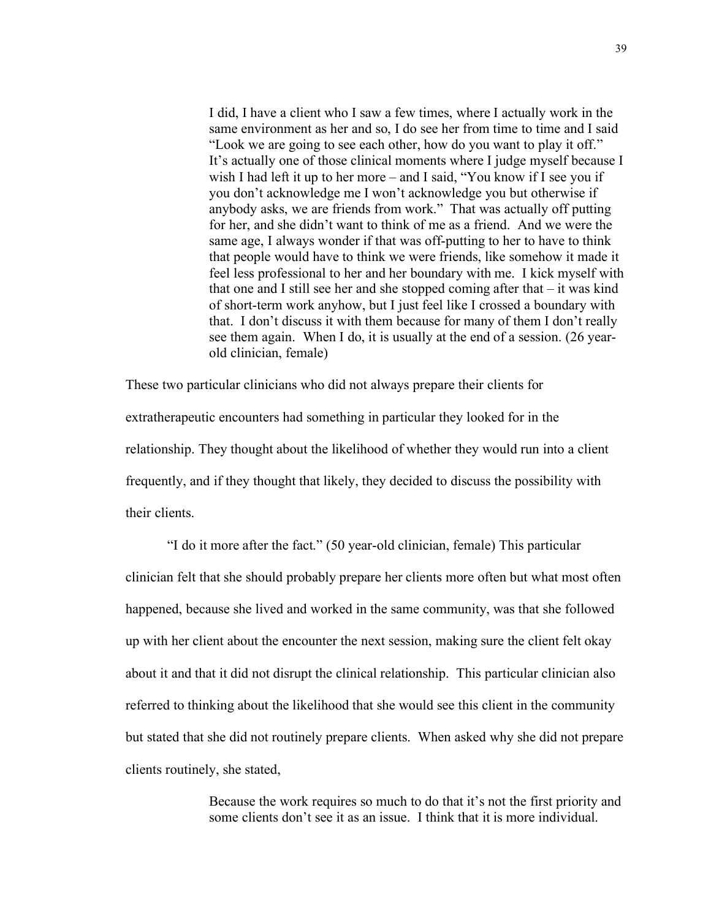> I did, I have a client who I saw a few times, where I actually work in the same environment as her and so, I do see her from time to time and I said "Look we are going to see each other, how do you want to play it off." It's actually one of those clinical moments where I judge myself because I wish I had left it up to her more – and I said, "You know if I see you if you don't acknowledge me I won't acknowledge you but otherwise if anybody asks, we are friends from work." That was actually off putting for her, and she didn't want to think of me as a friend. And we were the same age, I always wonder if that was off-putting to her to have to think that people would have to think we were friends, like somehow it made it feel less professional to her and her boundary with me. I kick myself with that one and I still see her and she stopped coming after that – it was kind of short-term work anyhow, but I just feel like I crossed a boundary with that. I don't discuss it with them because for many of them I don't really see them again. When I do, it is usually at the end of a session. (26 year-old clinician, female)

These two particular clinicians who did not always prepare their clients for extratherapeutic encounters had something in particular they looked for in the relationship. They thought about the likelihood of whether they would run into a client frequently, and if they thought that likely, they decided to discuss the possibility with their clients.

"I do it more after the fact." (50 year-old clinician, female) This particular clinician felt that she should probably prepare her clients more often but what most often happened, because she lived and worked in the same community, was that she followed up with her client about the encounter the next session, making sure the client felt okay about it and that it did not disrupt the clinical relationship. This particular clinician also referred to thinking about the likelihood that she would see this client in the community but stated that she did not routinely prepare clients. When asked why she did not prepare clients routinely, she stated,

> Because the work requires so much to do that it's not the first priority and some clients don't see it as an issue. I think that it is more individual.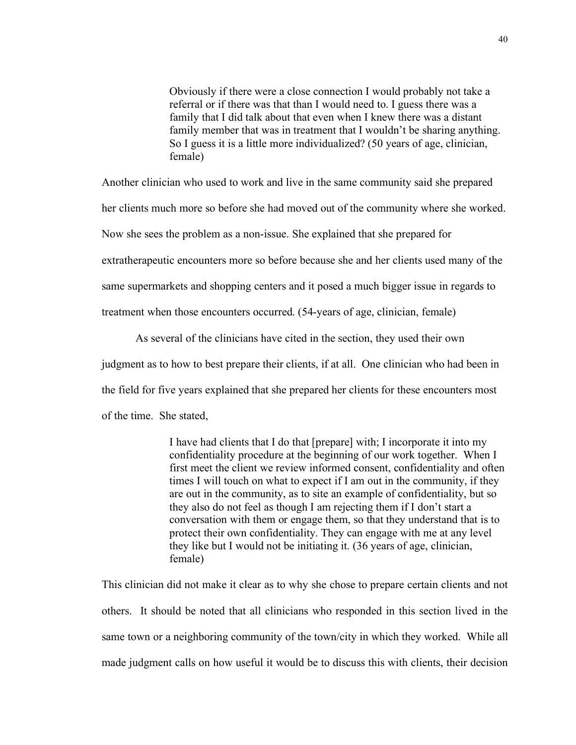> Obviously if there were a close connection I would probably not take a referral or if there was that than I would need to. I guess there was a family that I did talk about that even when I knew there was a distant family member that was in treatment that I wouldn't be sharing anything. So I guess it is a little more individualized? (50 years of age, clinician, female)

Another clinician who used to work and live in the same community said she prepared her clients much more so before she had moved out of the community where she worked. Now she sees the problem as a non-issue. She explained that she prepared for extratherapeutic encounters more so before because she and her clients used many of the same supermarkets and shopping centers and it posed a much bigger issue in regards to treatment when those encounters occurred. (54-years of age, clinician, female)

As several of the clinicians have cited in the section, they used their own judgment as to how to best prepare their clients, if at all. One clinician who had been in the field for five years explained that she prepared her clients for these encounters most of the time. She stated,

> I have had clients that I do that [prepare] with; I incorporate it into my confidentiality procedure at the beginning of our work together. When I first meet the client we review informed consent, confidentiality and often times I will touch on what to expect if I am out in the community, if they are out in the community, as to site an example of confidentiality, but so they also do not feel as though I am rejecting them if I don't start a conversation with them or engage them, so that they understand that is to protect their own confidentiality. They can engage with me at any level they like but I would not be initiating it. (36 years of age, clinician, female)

This clinician did not make it clear as to why she chose to prepare certain clients and not others. It should be noted that all clinicians who responded in this section lived in the same town or a neighboring community of the town/city in which they worked. While all made judgment calls on how useful it would be to discuss this with clients, their decision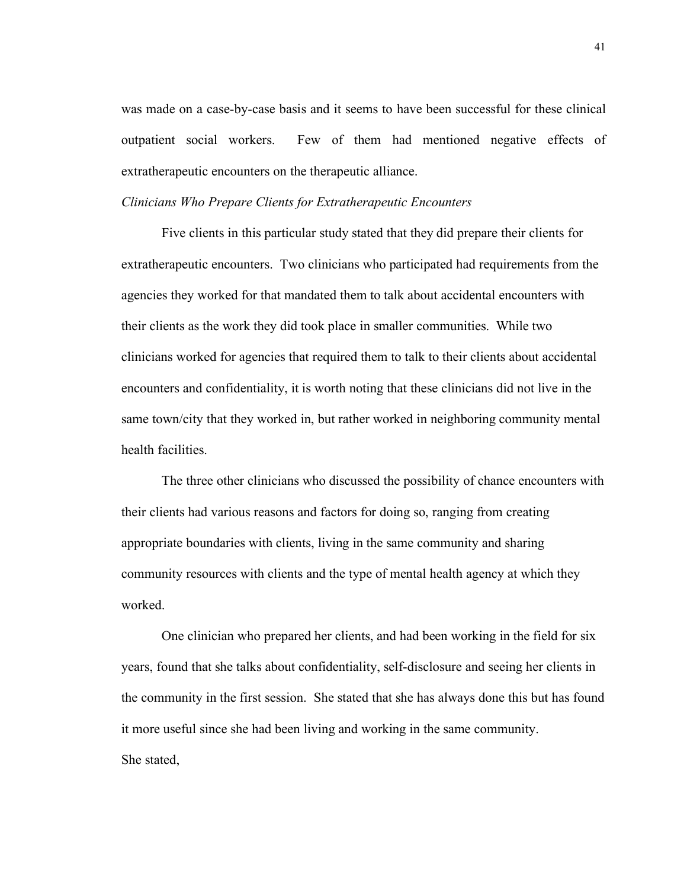was made on a case-by-case basis and it seems to have been successful for these clinical outpatient social workers. Few of them had mentioned negative effects of extratherapeutic encounters on the therapeutic alliance.

*Clinicians Who Prepare Clients for Extratherapeutic Encounters*

Five clients in this particular study stated that they did prepare their clients for extratherapeutic encounters. Two clinicians who participated had requirements from the agencies they worked for that mandated them to talk about accidental encounters with their clients as the work they did took place in smaller communities. While two clinicians worked for agencies that required them to talk to their clients about accidental encounters and confidentiality, it is worth noting that these clinicians did not live in the same town/city that they worked in, but rather worked in neighboring community mental health facilities.

The three other clinicians who discussed the possibility of chance encounters with their clients had various reasons and factors for doing so, ranging from creating appropriate boundaries with clients, living in the same community and sharing community resources with clients and the type of mental health agency at which they worked.

One clinician who prepared her clients, and had been working in the field for six years, found that she talks about confidentiality, self-disclosure and seeing her clients in the community in the first session. She stated that she has always done this but has found it more useful since she had been living and working in the same community.

She stated,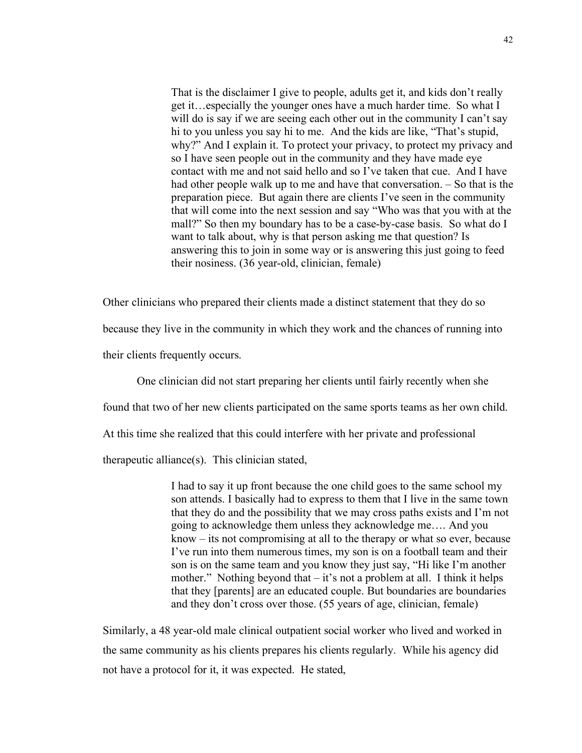> That is the disclaimer I give to people, adults get it, and kids don't really get it…especially the younger ones have a much harder time. So what I will do is say if we are seeing each other out in the community I can't say hi to you unless you say hi to me. And the kids are like, "That's stupid, why?" And I explain it. To protect your privacy, to protect my privacy and so I have seen people out in the community and they have made eye contact with me and not said hello and so I've taken that cue. And I have had other people walk up to me and have that conversation. – So that is the preparation piece. But again there are clients I've seen in the community that will come into the next session and say "Who was that you with at the mall?" So then my boundary has to be a case-by-case basis. So what do I want to talk about, why is that person asking me that question? Is answering this to join in some way or is answering this just going to feed their nosiness. (36 year-old, clinician, female)

Other clinicians who prepared their clients made a distinct statement that they do so because they live in the community in which they work and the chances of running into their clients frequently occurs.

One clinician did not start preparing her clients until fairly recently when she found that two of her new clients participated on the same sports teams as her own child. At this time she realized that this could interfere with her private and professional therapeutic alliance(s). This clinician stated,

> I had to say it up front because the one child goes to the same school my son attends. I basically had to express to them that I live in the same town that they do and the possibility that we may cross paths exists and I'm not going to acknowledge them unless they acknowledge me…. And you know – its not compromising at all to the therapy or what so ever, because I've run into them numerous times, my son is on a football team and their son is on the same team and you know they just say, "Hi like I'm another mother." Nothing beyond that – it's not a problem at all. I think it helps that they [parents] are an educated couple. But boundaries are boundaries and they don't cross over those. (55 years of age, clinician, female)

Similarly, a 48 year-old male clinical outpatient social worker who lived and worked in the same community as his clients prepares his clients regularly. While his agency did not have a protocol for it, it was expected. He stated,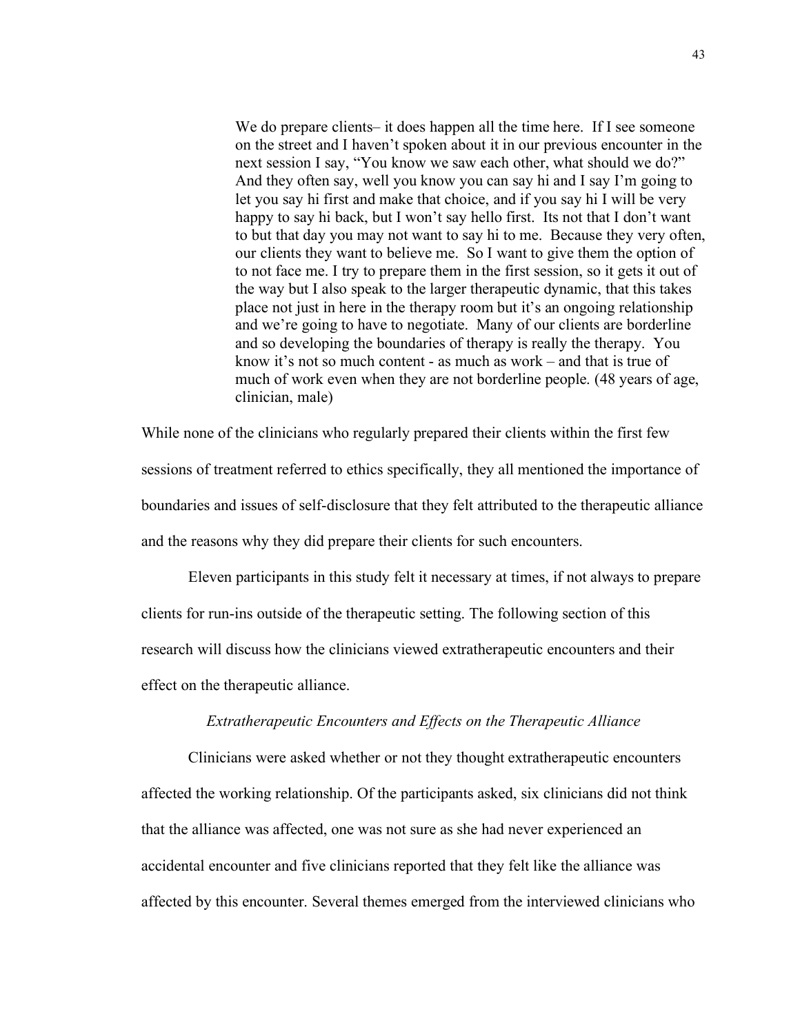> We do prepare clients– it does happen all the time here. If I see someone on the street and I haven't spoken about it in our previous encounter in the next session I say, "You know we saw each other, what should we do?" And they often say, well you know you can say hi and I say I'm going to let you say hi first and make that choice, and if you say hi I will be very happy to say hi back, but I won't say hello first. Its not that I don't want to but that day you may not want to say hi to me. Because they very often, our clients they want to believe me. So I want to give them the option of to not face me. I try to prepare them in the first session, so it gets it out of the way but I also speak to the larger therapeutic dynamic, that this takes place not just in here in the therapy room but it's an ongoing relationship and we're going to have to negotiate. Many of our clients are borderline and so developing the boundaries of therapy is really the therapy. You know it's not so much content - as much as work – and that is true of much of work even when they are not borderline people. (48 years of age, clinician, male)

While none of the clinicians who regularly prepared their clients within the first few sessions of treatment referred to ethics specifically, they all mentioned the importance of boundaries and issues of self-disclosure that they felt attributed to the therapeutic alliance and the reasons why they did prepare their clients for such encounters.

Eleven participants in this study felt it necessary at times, if not always to prepare clients for run-ins outside of the therapeutic setting. The following section of this research will discuss how the clinicians viewed extratherapeutic encounters and their effect on the therapeutic alliance.

### *Extratherapeutic Encounters and Effects on the Therapeutic Alliance*

Clinicians were asked whether or not they thought extratherapeutic encounters affected the working relationship. Of the participants asked, six clinicians did not think that the alliance was affected, one was not sure as she had never experienced an accidental encounter and five clinicians reported that they felt like the alliance was affected by this encounter. Several themes emerged from the interviewed clinicians who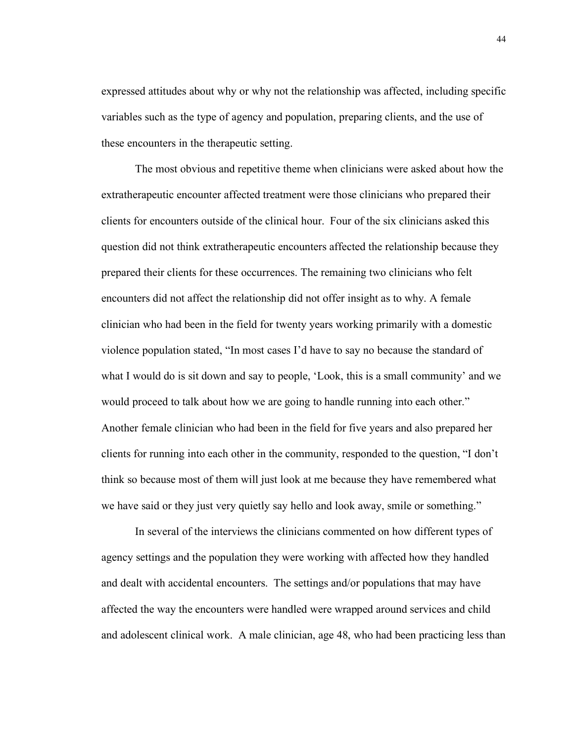expressed attitudes about why or why not the relationship was affected, including specific variables such as the type of agency and population, preparing clients, and the use of these encounters in the therapeutic setting.

The most obvious and repetitive theme when clinicians were asked about how the extratherapeutic encounter affected treatment were those clinicians who prepared their clients for encounters outside of the clinical hour. Four of the six clinicians asked this question did not think extratherapeutic encounters affected the relationship because they prepared their clients for these occurrences. The remaining two clinicians who felt encounters did not affect the relationship did not offer insight as to why. A female clinician who had been in the field for twenty years working primarily with a domestic violence population stated, "In most cases I'd have to say no because the standard of what I would do is sit down and say to people, 'Look, this is a small community' and we would proceed to talk about how we are going to handle running into each other." Another female clinician who had been in the field for five years and also prepared her clients for running into each other in the community, responded to the question, "I don't think so because most of them will just look at me because they have remembered what we have said or they just very quietly say hello and look away, smile or something."

In several of the interviews the clinicians commented on how different types of agency settings and the population they were working with affected how they handled and dealt with accidental encounters. The settings and/or populations that may have affected the way the encounters were handled were wrapped around services and child and adolescent clinical work. A male clinician, age 48, who had been practicing less than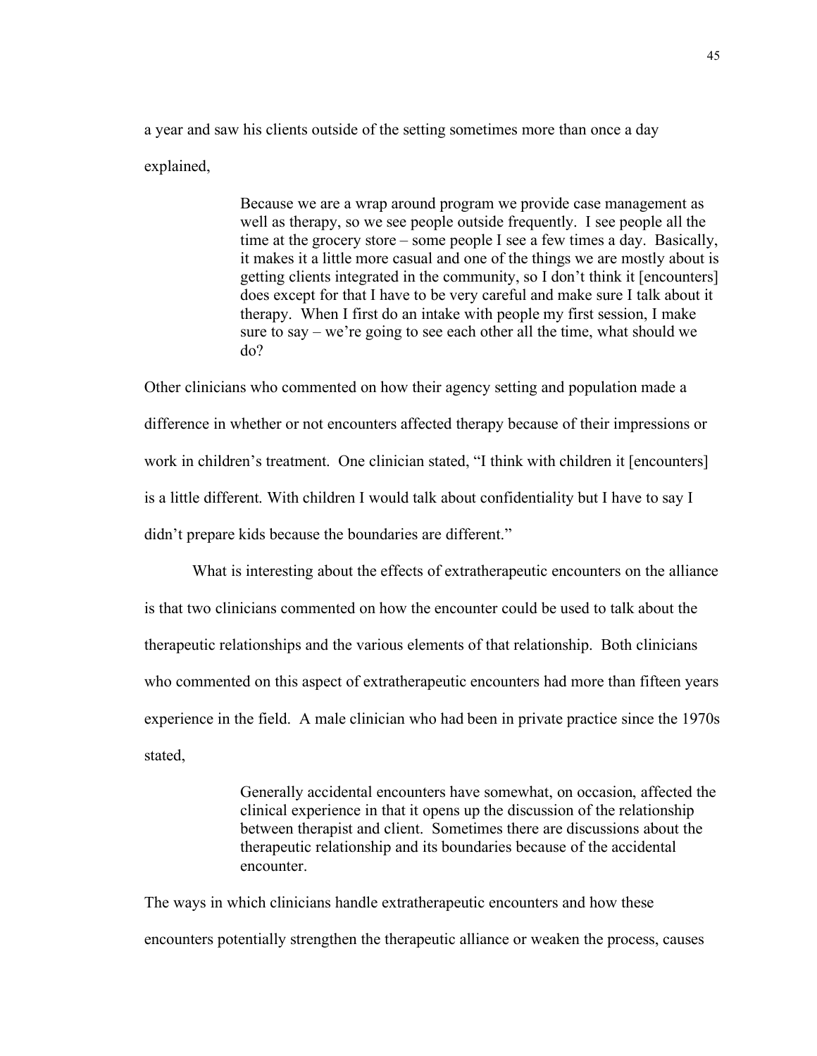a year and saw his clients outside of the setting sometimes more than once a day explained,

> Because we are a wrap around program we provide case management as well as therapy, so we see people outside frequently. I see people all the time at the grocery store – some people I see a few times a day. Basically, it makes it a little more casual and one of the things we are mostly about is getting clients integrated in the community, so I don't think it [encounters] does except for that I have to be very careful and make sure I talk about it therapy. When I first do an intake with people my first session, I make sure to say – we're going to see each other all the time, what should we do?

Other clinicians who commented on how their agency setting and population made a difference in whether or not encounters affected therapy because of their impressions or work in children's treatment. One clinician stated, "I think with children it [encounters] is a little different. With children I would talk about confidentiality but I have to say I didn't prepare kids because the boundaries are different."

What is interesting about the effects of extratherapeutic encounters on the alliance is that two clinicians commented on how the encounter could be used to talk about the therapeutic relationships and the various elements of that relationship. Both clinicians who commented on this aspect of extratherapeutic encounters had more than fifteen years experience in the field. A male clinician who had been in private practice since the 1970s stated,

> Generally accidental encounters have somewhat, on occasion, affected the clinical experience in that it opens up the discussion of the relationship between therapist and client. Sometimes there are discussions about the therapeutic relationship and its boundaries because of the accidental encounter.

The ways in which clinicians handle extratherapeutic encounters and how these encounters potentially strengthen the therapeutic alliance or weaken the process, causes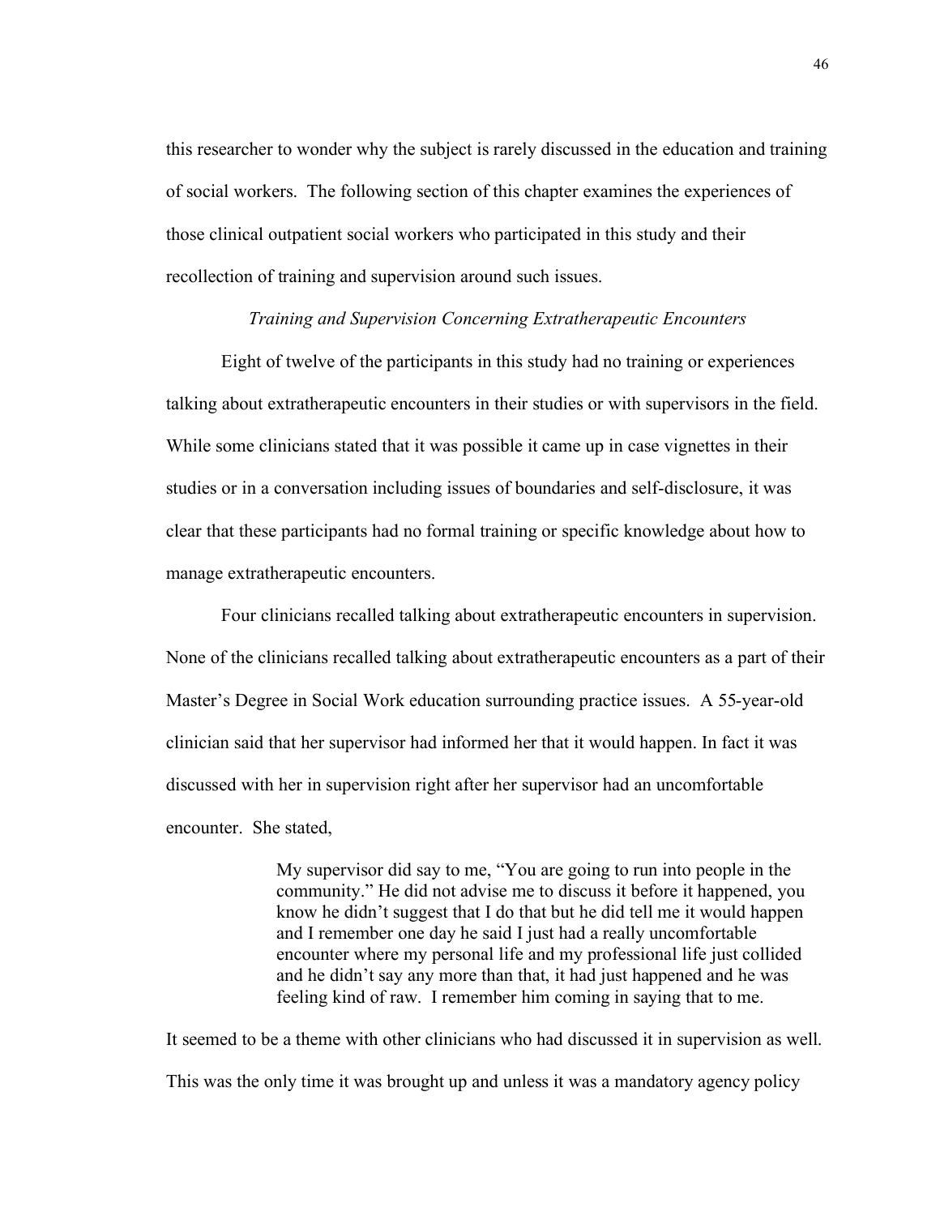this researcher to wonder why the subject is rarely discussed in the education and training of social workers. The following section of this chapter examines the experiences of those clinical outpatient social workers who participated in this study and their recollection of training and supervision around such issues.

### *Training and Supervision Concerning Extratherapeutic Encounters*

Eight of twelve of the participants in this study had no training or experiences talking about extratherapeutic encounters in their studies or with supervisors in the field. While some clinicians stated that it was possible it came up in case vignettes in their studies or in a conversation including issues of boundaries and self-disclosure, it was clear that these participants had no formal training or specific knowledge about how to manage extratherapeutic encounters.

Four clinicians recalled talking about extratherapeutic encounters in supervision. None of the clinicians recalled talking about extratherapeutic encounters as a part of their Master's Degree in Social Work education surrounding practice issues. A 55-year-old clinician said that her supervisor had informed her that it would happen. In fact it was discussed with her in supervision right after her supervisor had an uncomfortable encounter. She stated,

> My supervisor did say to me, "You are going to run into people in the community." He did not advise me to discuss it before it happened, you know he didn't suggest that I do that but he did tell me it would happen and I remember one day he said I just had a really uncomfortable encounter where my personal life and my professional life just collided and he didn't say any more than that, it had just happened and he was feeling kind of raw. I remember him coming in saying that to me.

It seemed to be a theme with other clinicians who had discussed it in supervision as well. This was the only time it was brought up and unless it was a mandatory agency policy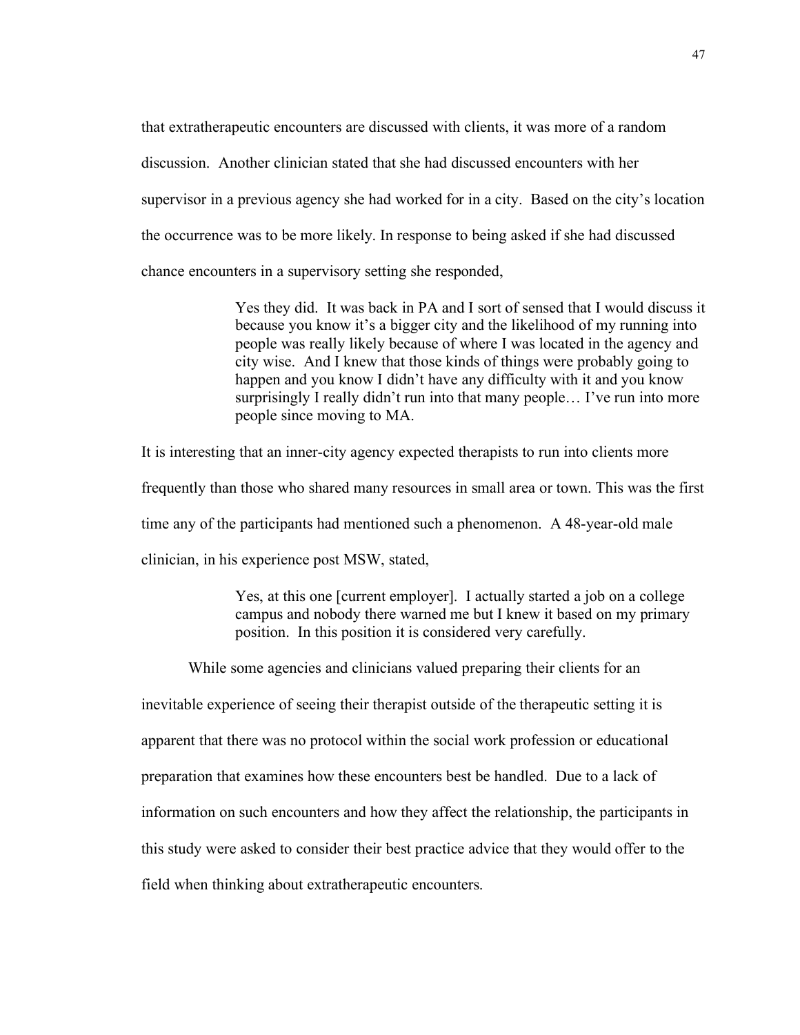that extratherapeutic encounters are discussed with clients, it was more of a random discussion. Another clinician stated that she had discussed encounters with her supervisor in a previous agency she had worked for in a city. Based on the city's location the occurrence was to be more likely. In response to being asked if she had discussed chance encounters in a supervisory setting she responded,

> Yes they did. It was back in PA and I sort of sensed that I would discuss it because you know it's a bigger city and the likelihood of my running into people was really likely because of where I was located in the agency and city wise. And I knew that those kinds of things were probably going to happen and you know I didn't have any difficulty with it and you know surprisingly I really didn't run into that many people… I've run into more people since moving to MA.

It is interesting that an inner-city agency expected therapists to run into clients more frequently than those who shared many resources in small area or town. This was the first time any of the participants had mentioned such a phenomenon. A 48-year-old male clinician, in his experience post MSW, stated,

> Yes, at this one [current employer]. I actually started a job on a college campus and nobody there warned me but I knew it based on my primary position. In this position it is considered very carefully.

While some agencies and clinicians valued preparing their clients for an inevitable experience of seeing their therapist outside of the therapeutic setting it is apparent that there was no protocol within the social work profession or educational preparation that examines how these encounters best be handled. Due to a lack of information on such encounters and how they affect the relationship, the participants in this study were asked to consider their best practice advice that they would offer to the field when thinking about extratherapeutic encounters.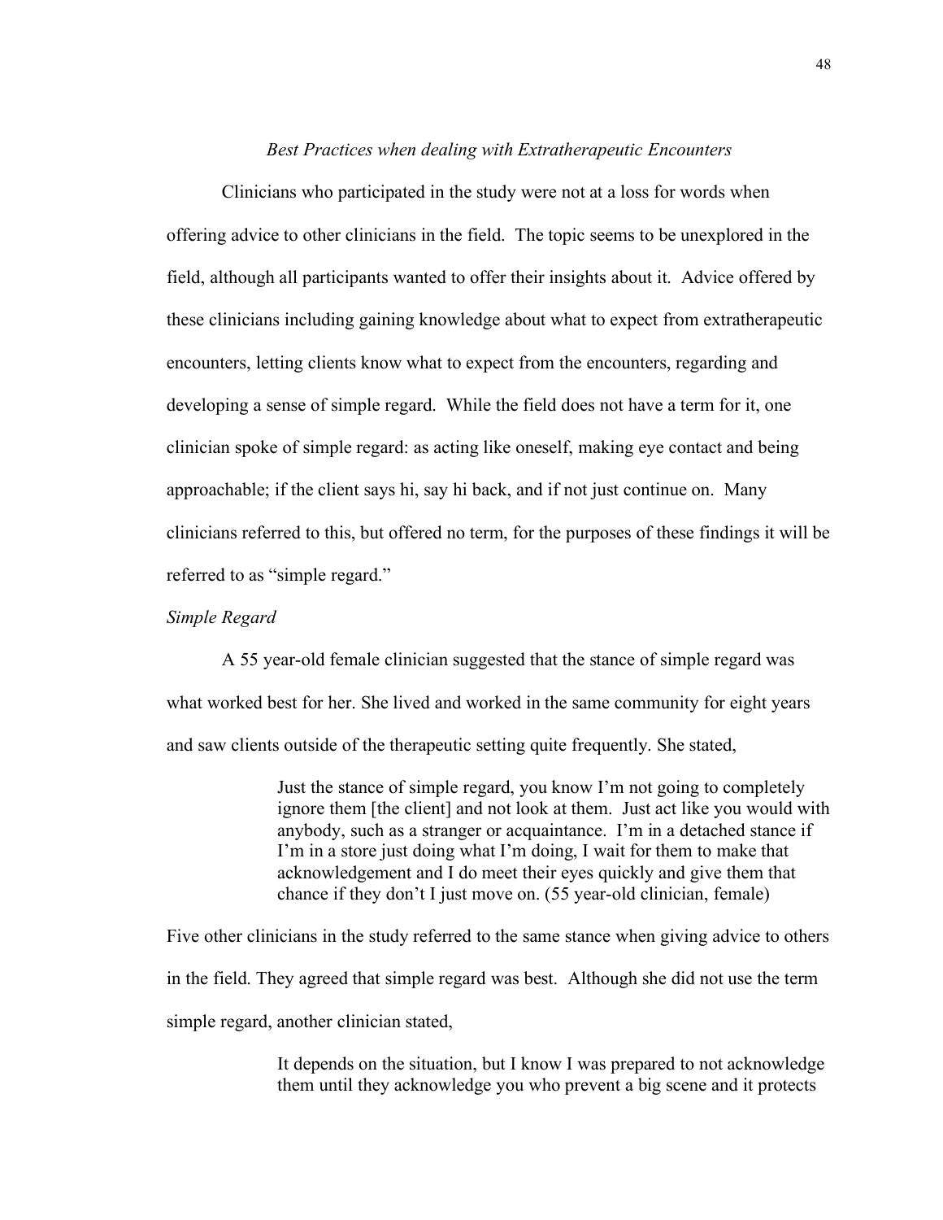*Best Practices when dealing with Extratherapeutic Encounters*

Clinicians who participated in the study were not at a loss for words when offering advice to other clinicians in the field. The topic seems to be unexplored in the field, although all participants wanted to offer their insights about it. Advice offered by these clinicians including gaining knowledge about what to expect from extratherapeutic encounters, letting clients know what to expect from the encounters, regarding and developing a sense of simple regard. While the field does not have a term for it, one clinician spoke of simple regard: as acting like oneself, making eye contact and being approachable; if the client says hi, say hi back, and if not just continue on. Many clinicians referred to this, but offered no term, for the purposes of these findings it will be referred to as "simple regard."

*Simple Regard*

A 55 year-old female clinician suggested that the stance of simple regard was what worked best for her. She lived and worked in the same community for eight years and saw clients outside of the therapeutic setting quite frequently. She stated,

> Just the stance of simple regard, you know I'm not going to completely ignore them [the client] and not look at them. Just act like you would with anybody, such as a stranger or acquaintance. I'm in a detached stance if I'm in a store just doing what I'm doing, I wait for them to make that acknowledgement and I do meet their eyes quickly and give them that chance if they don't I just move on. (55 year-old clinician, female)

Five other clinicians in the study referred to the same stance when giving advice to others in the field. They agreed that simple regard was best. Although she did not use the term simple regard, another clinician stated,

> It depends on the situation, but I know I was prepared to not acknowledge them until they acknowledge you who prevent a big scene and it protects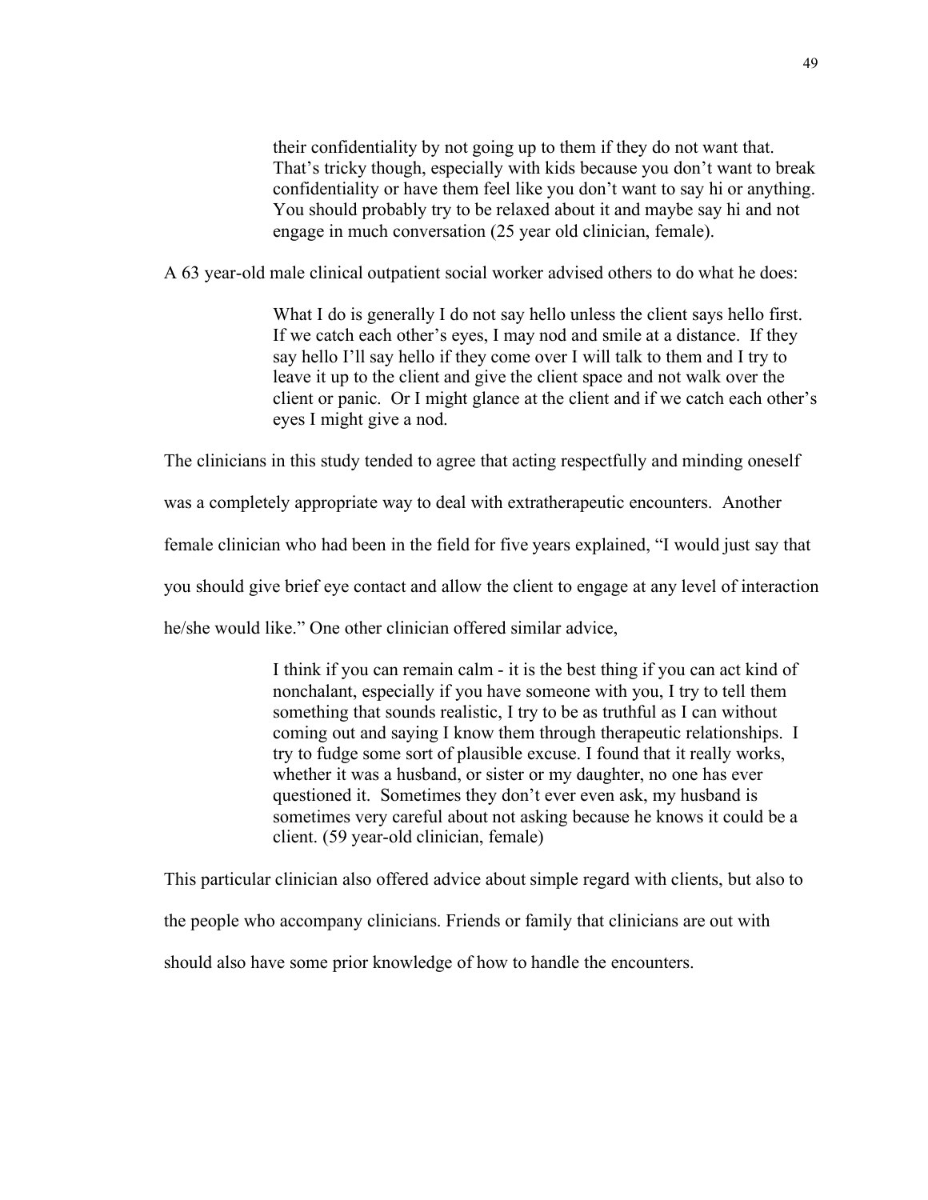> their confidentiality by not going up to them if they do not want that. That's tricky though, especially with kids because you don't want to break confidentiality or have them feel like you don't want to say hi or anything. You should probably try to be relaxed about it and maybe say hi and not engage in much conversation (25 year old clinician, female).

A 63 year-old male clinical outpatient social worker advised others to do what he does:

> What I do is generally I do not say hello unless the client says hello first. If we catch each other's eyes, I may nod and smile at a distance. If they say hello I'll say hello if they come over I will talk to them and I try to leave it up to the client and give the client space and not walk over the client or panic. Or I might glance at the client and if we catch each other's eyes I might give a nod.

The clinicians in this study tended to agree that acting respectfully and minding oneself was a completely appropriate way to deal with extratherapeutic encounters. Another female clinician who had been in the field for five years explained, "I would just say that you should give brief eye contact and allow the client to engage at any level of interaction he/she would like." One other clinician offered similar advice,

> I think if you can remain calm - it is the best thing if you can act kind of nonchalant, especially if you have someone with you, I try to tell them something that sounds realistic, I try to be as truthful as I can without coming out and saying I know them through therapeutic relationships. I try to fudge some sort of plausible excuse. I found that it really works, whether it was a husband, or sister or my daughter, no one has ever questioned it. Sometimes they don't ever even ask, my husband is sometimes very careful about not asking because he knows it could be a client. (59 year-old clinician, female)

This particular clinician also offered advice about simple regard with clients, but also to the people who accompany clinicians. Friends or family that clinicians are out with should also have some prior knowledge of how to handle the encounters.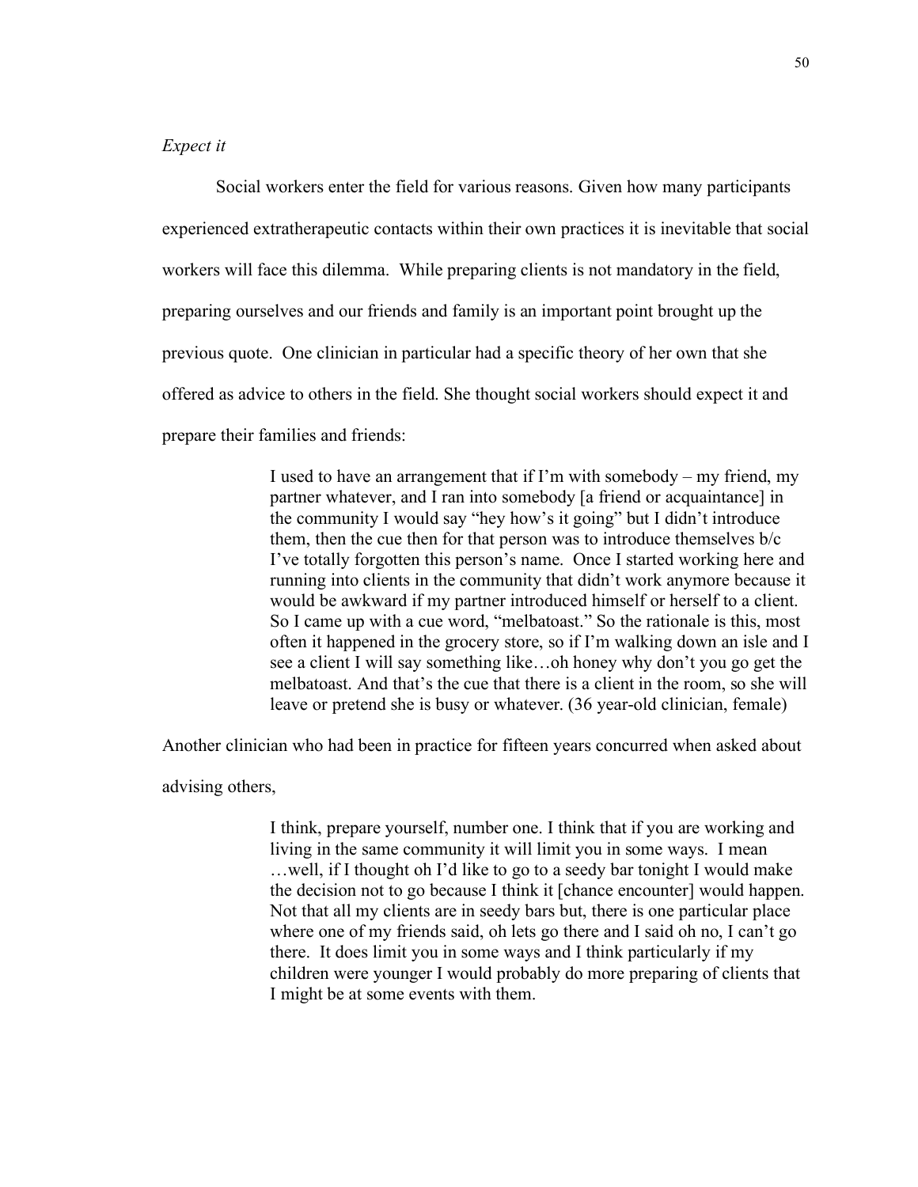*Expect it*

Social workers enter the field for various reasons. Given how many participants experienced extratherapeutic contacts within their own practices it is inevitable that social workers will face this dilemma. While preparing clients is not mandatory in the field, preparing ourselves and our friends and family is an important point brought up the previous quote. One clinician in particular had a specific theory of her own that she offered as advice to others in the field. She thought social workers should expect it and prepare their families and friends:

> I used to have an arrangement that if I'm with somebody – my friend, my partner whatever, and I ran into somebody [a friend or acquaintance] in the community I would say "hey how's it going" but I didn't introduce them, then the cue then for that person was to introduce themselves b/c I've totally forgotten this person's name. Once I started working here and running into clients in the community that didn't work anymore because it would be awkward if my partner introduced himself or herself to a client. So I came up with a cue word, "melbatoast." So the rationale is this, most often it happened in the grocery store, so if I'm walking down an isle and I see a client I will say something like…oh honey why don't you go get the melbatoast. And that's the cue that there is a client in the room, so she will leave or pretend she is busy or whatever. (36 year-old clinician, female)

Another clinician who had been in practice for fifteen years concurred when asked about advising others,

> I think, prepare yourself, number one. I think that if you are working and living in the same community it will limit you in some ways. I mean …well, if I thought oh I'd like to go to a seedy bar tonight I would make the decision not to go because I think it [chance encounter] would happen. Not that all my clients are in seedy bars but, there is one particular place where one of my friends said, oh lets go there and I said oh no, I can't go there. It does limit you in some ways and I think particularly if my children were younger I would probably do more preparing of clients that I might be at some events with them.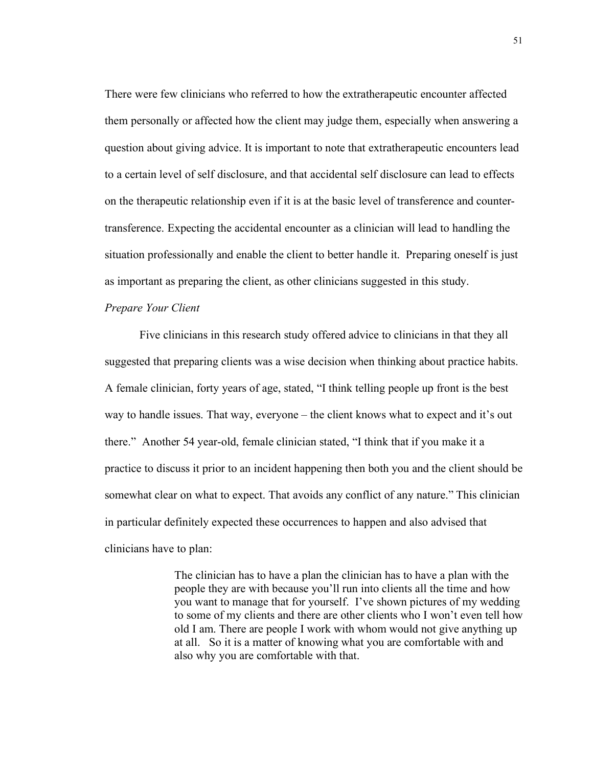There were few clinicians who referred to how the extratherapeutic encounter affected them personally or affected how the client may judge them, especially when answering a question about giving advice. It is important to note that extratherapeutic encounters lead to a certain level of self disclosure, and that accidental self disclosure can lead to effects on the therapeutic relationship even if it is at the basic level of transference and counter-transference. Expecting the accidental encounter as a clinician will lead to handling the situation professionally and enable the client to better handle it. Preparing oneself is just as important as preparing the client, as other clinicians suggested in this study.

*Prepare Your Client*

Five clinicians in this research study offered advice to clinicians in that they all suggested that preparing clients was a wise decision when thinking about practice habits. A female clinician, forty years of age, stated, "I think telling people up front is the best way to handle issues. That way, everyone – the client knows what to expect and it's out there." Another 54 year-old, female clinician stated, "I think that if you make it a practice to discuss it prior to an incident happening then both you and the client should be somewhat clear on what to expect. That avoids any conflict of any nature." This clinician in particular definitely expected these occurrences to happen and also advised that clinicians have to plan:

> The clinician has to have a plan the clinician has to have a plan with the people they are with because you'll run into clients all the time and how you want to manage that for yourself. I've shown pictures of my wedding to some of my clients and there are other clients who I won't even tell how old I am. There are people I work with whom would not give anything up at all. So it is a matter of knowing what you are comfortable with and also why you are comfortable with that.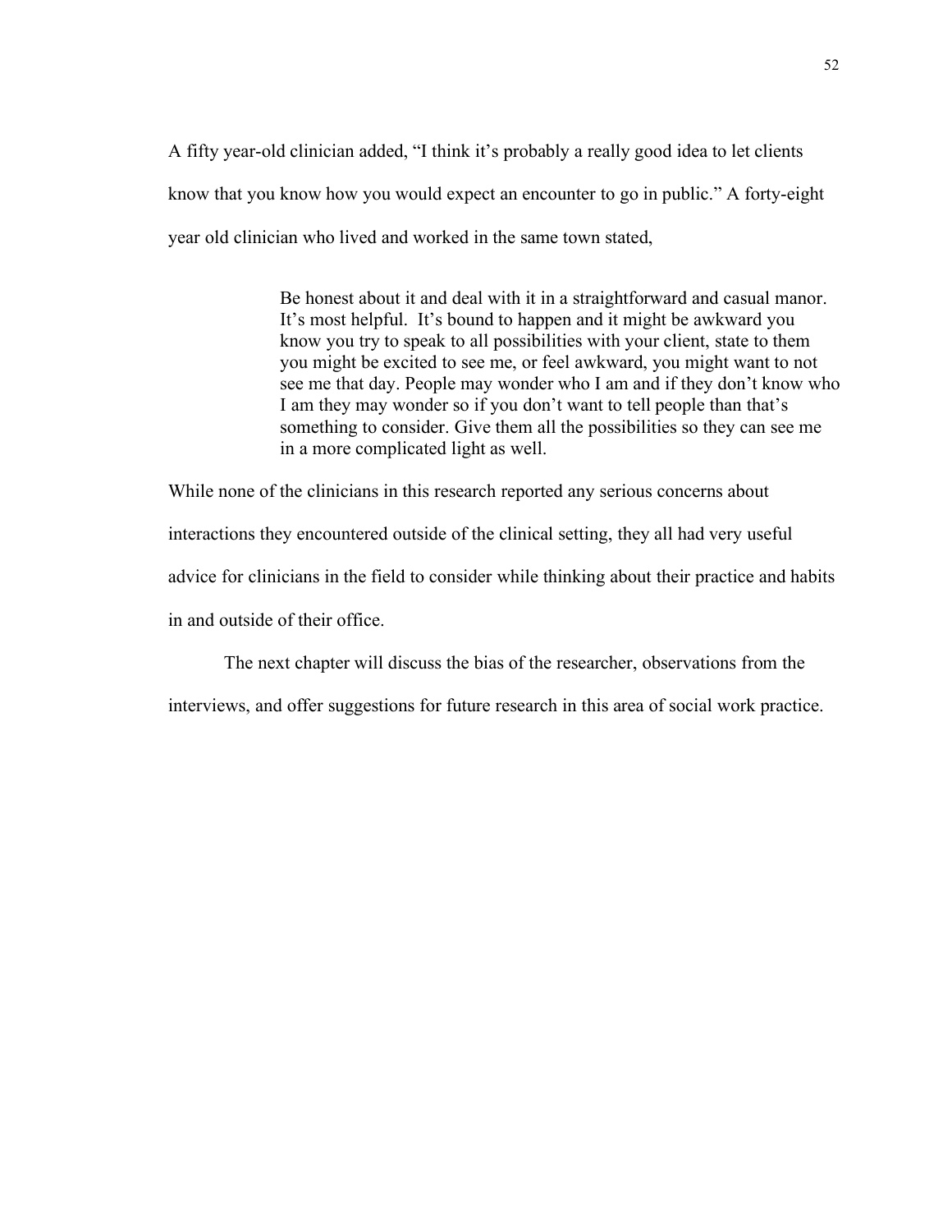A fifty year-old clinician added, "I think it's probably a really good idea to let clients know that you know how you would expect an encounter to go in public." A forty-eight year old clinician who lived and worked in the same town stated,

> Be honest about it and deal with it in a straightforward and casual manor. It's most helpful. It's bound to happen and it might be awkward you know you try to speak to all possibilities with your client, state to them you might be excited to see me, or feel awkward, you might want to not see me that day. People may wonder who I am and if they don't know who I am they may wonder so if you don't want to tell people than that's something to consider. Give them all the possibilities so they can see me in a more complicated light as well.

While none of the clinicians in this research reported any serious concerns about interactions they encountered outside of the clinical setting, they all had very useful advice for clinicians in the field to consider while thinking about their practice and habits in and outside of their office.

The next chapter will discuss the bias of the researcher, observations from the interviews, and offer suggestions for future research in this area of social work practice.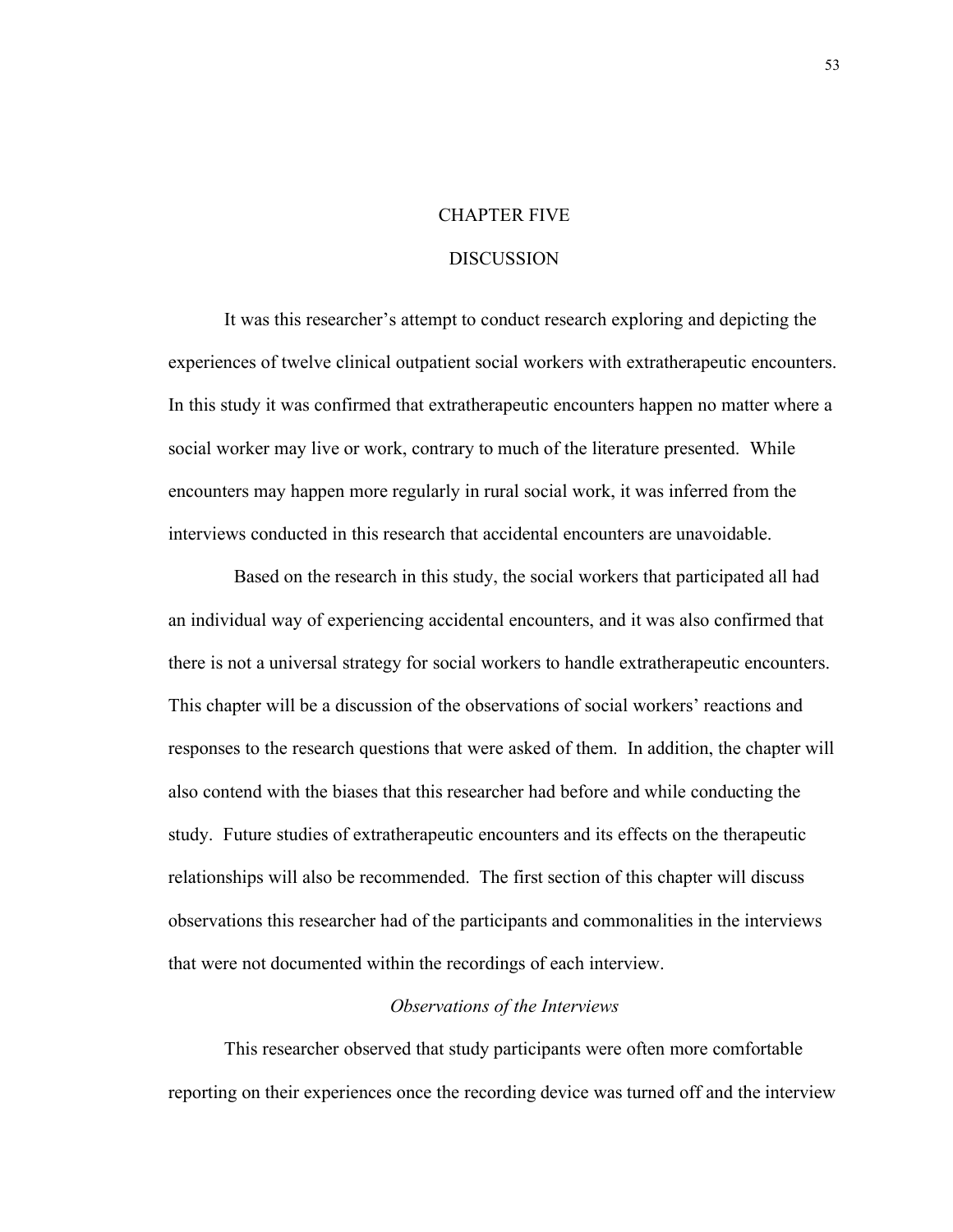# CHAPTER FIVE

# DISCUSSION

It was this researcher's attempt to conduct research exploring and depicting the experiences of twelve clinical outpatient social workers with extratherapeutic encounters. In this study it was confirmed that extratherapeutic encounters happen no matter where a social worker may live or work, contrary to much of the literature presented. While encounters may happen more regularly in rural social work, it was inferred from the interviews conducted in this research that accidental encounters are unavoidable.

Based on the research in this study, the social workers that participated all had an individual way of experiencing accidental encounters, and it was also confirmed that there is not a universal strategy for social workers to handle extratherapeutic encounters. This chapter will be a discussion of the observations of social workers' reactions and responses to the research questions that were asked of them. In addition, the chapter will also contend with the biases that this researcher had before and while conducting the study. Future studies of extratherapeutic encounters and its effects on the therapeutic relationships will also be recommended. The first section of this chapter will discuss observations this researcher had of the participants and commonalities in the interviews that were not documented within the recordings of each interview.

## *Observations of the Interviews*

This researcher observed that study participants were often more comfortable reporting on their experiences once the recording device was turned off and the interview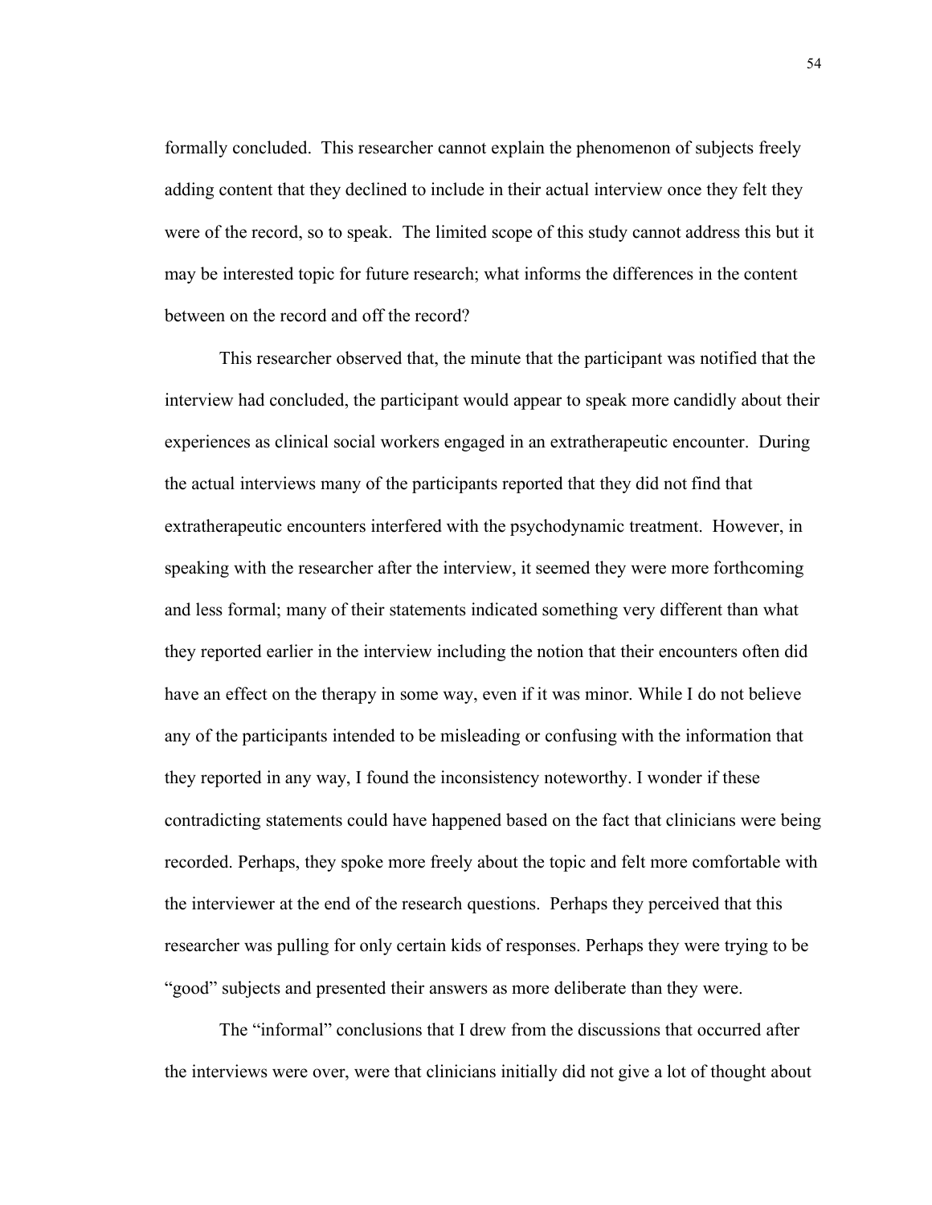formally concluded. This researcher cannot explain the phenomenon of subjects freely adding content that they declined to include in their actual interview once they felt they were of the record, so to speak. The limited scope of this study cannot address this but it may be interested topic for future research; what informs the differences in the content between on the record and off the record?

This researcher observed that, the minute that the participant was notified that the interview had concluded, the participant would appear to speak more candidly about their experiences as clinical social workers engaged in an extratherapeutic encounter. During the actual interviews many of the participants reported that they did not find that extratherapeutic encounters interfered with the psychodynamic treatment. However, in speaking with the researcher after the interview, it seemed they were more forthcoming and less formal; many of their statements indicated something very different than what they reported earlier in the interview including the notion that their encounters often did have an effect on the therapy in some way, even if it was minor. While I do not believe any of the participants intended to be misleading or confusing with the information that they reported in any way, I found the inconsistency noteworthy. I wonder if these contradicting statements could have happened based on the fact that clinicians were being recorded. Perhaps, they spoke more freely about the topic and felt more comfortable with the interviewer at the end of the research questions. Perhaps they perceived that this researcher was pulling for only certain kids of responses. Perhaps they were trying to be "good" subjects and presented their answers as more deliberate than they were.

The "informal" conclusions that I drew from the discussions that occurred after the interviews were over, were that clinicians initially did not give a lot of thought about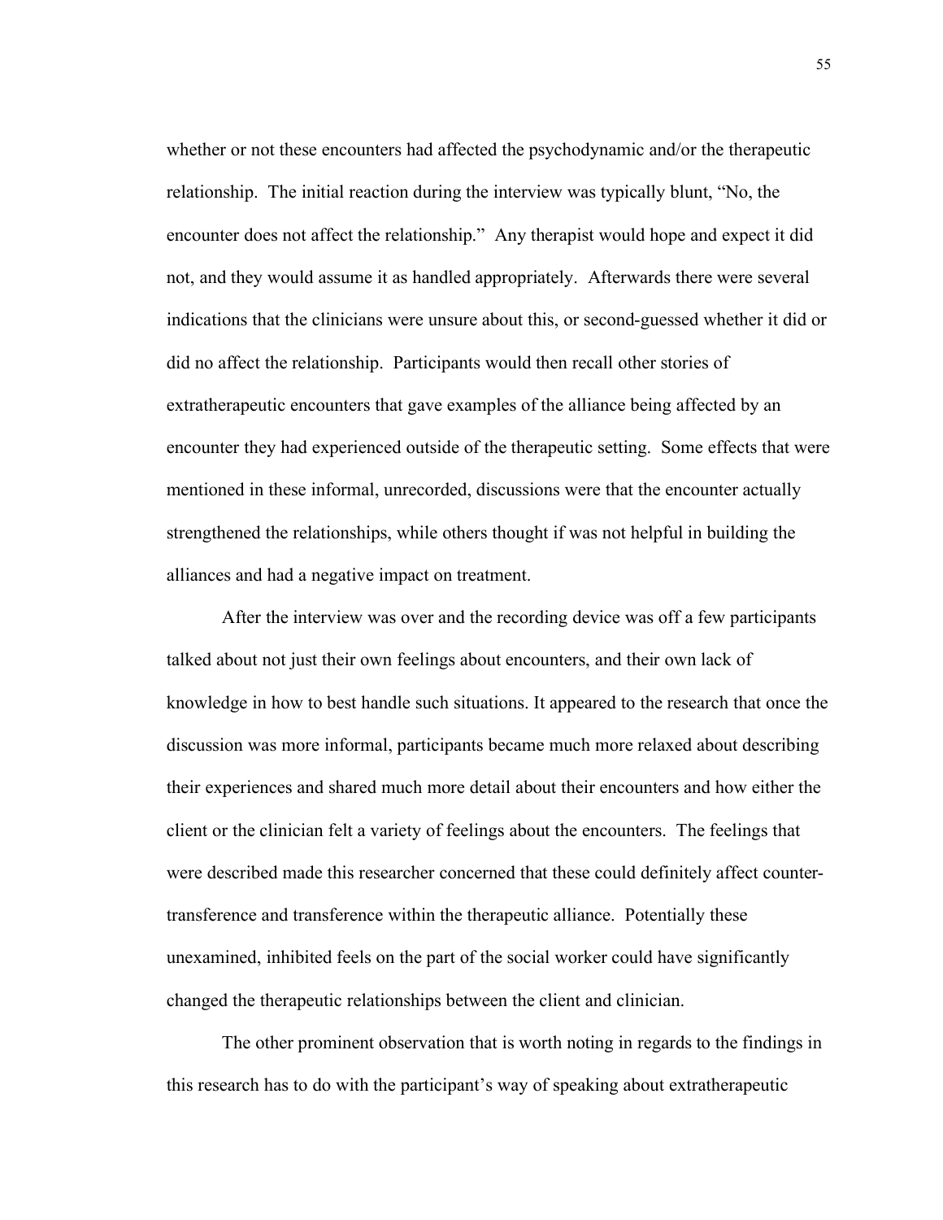whether or not these encounters had affected the psychodynamic and/or the therapeutic relationship. The initial reaction during the interview was typically blunt, "No, the encounter does not affect the relationship." Any therapist would hope and expect it did not, and they would assume it as handled appropriately. Afterwards there were several indications that the clinicians were unsure about this, or second-guessed whether it did or did no affect the relationship. Participants would then recall other stories of extratherapeutic encounters that gave examples of the alliance being affected by an encounter they had experienced outside of the therapeutic setting. Some effects that were mentioned in these informal, unrecorded, discussions were that the encounter actually strengthened the relationships, while others thought if was not helpful in building the alliances and had a negative impact on treatment.

After the interview was over and the recording device was off a few participants talked about not just their own feelings about encounters, and their own lack of knowledge in how to best handle such situations. It appeared to the research that once the discussion was more informal, participants became much more relaxed about describing their experiences and shared much more detail about their encounters and how either the client or the clinician felt a variety of feelings about the encounters. The feelings that were described made this researcher concerned that these could definitely affect counter-transference and transference within the therapeutic alliance. Potentially these unexamined, inhibited feels on the part of the social worker could have significantly changed the therapeutic relationships between the client and clinician.

The other prominent observation that is worth noting in regards to the findings in this research has to do with the participant's way of speaking about extratherapeutic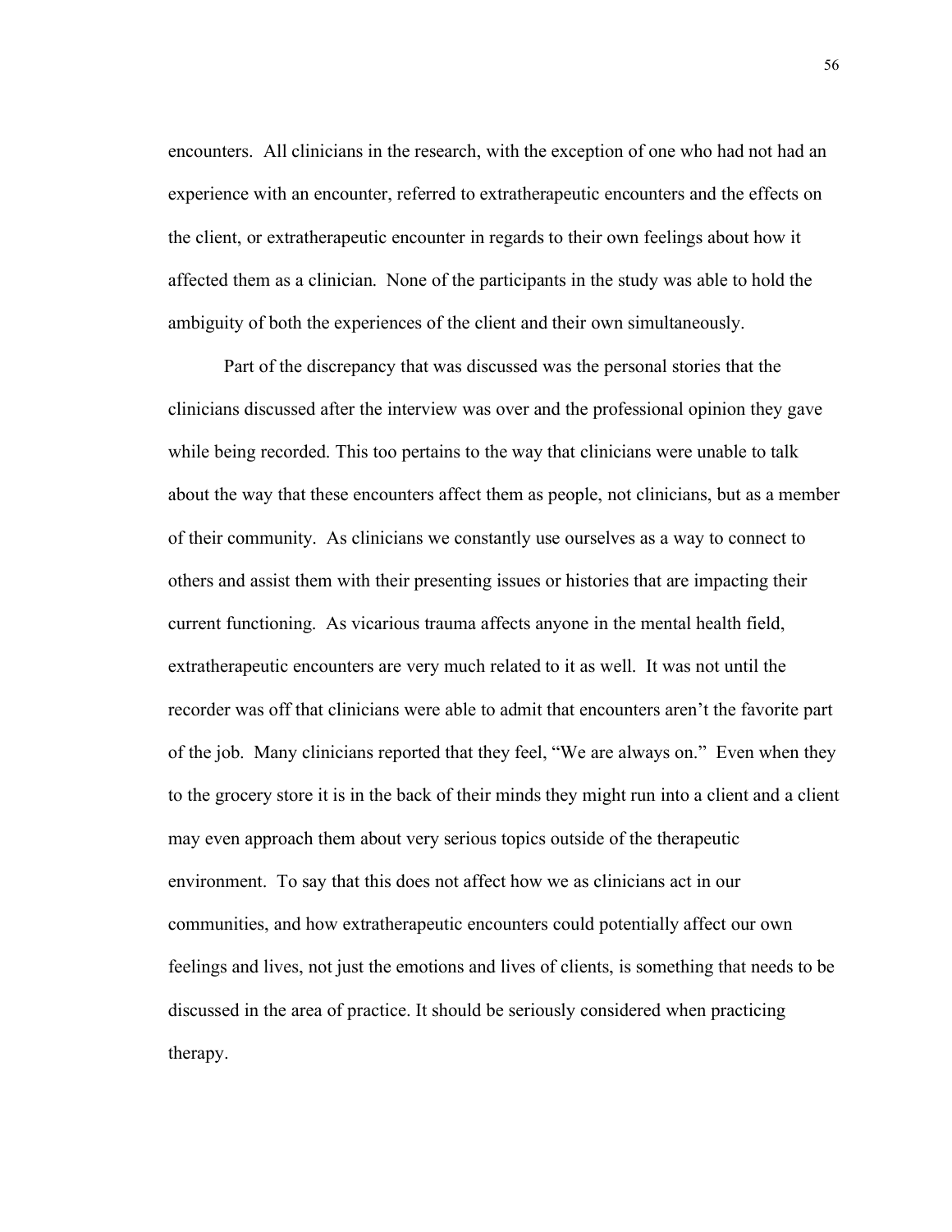encounters. All clinicians in the research, with the exception of one who had not had an experience with an encounter, referred to extratherapeutic encounters and the effects on the client, or extratherapeutic encounter in regards to their own feelings about how it affected them as a clinician. None of the participants in the study was able to hold the ambiguity of both the experiences of the client and their own simultaneously.

Part of the discrepancy that was discussed was the personal stories that the clinicians discussed after the interview was over and the professional opinion they gave while being recorded. This too pertains to the way that clinicians were unable to talk about the way that these encounters affect them as people, not clinicians, but as a member of their community. As clinicians we constantly use ourselves as a way to connect to others and assist them with their presenting issues or histories that are impacting their current functioning. As vicarious trauma affects anyone in the mental health field, extratherapeutic encounters are very much related to it as well. It was not until the recorder was off that clinicians were able to admit that encounters aren't the favorite part of the job. Many clinicians reported that they feel, "We are always on." Even when they to the grocery store it is in the back of their minds they might run into a client and a client may even approach them about very serious topics outside of the therapeutic environment. To say that this does not affect how we as clinicians act in our communities, and how extratherapeutic encounters could potentially affect our own feelings and lives, not just the emotions and lives of clients, is something that needs to be discussed in the area of practice. It should be seriously considered when practicing therapy.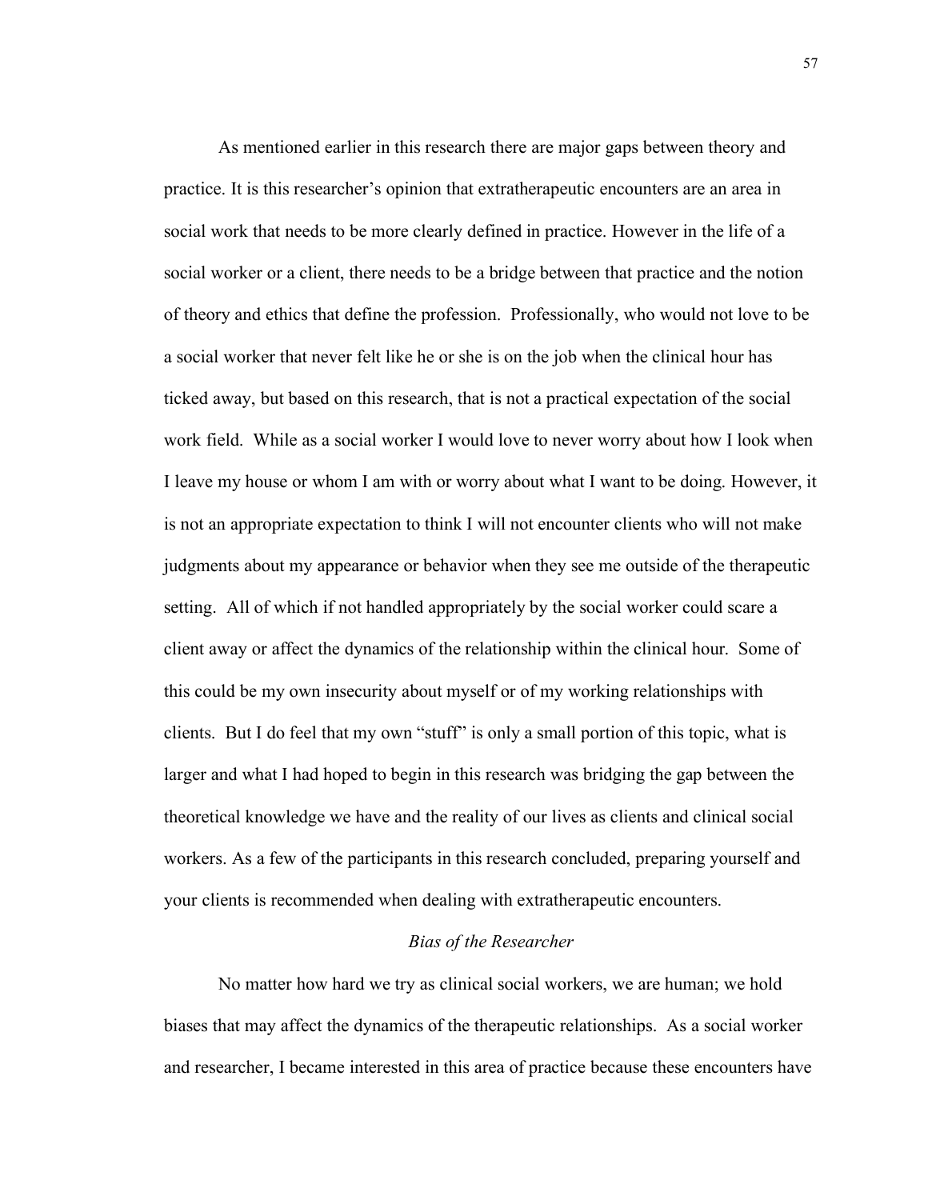As mentioned earlier in this research there are major gaps between theory and practice. It is this researcher's opinion that extratherapeutic encounters are an area in social work that needs to be more clearly defined in practice. However in the life of a social worker or a client, there needs to be a bridge between that practice and the notion of theory and ethics that define the profession. Professionally, who would not love to be a social worker that never felt like he or she is on the job when the clinical hour has ticked away, but based on this research, that is not a practical expectation of the social work field. While as a social worker I would love to never worry about how I look when I leave my house or whom I am with or worry about what I want to be doing. However, it is not an appropriate expectation to think I will not encounter clients who will not make judgments about my appearance or behavior when they see me outside of the therapeutic setting. All of which if not handled appropriately by the social worker could scare a client away or affect the dynamics of the relationship within the clinical hour. Some of this could be my own insecurity about myself or of my working relationships with clients. But I do feel that my own "stuff" is only a small portion of this topic, what is larger and what I had hoped to begin in this research was bridging the gap between the theoretical knowledge we have and the reality of our lives as clients and clinical social workers. As a few of the participants in this research concluded, preparing yourself and your clients is recommended when dealing with extratherapeutic encounters.

### *Bias of the Researcher*

No matter how hard we try as clinical social workers, we are human; we hold biases that may affect the dynamics of the therapeutic relationships. As a social worker and researcher, I became interested in this area of practice because these encounters have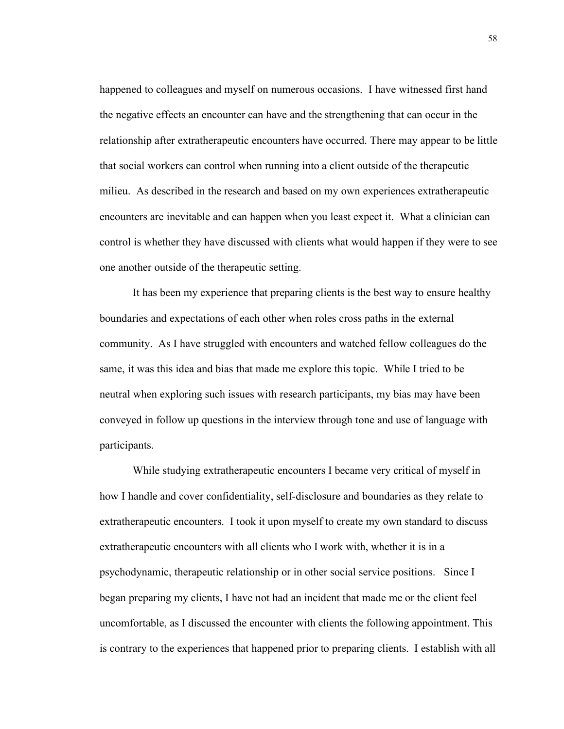happened to colleagues and myself on numerous occasions. I have witnessed first hand the negative effects an encounter can have and the strengthening that can occur in the relationship after extratherapeutic encounters have occurred. There may appear to be little that social workers can control when running into a client outside of the therapeutic milieu. As described in the research and based on my own experiences extratherapeutic encounters are inevitable and can happen when you least expect it. What a clinician can control is whether they have discussed with clients what would happen if they were to see one another outside of the therapeutic setting.

It has been my experience that preparing clients is the best way to ensure healthy boundaries and expectations of each other when roles cross paths in the external community. As I have struggled with encounters and watched fellow colleagues do the same, it was this idea and bias that made me explore this topic. While I tried to be neutral when exploring such issues with research participants, my bias may have been conveyed in follow up questions in the interview through tone and use of language with participants.

While studying extratherapeutic encounters I became very critical of myself in how I handle and cover confidentiality, self-disclosure and boundaries as they relate to extratherapeutic encounters. I took it upon myself to create my own standard to discuss extratherapeutic encounters with all clients who I work with, whether it is in a psychodynamic, therapeutic relationship or in other social service positions. Since I began preparing my clients, I have not had an incident that made me or the client feel uncomfortable, as I discussed the encounter with clients the following appointment. This is contrary to the experiences that happened prior to preparing clients. I establish with all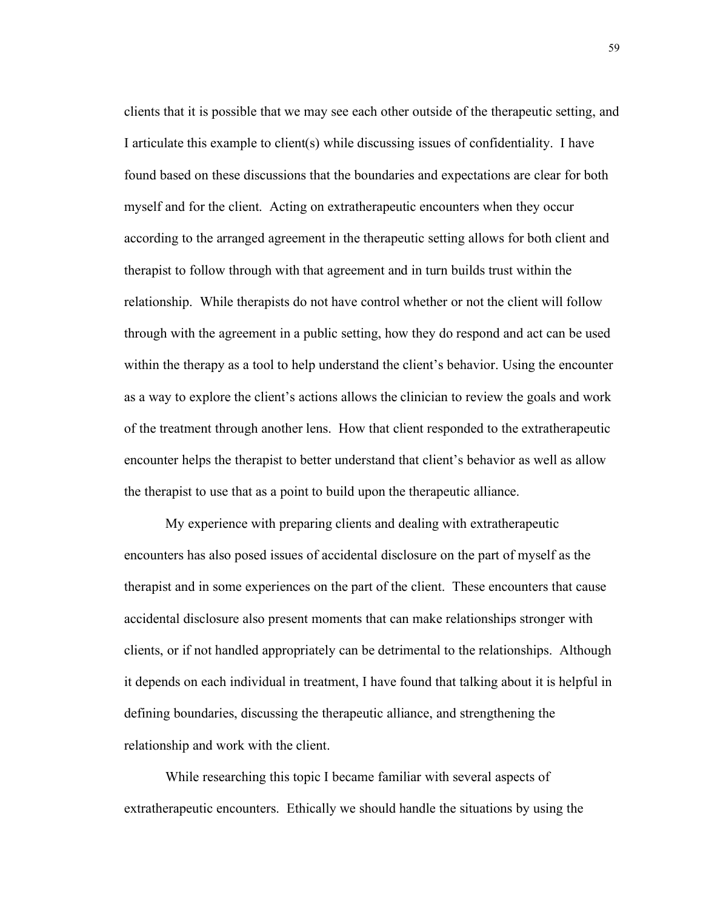clients that it is possible that we may see each other outside of the therapeutic setting, and I articulate this example to client(s) while discussing issues of confidentiality. I have found based on these discussions that the boundaries and expectations are clear for both myself and for the client. Acting on extratherapeutic encounters when they occur according to the arranged agreement in the therapeutic setting allows for both client and therapist to follow through with that agreement and in turn builds trust within the relationship. While therapists do not have control whether or not the client will follow through with the agreement in a public setting, how they do respond and act can be used within the therapy as a tool to help understand the client's behavior. Using the encounter as a way to explore the client's actions allows the clinician to review the goals and work of the treatment through another lens. How that client responded to the extratherapeutic encounter helps the therapist to better understand that client's behavior as well as allow the therapist to use that as a point to build upon the therapeutic alliance.

My experience with preparing clients and dealing with extratherapeutic encounters has also posed issues of accidental disclosure on the part of myself as the therapist and in some experiences on the part of the client. These encounters that cause accidental disclosure also present moments that can make relationships stronger with clients, or if not handled appropriately can be detrimental to the relationships. Although it depends on each individual in treatment, I have found that talking about it is helpful in defining boundaries, discussing the therapeutic alliance, and strengthening the relationship and work with the client.

While researching this topic I became familiar with several aspects of extratherapeutic encounters. Ethically we should handle the situations by using the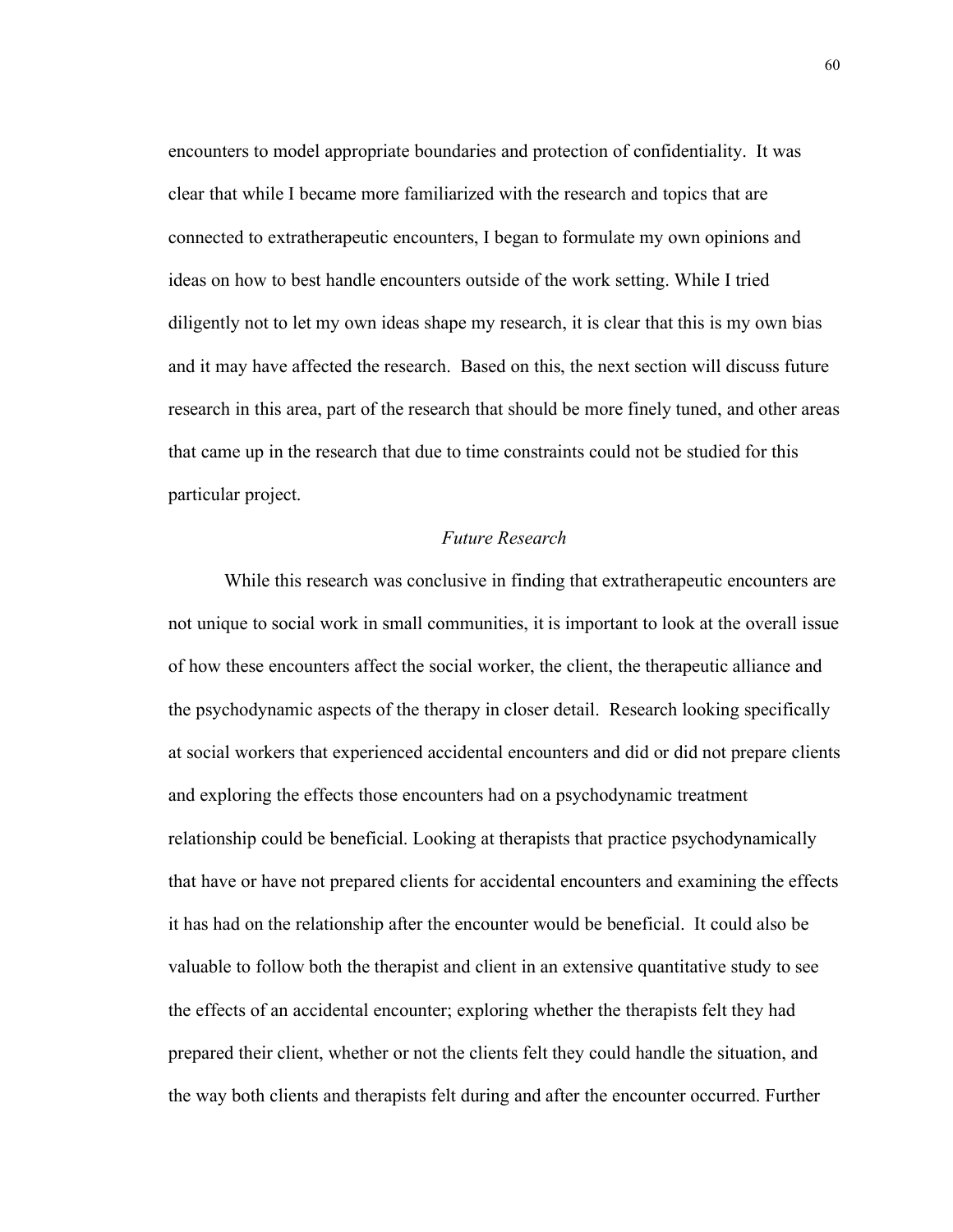encounters to model appropriate boundaries and protection of confidentiality. It was clear that while I became more familiarized with the research and topics that are connected to extratherapeutic encounters, I began to formulate my own opinions and ideas on how to best handle encounters outside of the work setting. While I tried diligently not to let my own ideas shape my research, it is clear that this is my own bias and it may have affected the research. Based on this, the next section will discuss future research in this area, part of the research that should be more finely tuned, and other areas that came up in the research that due to time constraints could not be studied for this particular project.

### *Future Research*

While this research was conclusive in finding that extratherapeutic encounters are not unique to social work in small communities, it is important to look at the overall issue of how these encounters affect the social worker, the client, the therapeutic alliance and the psychodynamic aspects of the therapy in closer detail. Research looking specifically at social workers that experienced accidental encounters and did or did not prepare clients and exploring the effects those encounters had on a psychodynamic treatment relationship could be beneficial. Looking at therapists that practice psychodynamically that have or have not prepared clients for accidental encounters and examining the effects it has had on the relationship after the encounter would be beneficial. It could also be valuable to follow both the therapist and client in an extensive quantitative study to see the effects of an accidental encounter; exploring whether the therapists felt they had prepared their client, whether or not the clients felt they could handle the situation, and the way both clients and therapists felt during and after the encounter occurred. Further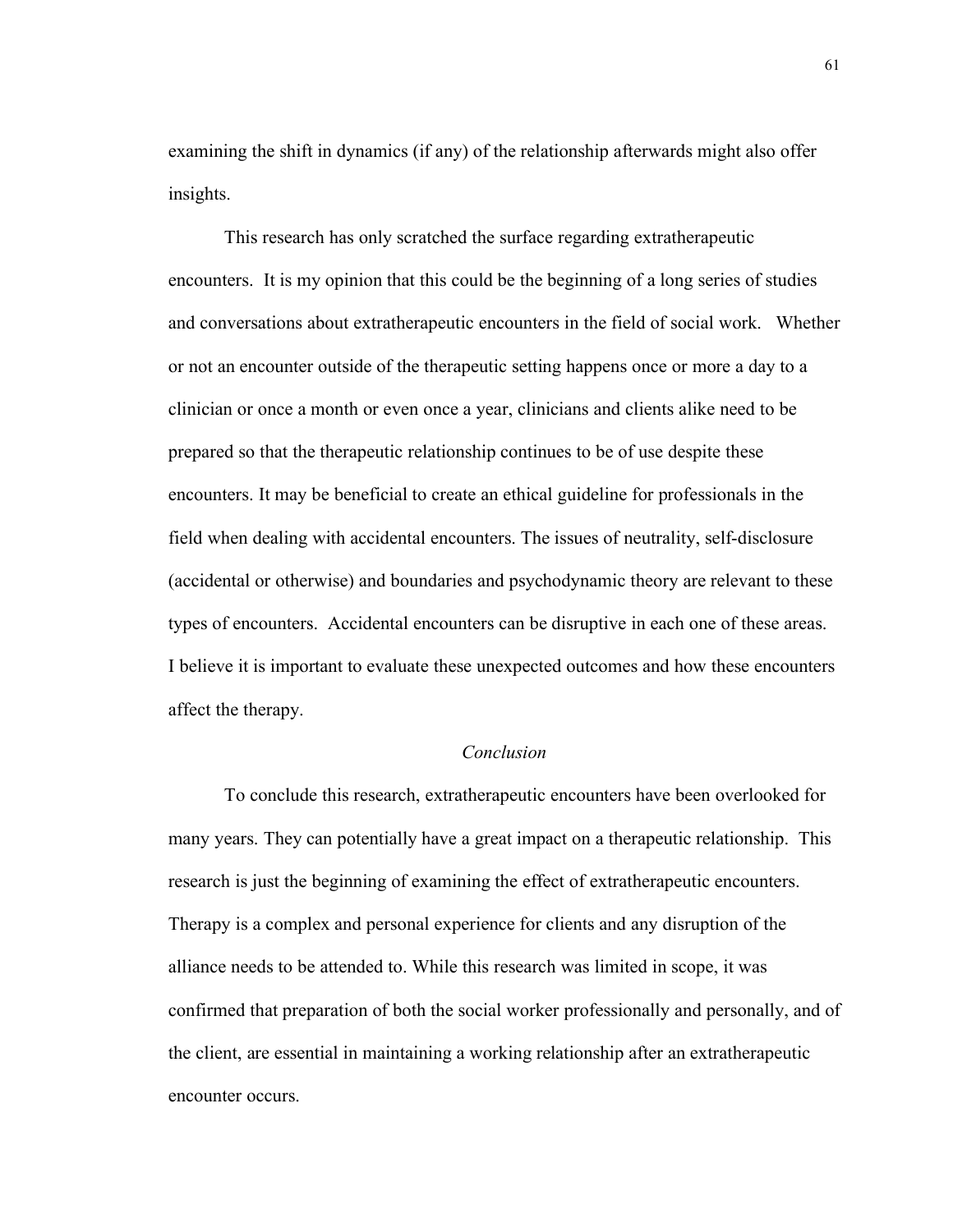examining the shift in dynamics (if any) of the relationship afterwards might also offer insights.

This research has only scratched the surface regarding extratherapeutic encounters. It is my opinion that this could be the beginning of a long series of studies and conversations about extratherapeutic encounters in the field of social work. Whether or not an encounter outside of the therapeutic setting happens once or more a day to a clinician or once a month or even once a year, clinicians and clients alike need to be prepared so that the therapeutic relationship continues to be of use despite these encounters. It may be beneficial to create an ethical guideline for professionals in the field when dealing with accidental encounters. The issues of neutrality, self-disclosure (accidental or otherwise) and boundaries and psychodynamic theory are relevant to these types of encounters. Accidental encounters can be disruptive in each one of these areas. I believe it is important to evaluate these unexpected outcomes and how these encounters affect the therapy.

## *Conclusion*

To conclude this research, extratherapeutic encounters have been overlooked for many years. They can potentially have a great impact on a therapeutic relationship. This research is just the beginning of examining the effect of extratherapeutic encounters. Therapy is a complex and personal experience for clients and any disruption of the alliance needs to be attended to. While this research was limited in scope, it was confirmed that preparation of both the social worker professionally and personally, and of the client, are essential in maintaining a working relationship after an extratherapeutic encounter occurs.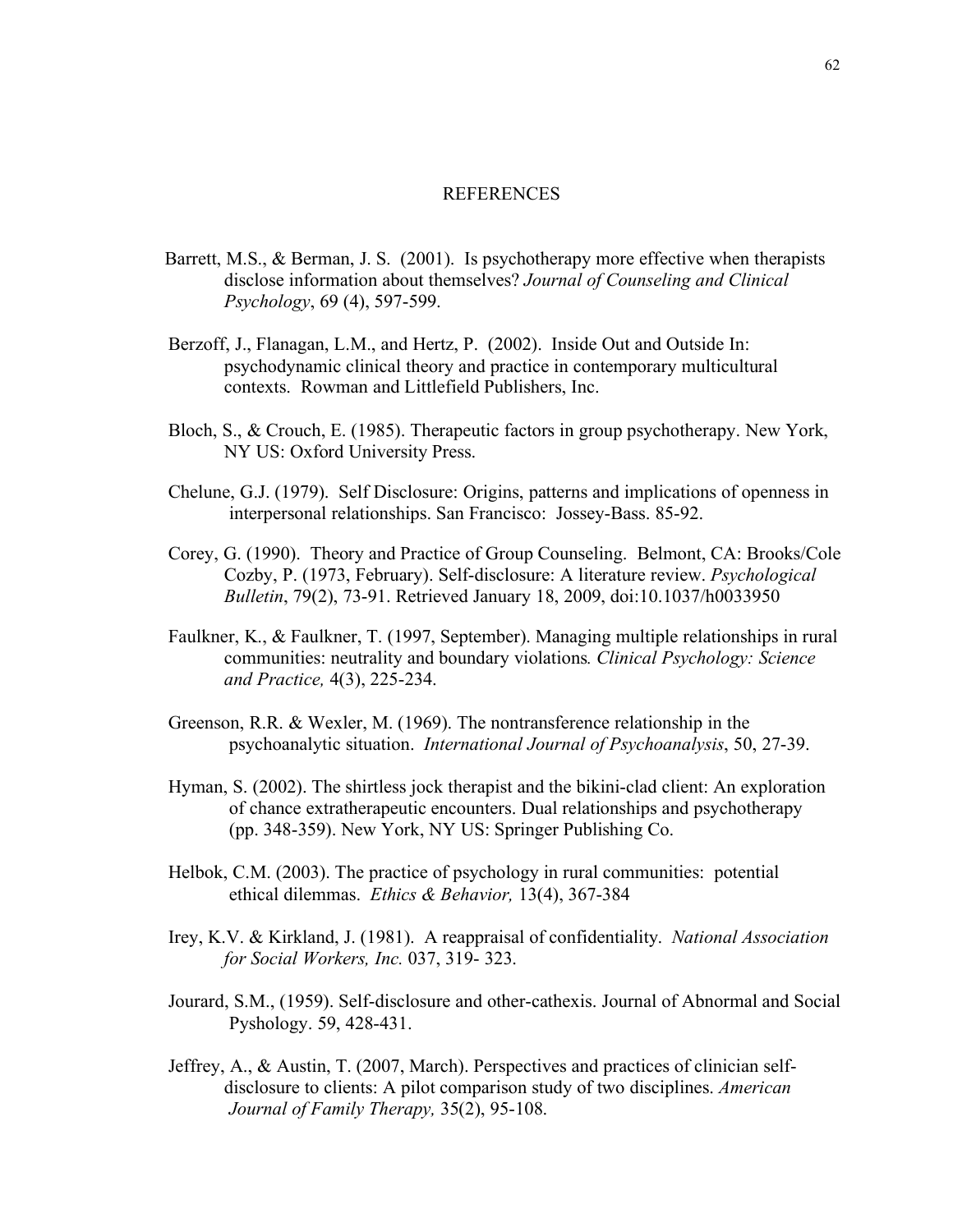# REFERENCES

Barrett, M.S., & Berman, J. S. (2001). Is psychotherapy more effective when therapists disclose information about themselves? *Journal of Counseling and Clinical Psychology*, 69 (4), 597-599.

Berzoff, J., Flanagan, L.M., and Hertz, P. (2002). Inside Out and Outside In: psychodynamic clinical theory and practice in contemporary multicultural contexts. Rowman and Littlefield Publishers, Inc.

Bloch, S., & Crouch, E. (1985). Therapeutic factors in group psychotherapy. New York, NY US: Oxford University Press.

Chelune, G.J. (1979). Self Disclosure: Origins, patterns and implications of openness in interpersonal relationships. San Francisco: Jossey-Bass. 85-92.

Corey, G. (1990). Theory and Practice of Group Counseling. Belmont, CA: Brooks/Cole
Cozby, P. (1973, February). Self-disclosure: A literature review. *Psychological Bulletin*, 79(2), 73-91. Retrieved January 18, 2009, doi:10.1037/h0033950

Faulkner, K., & Faulkner, T. (1997, September). Managing multiple relationships in rural communities: neutrality and boundary violations*. Clinical Psychology: Science and Practice,* 4(3), 225-234.

Greenson, R.R. & Wexler, M. (1969). The nontransference relationship in the psychoanalytic situation. *International Journal of Psychoanalysis*, 50, 27-39.

Hyman, S. (2002). The shirtless jock therapist and the bikini-clad client: An exploration of chance extratherapeutic encounters. Dual relationships and psychotherapy (pp. 348-359). New York, NY US: Springer Publishing Co.

Helbok, C.M. (2003). The practice of psychology in rural communities: potential ethical dilemmas. *Ethics & Behavior,* 13(4), 367-384

Irey, K.V. & Kirkland, J. (1981). A reappraisal of confidentiality. *National Association for Social Workers, Inc.* 037, 319- 323.

Jourard, S.M., (1959). Self-disclosure and other-cathexis. Journal of Abnormal and Social Pyshology. 59, 428-431.

Jeffrey, A., & Austin, T. (2007, March). Perspectives and practices of clinician self-disclosure to clients: A pilot comparison study of two disciplines. *American Journal of Family Therapy,* 35(2), 95-108.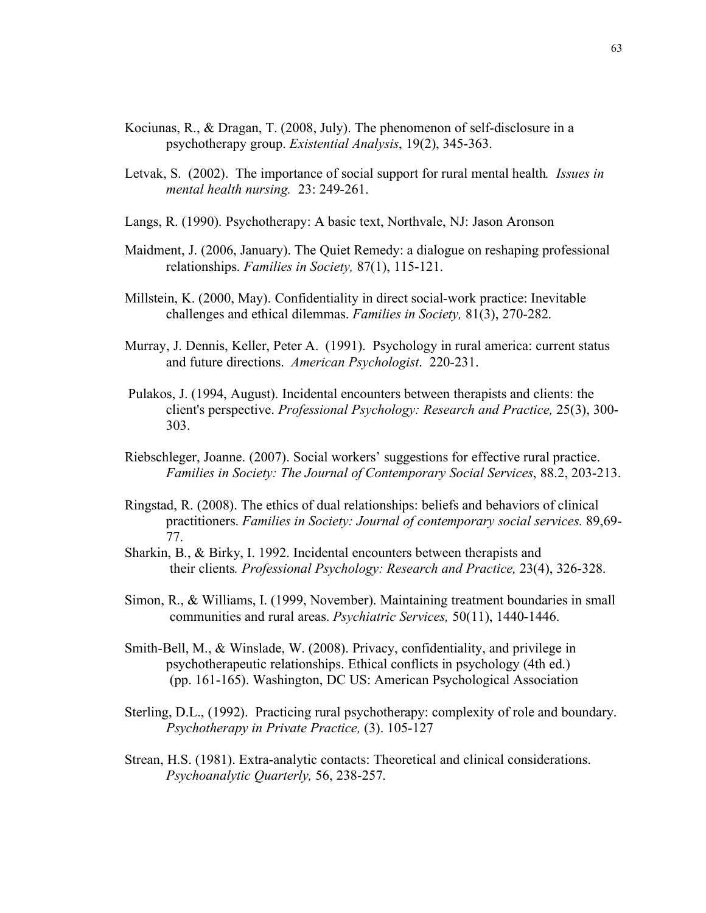Kociunas, R., & Dragan, T. (2008, July). The phenomenon of self-disclosure in a psychotherapy group. *Existential Analysis*, 19(2), 345-363.

Letvak, S. (2002). The importance of social support for rural mental health*. Issues in mental health nursing.* 23: 249-261.

Langs, R. (1990). Psychotherapy: A basic text, Northvale, NJ: Jason Aronson

Maidment, J. (2006, January). The Quiet Remedy: a dialogue on reshaping professional relationships. *Families in Society,* 87(1), 115-121.

Millstein, K. (2000, May). Confidentiality in direct social-work practice: Inevitable challenges and ethical dilemmas. *Families in Society,* 81(3), 270-282.

Murray, J. Dennis, Keller, Peter A. (1991). Psychology in rural america: current status and future directions. *American Psychologist*. 220-231.

Pulakos, J. (1994, August). Incidental encounters between therapists and clients: the client's perspective. *Professional Psychology: Research and Practice,* 25(3), 300-303.

Riebschleger, Joanne. (2007). Social workers' suggestions for effective rural practice. *Families in Society: The Journal of Contemporary Social Services*, 88.2, 203-213.

Ringstad, R. (2008). The ethics of dual relationships: beliefs and behaviors of clinical practitioners. *Families in Society: Journal of contemporary social services.* 89,69-77.

Sharkin, B., & Birky, I. 1992. Incidental encounters between therapists and their clients*. Professional Psychology: Research and Practice,* 23(4), 326-328.

Simon, R., & Williams, I. (1999, November). Maintaining treatment boundaries in small communities and rural areas. *Psychiatric Services,* 50(11), 1440-1446.

Smith-Bell, M., & Winslade, W. (2008). Privacy, confidentiality, and privilege in psychotherapeutic relationships. Ethical conflicts in psychology (4th ed.) (pp. 161-165). Washington, DC US: American Psychological Association

Sterling, D.L., (1992). Practicing rural psychotherapy: complexity of role and boundary. *Psychotherapy in Private Practice,* (3). 105-127

Strean, H.S. (1981). Extra-analytic contacts: Theoretical and clinical considerations. *Psychoanalytic Quarterly,* 56, 238-257.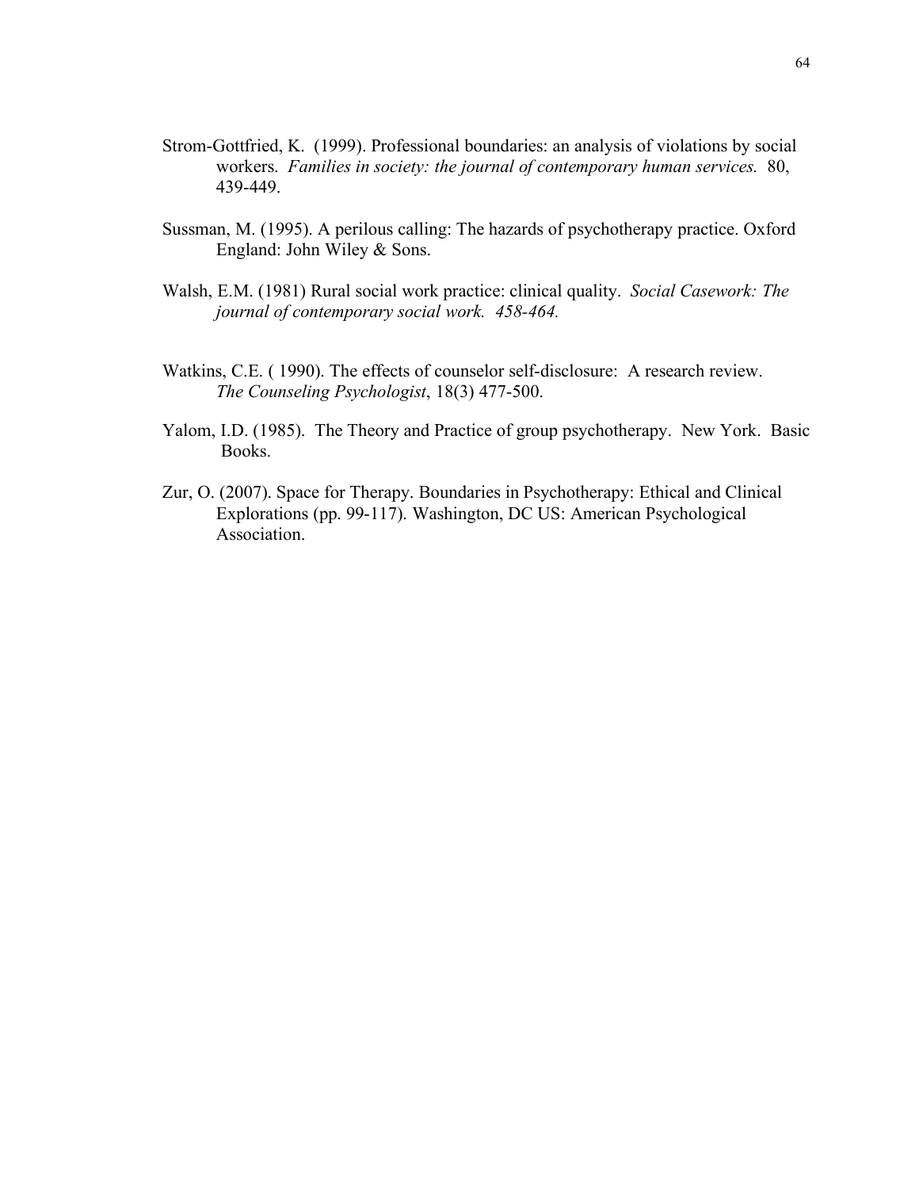Strom-Gottfried, K. (1999). Professional boundaries: an analysis of violations by social workers. *Families in society: the journal of contemporary human services.* 80, 439-449.

Sussman, M. (1995). A perilous calling: The hazards of psychotherapy practice. Oxford England: John Wiley & Sons.

Walsh, E.M. (1981) Rural social work practice: clinical quality. *Social Casework: The journal of contemporary social work. 458-464.*

Watkins, C.E. ( 1990). The effects of counselor self-disclosure: A research review. *The Counseling Psychologist*, 18(3) 477-500.

Yalom, I.D. (1985). The Theory and Practice of group psychotherapy. New York. Basic Books.

Zur, O. (2007). Space for Therapy. Boundaries in Psychotherapy: Ethical and Clinical Explorations (pp. 99-117). Washington, DC US: American Psychological Association.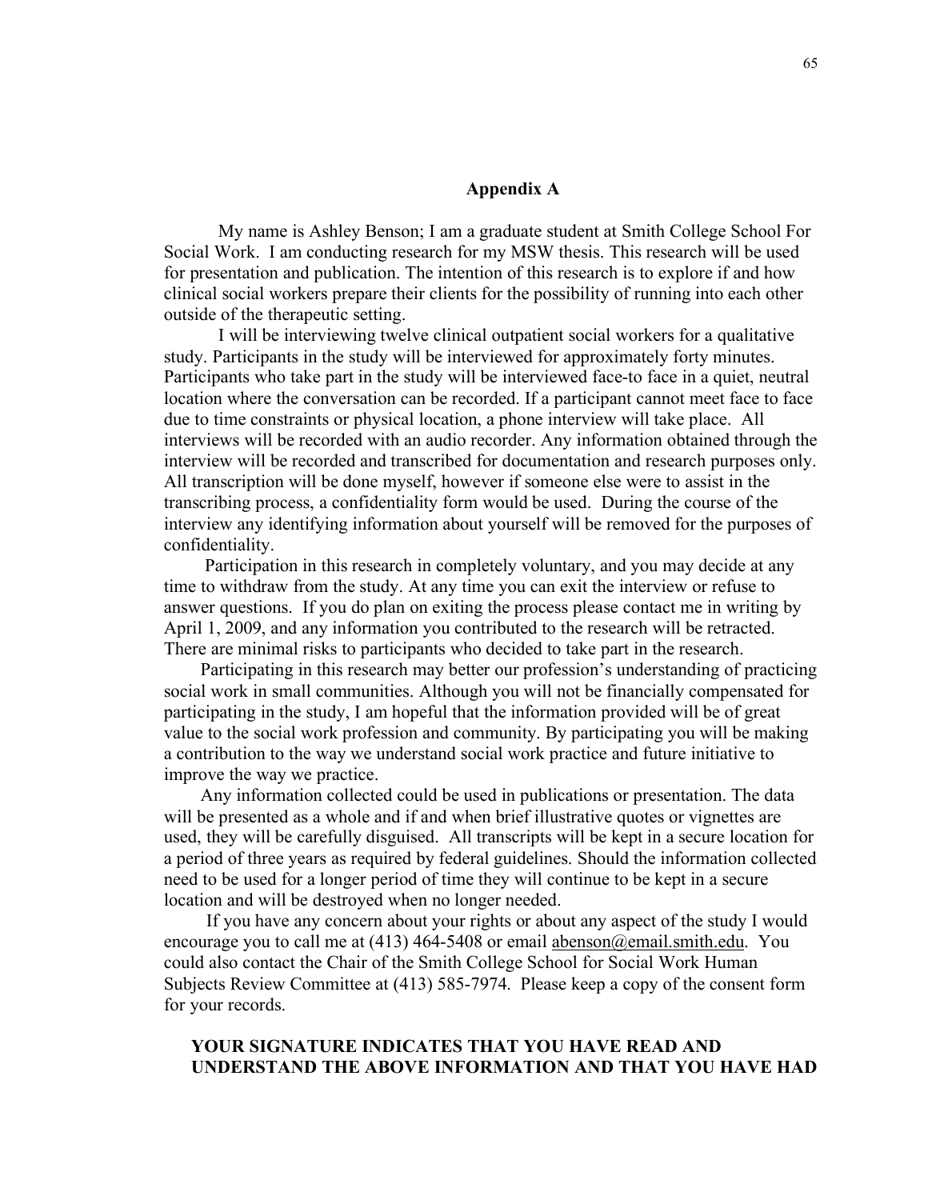## Appendix A

My name is Ashley Benson; I am a graduate student at Smith College School For Social Work. I am conducting research for my MSW thesis. This research will be used for presentation and publication. The intention of this research is to explore if and how clinical social workers prepare their clients for the possibility of running into each other outside of the therapeutic setting.

I will be interviewing twelve clinical outpatient social workers for a qualitative study. Participants in the study will be interviewed for approximately forty minutes. Participants who take part in the study will be interviewed face-to face in a quiet, neutral location where the conversation can be recorded. If a participant cannot meet face to face due to time constraints or physical location, a phone interview will take place. All interviews will be recorded with an audio recorder. Any information obtained through the interview will be recorded and transcribed for documentation and research purposes only. All transcription will be done myself, however if someone else were to assist in the transcribing process, a confidentiality form would be used. During the course of the interview any identifying information about yourself will be removed for the purposes of confidentiality.

Participation in this research in completely voluntary, and you may decide at any time to withdraw from the study. At any time you can exit the interview or refuse to answer questions. If you do plan on exiting the process please contact me in writing by April 1, 2009, and any information you contributed to the research will be retracted. There are minimal risks to participants who decided to take part in the research.

Participating in this research may better our profession's understanding of practicing social work in small communities. Although you will not be financially compensated for participating in the study, I am hopeful that the information provided will be of great value to the social work profession and community. By participating you will be making a contribution to the way we understand social work practice and future initiative to improve the way we practice.

Any information collected could be used in publications or presentation. The data will be presented as a whole and if and when brief illustrative quotes or vignettes are used, they will be carefully disguised. All transcripts will be kept in a secure location for a period of three years as required by federal guidelines. Should the information collected need to be used for a longer period of time they will continue to be kept in a secure location and will be destroyed when no longer needed.

If you have any concern about your rights or about any aspect of the study I would encourage you to call me at (413) 464-5408 or email abenson@email.smith.edu. You could also contact the Chair of the Smith College School for Social Work Human Subjects Review Committee at (413) 585-7974. Please keep a copy of the consent form for your records.

**YOUR SIGNATURE INDICATES THAT YOU HAVE READ AND UNDERSTAND THE ABOVE INFORMATION AND THAT YOU HAVE HAD**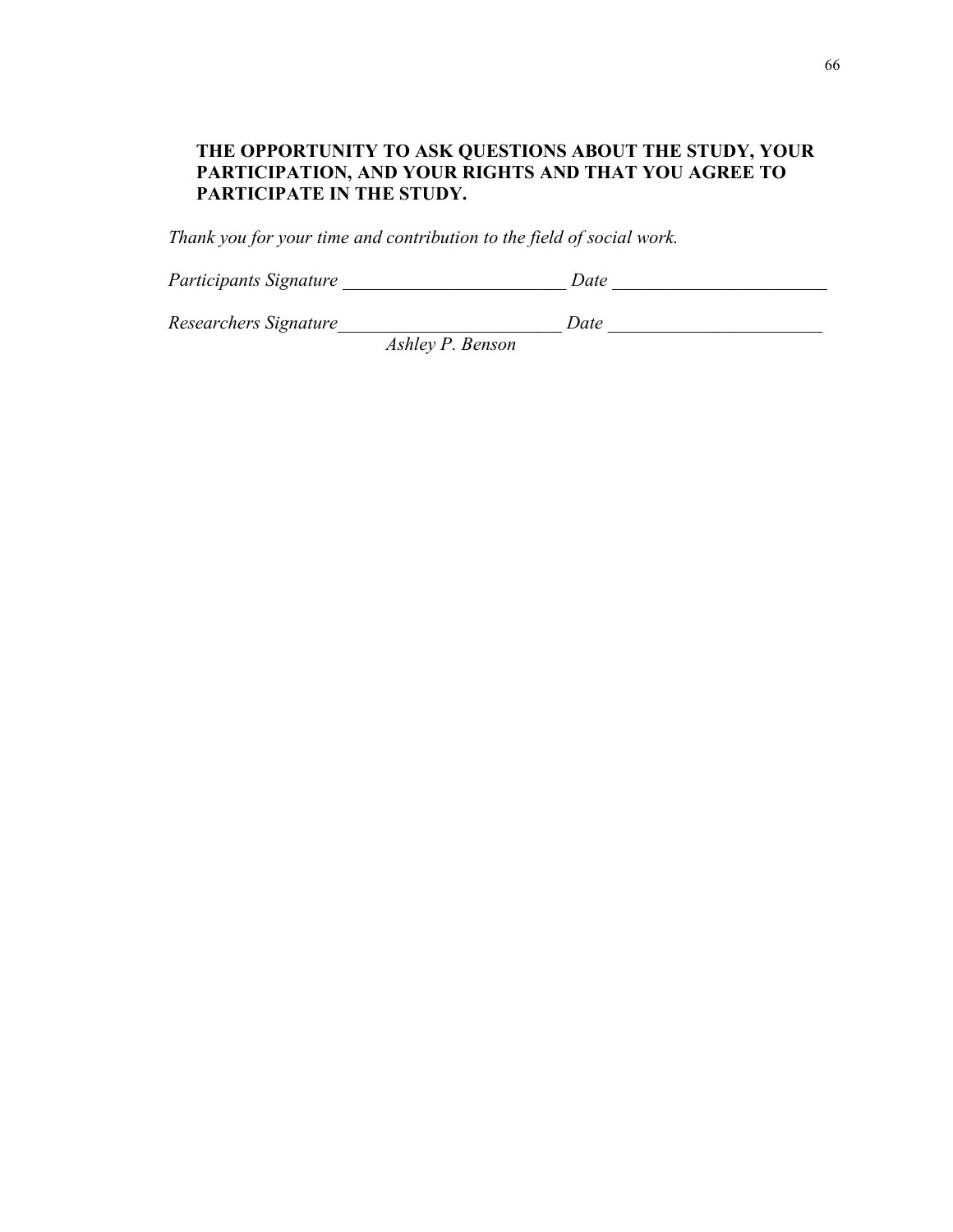**THE OPPORTUNITY TO ASK QUESTIONS ABOUT THE STUDY, YOUR PARTICIPATION, AND YOUR RIGHTS AND THAT YOU AGREE TO PARTICIPATE IN THE STUDY.**

*Thank you for your time and contribution to the field of social work.*

*Participants Signature* ________________________ *Date* ______________________

*Researchers Signature*________________________ *Date* ______________________
*Ashley P. Benson*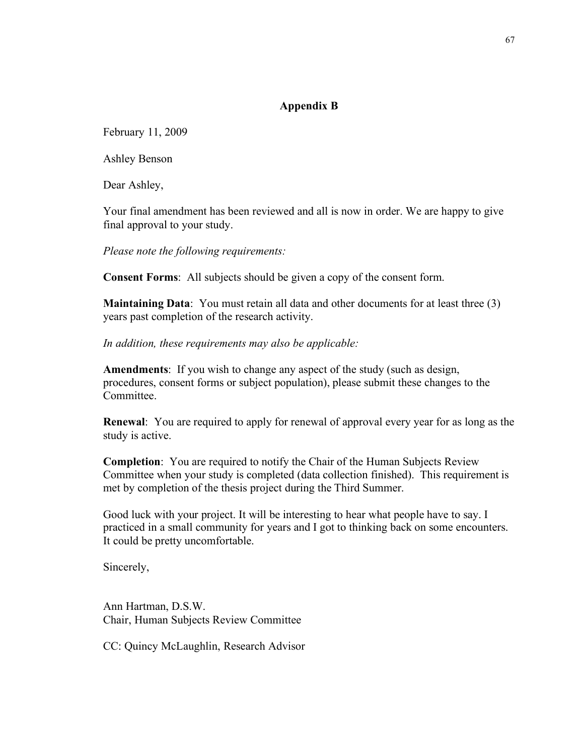## Appendix B

February 11, 2009

Ashley Benson

Dear Ashley,

Your final amendment has been reviewed and all is now in order. We are happy to give final approval to your study.

*Please note the following requirements:*

**Consent Forms**: All subjects should be given a copy of the consent form.

**Maintaining Data**: You must retain all data and other documents for at least three (3) years past completion of the research activity.

*In addition, these requirements may also be applicable:*

**Amendments**: If you wish to change any aspect of the study (such as design, procedures, consent forms or subject population), please submit these changes to the Committee.

**Renewal**: You are required to apply for renewal of approval every year for as long as the study is active.

**Completion**: You are required to notify the Chair of the Human Subjects Review Committee when your study is completed (data collection finished). This requirement is met by completion of the thesis project during the Third Summer.

Good luck with your project. It will be interesting to hear what people have to say. I practiced in a small community for years and I got to thinking back on some encounters. It could be pretty uncomfortable.

Sincerely,

Ann Hartman, D.S.W.
Chair, Human Subjects Review Committee

CC: Quincy McLaughlin, Research Advisor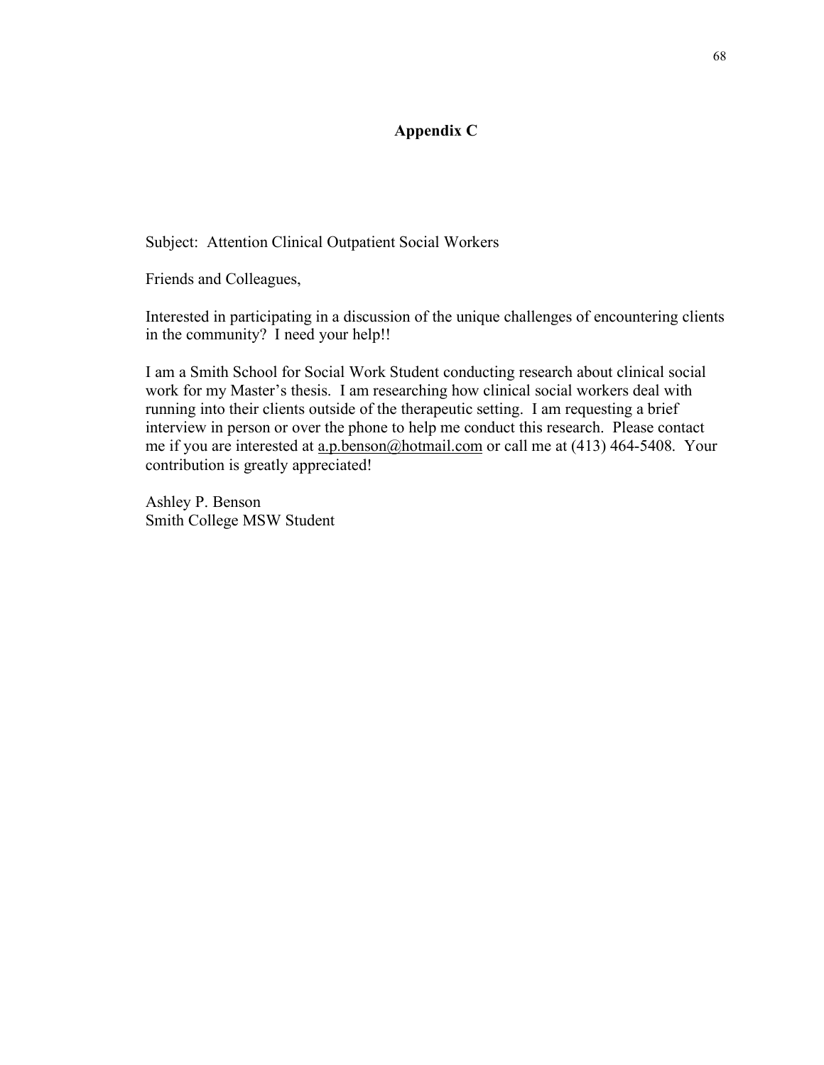# Appendix C

Subject: Attention Clinical Outpatient Social Workers

Friends and Colleagues,

Interested in participating in a discussion of the unique challenges of encountering clients in the community? I need your help!!

I am a Smith School for Social Work Student conducting research about clinical social work for my Master's thesis. I am researching how clinical social workers deal with running into their clients outside of the therapeutic setting. I am requesting a brief interview in person or over the phone to help me conduct this research. Please contact me if you are interested at a.p.benson@hotmail.com or call me at (413) 464-5408. Your contribution is greatly appreciated!

Ashley P. Benson
Smith College MSW Student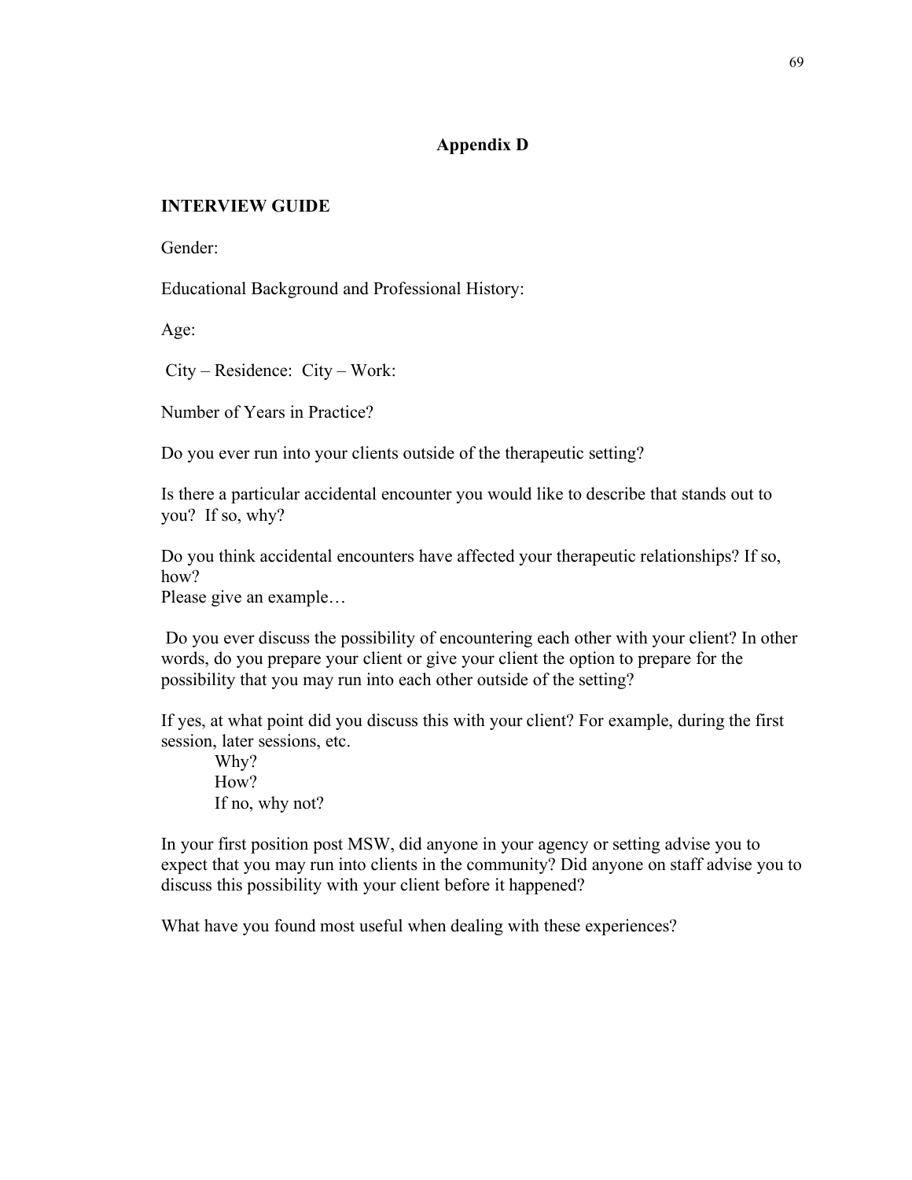# Appendix D

**INTERVIEW GUIDE**

Gender:

Educational Background and Professional History:

Age:

City – Residence: City – Work:

Number of Years in Practice?

Do you ever run into your clients outside of the therapeutic setting?

Is there a particular accidental encounter you would like to describe that stands out to you? If so, why?

Do you think accidental encounters have affected your therapeutic relationships? If so, how?
Please give an example…

Do you ever discuss the possibility of encountering each other with your client? In other words, do you prepare your client or give your client the option to prepare for the possibility that you may run into each other outside of the setting?

If yes, at what point did you discuss this with your client? For example, during the first session, later sessions, etc.

  Why?
  How?
  If no, why not?

In your first position post MSW, did anyone in your agency or setting advise you to expect that you may run into clients in the community? Did anyone on staff advise you to discuss this possibility with your client before it happened?

What have you found most useful when dealing with these experiences?